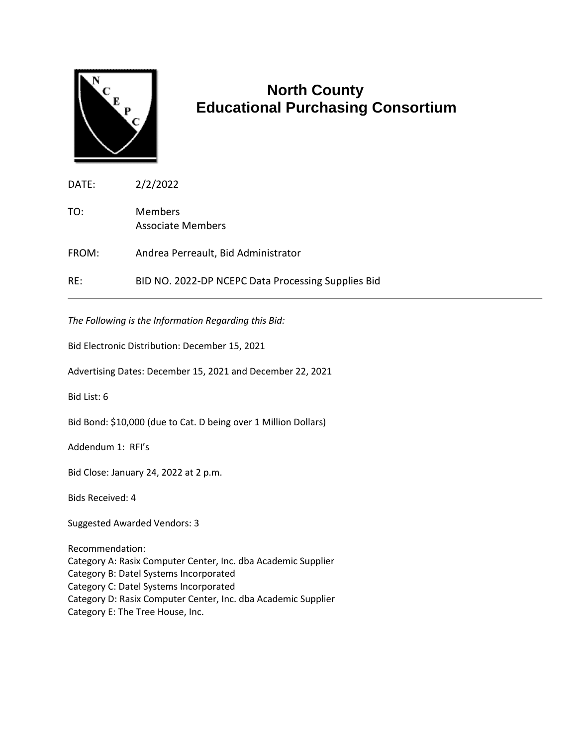# North County Educational Purchasing Consortium

DATE: 2/2/2022

TO: Members
Associate Members

FROM: Andrea Perreault, Bid Administrator

RE: BID NO. 2022-DP NCEPC Data Processing Supplies Bid

---

*The Following is the Information Regarding this Bid:*

Bid Electronic Distribution: December 15, 2021

Advertising Dates: December 15, 2021 and December 22, 2021

Bid List: 6

Bid Bond: $10,000 (due to Cat. D being over 1 Million Dollars)

Addendum 1: RFI's

Bid Close: January 24, 2022 at 2 p.m.

Bids Received: 4

Suggested Awarded Vendors: 3

Recommendation:
Category A: Rasix Computer Center, Inc. dba Academic Supplier
Category B: Datel Systems Incorporated
Category C: Datel Systems Incorporated
Category D: Rasix Computer Center, Inc. dba Academic Supplier
Category E: The Tree House, Inc.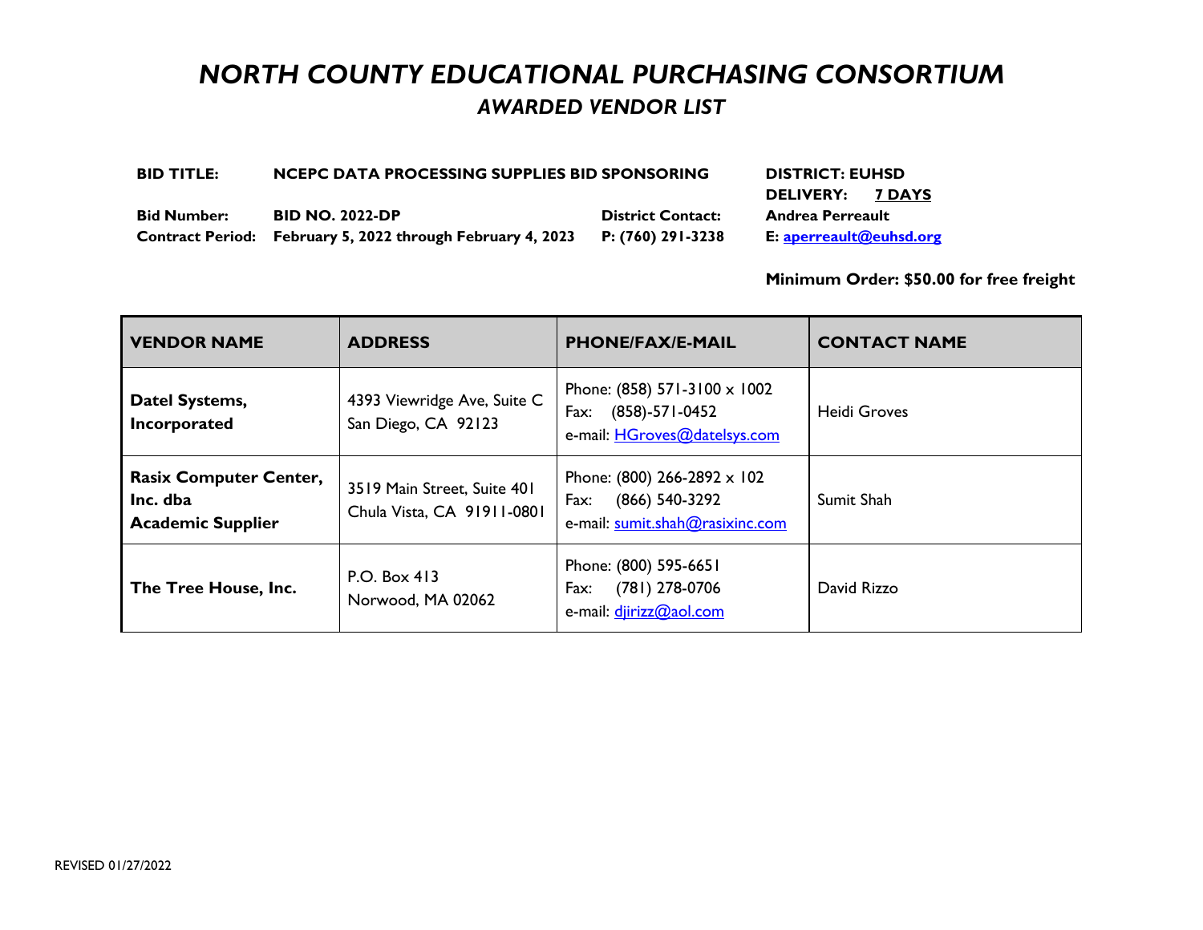# *NORTH COUNTY EDUCATIONAL PURCHASING CONSORTIUM*

## *AWARDED VENDOR LIST*

**BID TITLE:** **NCEPC DATA PROCESSING SUPPLIES BID SPONSORING** **DISTRICT: EUHSD**

**DELIVERY: 7 DAYS**

**Bid Number:** **BID NO. 2022-DP** **District Contact:** **Andrea Perreault**

**Contract Period:** **February 5, 2022 through February 4, 2023** **P: (760) 291-3238** **E: aperreault@euhsd.org**

**Minimum Order: $50.00 for free freight**

| VENDOR NAME | ADDRESS | PHONE/FAX/E-MAIL | CONTACT NAME |
|---|---|---|---|
| **Datel Systems, Incorporated** | 4393 Viewridge Ave, Suite C<br>San Diego, CA 92123 | Phone: (858) 571-3100 x 1002<br>Fax: (858)-571-0452<br>e-mail: HGroves@datelsys.com | Heidi Groves |
| **Rasix Computer Center, Inc. dba Academic Supplier** | 3519 Main Street, Suite 401<br>Chula Vista, CA 91911-0801 | Phone: (800) 266-2892 x 102<br>Fax: (866) 540-3292<br>e-mail: sumit.shah@rasixinc.com | Sumit Shah |
| **The Tree House, Inc.** | P.O. Box 413<br>Norwood, MA 02062 | Phone: (800) 595-6651<br>Fax: (781) 278-0706<br>e-mail: djirizz@aol.com | David Rizzo |

REVISED 01/27/2022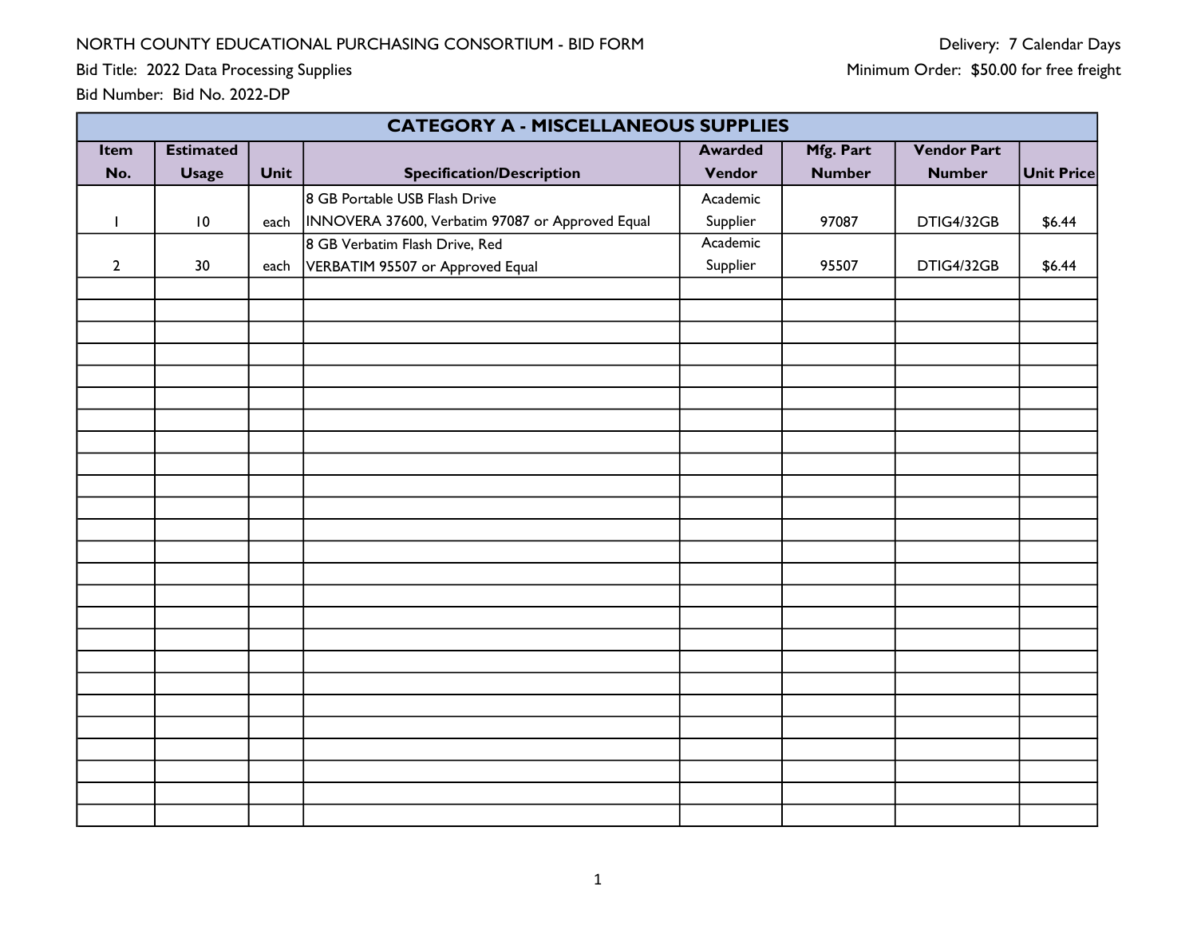NORTH COUNTY EDUCATIONAL PURCHASING CONSORTIUM - BID FORM

Bid Title: 2022 Data Processing Supplies

Bid Number: Bid No. 2022-DP

Delivery: 7 Calendar Days

Minimum Order: $50.00 for free freight

| CATEGORY A - MISCELLANEOUS SUPPLIES | | | | | | | |
|---|---|---|---|---|---|---|---|
| Item No. | Estimated Usage | Unit | Specification/Description | Awarded Vendor | Mfg. Part Number | Vendor Part Number | Unit Price |
| 1 | 10 | each | 8 GB Portable USB Flash Drive INNOVERA 37600, Verbatim 97087 or Approved Equal | Academic Supplier | 97087 | DTIG4/32GB | $6.44 |
| 2 | 30 | each | 8 GB Verbatim Flash Drive, Red VERBATIM 95507 or Approved Equal | Academic Supplier | 95507 | DTIG4/32GB | $6.44 |
| | | | | | | | |
| | | | | | | | |
| | | | | | | | |
| | | | | | | | |
| | | | | | | | |
| | | | | | | | |
| | | | | | | | |
| | | | | | | | |
| | | | | | | | |
| | | | | | | | |
| | | | | | | | |
| | | | | | | | |
| | | | | | | | |
| | | | | | | | |
| | | | | | | | |
| | | | | | | | |
| | | | | | | | |
| | | | | | | | |
| | | | | | | | |
| | | | | | | | |
| | | | | | | | |
| | | | | | | | |
| | | | | | | | |
| | | | | | | | |
| | | | | | | | |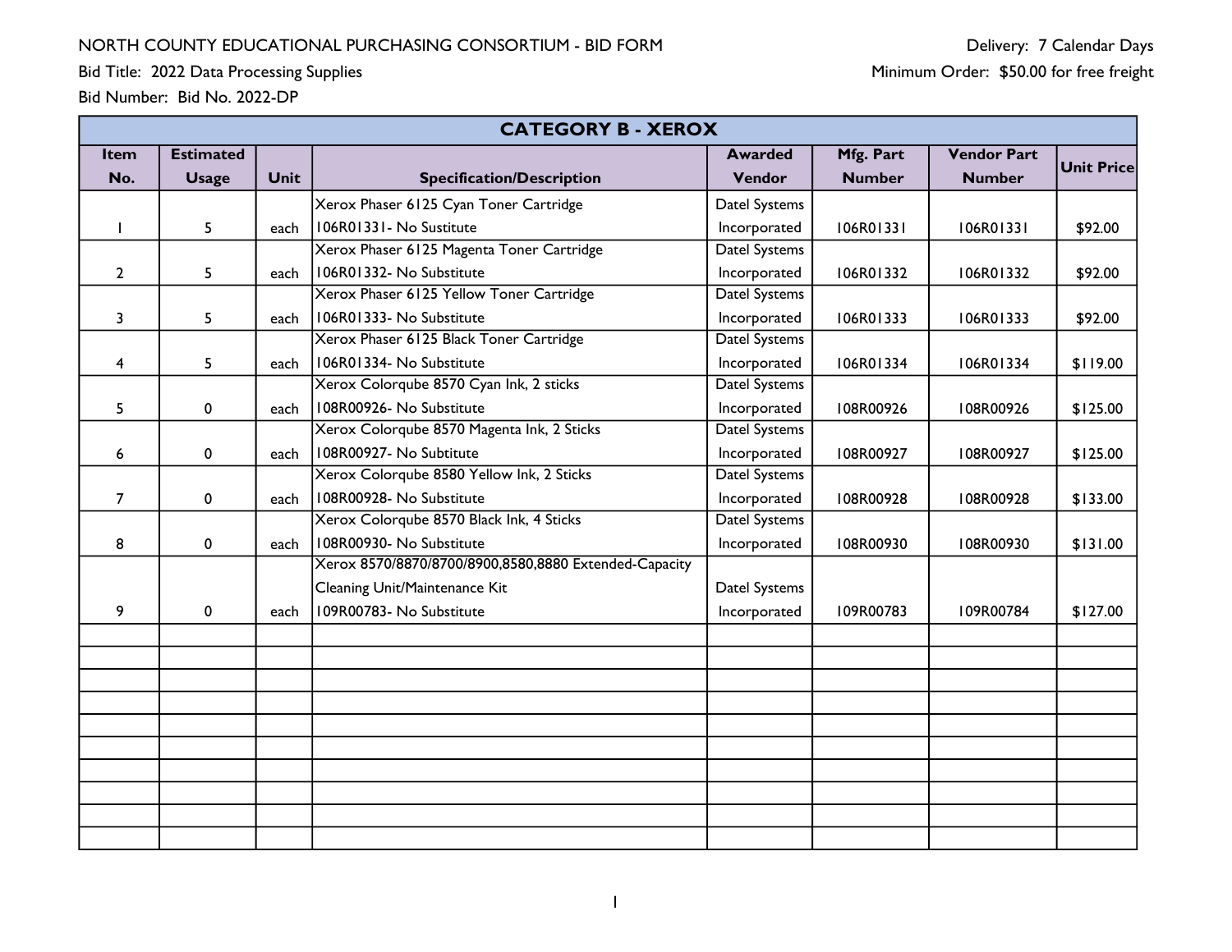NORTH COUNTY EDUCATIONAL PURCHASING CONSORTIUM - BID FORM

Bid Title: 2022 Data Processing Supplies

Bid Number: Bid No. 2022-DP

Delivery: 7 Calendar Days

Minimum Order: $50.00 for free freight

| CATEGORY B - XEROX | | | | | | | |
|---|---|---|---|---|---|---|---|
| **Item No.** | **Estimated Usage** | **Unit** | **Specification/Description** | **Awarded Vendor** | **Mfg. Part Number** | **Vendor Part Number** | **Unit Price** |
| 1 | 5 | each | Xerox Phaser 6125 Cyan Toner Cartridge 106R01331- No Sustitute | Datel Systems Incorporated | 106R01331 | 106R01331 | $92.00 |
| 2 | 5 | each | Xerox Phaser 6125 Magenta Toner Cartridge 106R01332- No Substitute | Datel Systems Incorporated | 106R01332 | 106R01332 | $92.00 |
| 3 | 5 | each | Xerox Phaser 6125 Yellow Toner Cartridge 106R01333- No Substitute | Datel Systems Incorporated | 106R01333 | 106R01333 | $92.00 |
| 4 | 5 | each | Xerox Phaser 6125 Black Toner Cartridge 106R01334- No Substitute | Datel Systems Incorporated | 106R01334 | 106R01334 | $119.00 |
| 5 | 0 | each | Xerox Colorqube 8570 Cyan Ink, 2 sticks 108R00926- No Substitute | Datel Systems Incorporated | 108R00926 | 108R00926 | $125.00 |
| 6 | 0 | each | Xerox Colorqube 8570 Magenta Ink, 2 Sticks 108R00927- No Subtitute | Datel Systems Incorporated | 108R00927 | 108R00927 | $125.00 |
| 7 | 0 | each | Xerox Colorqube 8580 Yellow Ink, 2 Sticks 108R00928- No Substitute | Datel Systems Incorporated | 108R00928 | 108R00928 | $133.00 |
| 8 | 0 | each | Xerox Colorqube 8570 Black Ink, 4 Sticks 108R00930- No Substitute | Datel Systems Incorporated | 108R00930 | 108R00930 | $131.00 |
| 9 | 0 | each | Xerox 8570/8870/8700/8900,8580,8880 Extended-Capacity Cleaning Unit/Maintenance Kit 109R00783- No Substitute | Datel Systems Incorporated | 109R00783 | 109R00784 | $127.00 |
| | | | | | | | |
| | | | | | | | |
| | | | | | | | |
| | | | | | | | |
| | | | | | | | |
| | | | | | | | |
| | | | | | | | |
| | | | | | | | |
| | | | | | | | |
| | | | | | | | |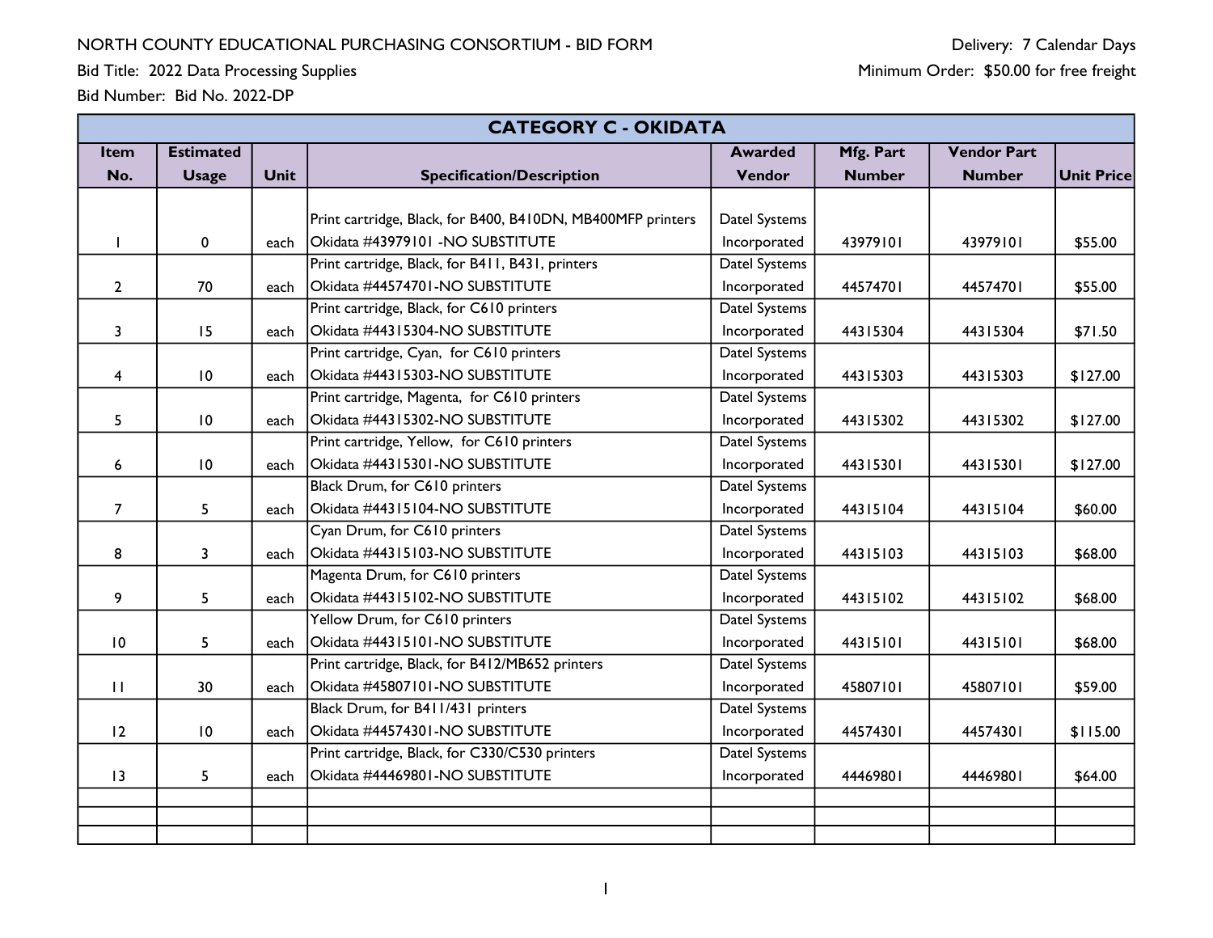NORTH COUNTY EDUCATIONAL PURCHASING CONSORTIUM - BID FORM

Bid Title: 2022 Data Processing Supplies

Bid Number: Bid No. 2022-DP

Delivery: 7 Calendar Days

Minimum Order: $50.00 for free freight

| CATEGORY C - OKIDATA | | | | | | | |
|---|---|---|---|---|---|---|---|
| **Item No.** | **Estimated Usage** | **Unit** | **Specification/Description** | **Awarded Vendor** | **Mfg. Part Number** | **Vendor Part Number** | **Unit Price** |
| 1 | 0 | each | Print cartridge, Black, for B400, B410DN, MB400MFP printers Okidata #43979101 -NO SUBSTITUTE | Datel Systems Incorporated | 43979101 | 43979101 | $55.00 |
| 2 | 70 | each | Print cartridge, Black, for B411, B431, printers Okidata #44574701-NO SUBSTITUTE | Datel Systems Incorporated | 44574701 | 44574701 | $55.00 |
| 3 | 15 | each | Print cartridge, Black, for C610 printers Okidata #44315304-NO SUBSTITUTE | Datel Systems Incorporated | 44315304 | 44315304 | $71.50 |
| 4 | 10 | each | Print cartridge, Cyan, for C610 printers Okidata #44315303-NO SUBSTITUTE | Datel Systems Incorporated | 44315303 | 44315303 | $127.00 |
| 5 | 10 | each | Print cartridge, Magenta, for C610 printers Okidata #44315302-NO SUBSTITUTE | Datel Systems Incorporated | 44315302 | 44315302 | $127.00 |
| 6 | 10 | each | Print cartridge, Yellow, for C610 printers Okidata #44315301-NO SUBSTITUTE | Datel Systems Incorporated | 44315301 | 44315301 | $127.00 |
| 7 | 5 | each | Black Drum, for C610 printers Okidata #44315104-NO SUBSTITUTE | Datel Systems Incorporated | 44315104 | 44315104 | $60.00 |
| 8 | 3 | each | Cyan Drum, for C610 printers Okidata #44315103-NO SUBSTITUTE | Datel Systems Incorporated | 44315103 | 44315103 | $68.00 |
| 9 | 5 | each | Magenta Drum, for C610 printers Okidata #44315102-NO SUBSTITUTE | Datel Systems Incorporated | 44315102 | 44315102 | $68.00 |
| 10 | 5 | each | Yellow Drum, for C610 printers Okidata #44315101-NO SUBSTITUTE | Datel Systems Incorporated | 44315101 | 44315101 | $68.00 |
| 11 | 30 | each | Print cartridge, Black, for B412/MB652 printers Okidata #45807101-NO SUBSTITUTE | Datel Systems Incorporated | 45807101 | 45807101 | $59.00 |
| 12 | 10 | each | Black Drum, for B411/431 printers Okidata #44574301-NO SUBSTITUTE | Datel Systems Incorporated | 44574301 | 44574301 | $115.00 |
| 13 | 5 | each | Print cartridge, Black, for C330/C530 printers Okidata #44469801-NO SUBSTITUTE | Datel Systems Incorporated | 44469801 | 44469801 | $64.00 |
| | | | | | | | |
| | | | | | | | |
| | | | | | | | |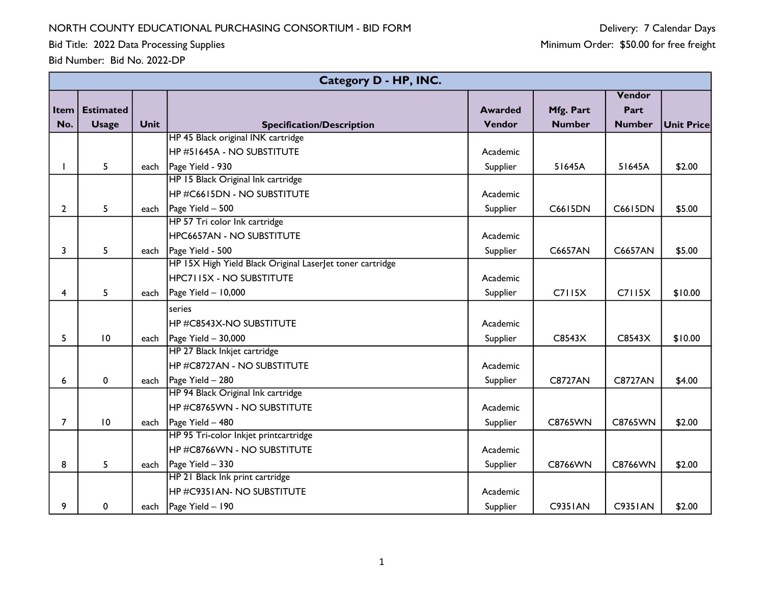NORTH COUNTY EDUCATIONAL PURCHASING CONSORTIUM - BID FORM

Bid Title: 2022 Data Processing Supplies

Bid Number: Bid No. 2022-DP

Delivery: 7 Calendar Days

Minimum Order: $50.00 for free freight

| Category D - HP, INC. | | | | | | | |
|---|---|---|---|---|---|---|---|
| **Item No.** | **Estimated Usage** | **Unit** | **Specification/Description** | **Awarded Vendor** | **Mfg. Part Number** | **Vendor Part Number** | **Unit Price** |
| 1 | 5 | each | HP 45 Black original INK cartridge<br>HP #51645A - NO SUBSTITUTE<br>Page Yield - 930 | Academic Supplier | 51645A | 51645A | $2.00 |
| 2 | 5 | each | HP 15 Black Original Ink cartridge<br>HP #C6615DN - NO SUBSTITUTE<br>Page Yield – 500 | Academic Supplier | C6615DN | C6615DN | $5.00 |
| 3 | 5 | each | HP 57 Tri color Ink cartridge<br>HPC6657AN - NO SUBSTITUTE<br>Page Yield - 500 | Academic Supplier | C6657AN | C6657AN | $5.00 |
| 4 | 5 | each | HP 15X High Yield Black Original LaserJet toner cartridge<br>HPC7115X - NO SUBSTITUTE<br>Page Yield – 10,000 | Academic Supplier | C7115X | C7115X | $10.00 |
| 5 | 10 | each | series<br>HP #C8543X-NO SUBSTITUTE<br>Page Yield – 30,000 | Academic Supplier | C8543X | C8543X | $10.00 |
| 6 | 0 | each | HP 27 Black Inkjet cartridge<br>HP #C8727AN - NO SUBSTITUTE<br>Page Yield – 280 | Academic Supplier | C8727AN | C8727AN | $4.00 |
| 7 | 10 | each | HP 94 Black Original Ink cartridge<br>HP #C8765WN - NO SUBSTITUTE<br>Page Yield – 480 | Academic Supplier | C8765WN | C8765WN | $2.00 |
| 8 | 5 | each | HP 95 Tri-color Inkjet printcartridge<br>HP #C8766WN - NO SUBSTITUTE<br>Page Yield – 330 | Academic Supplier | C8766WN | C8766WN | $2.00 |
| 9 | 0 | each | HP 21 Black Ink print cartridge<br>HP #C9351AN- NO SUBSTITUTE<br>Page Yield – 190 | Academic Supplier | C9351AN | C9351AN | $2.00 |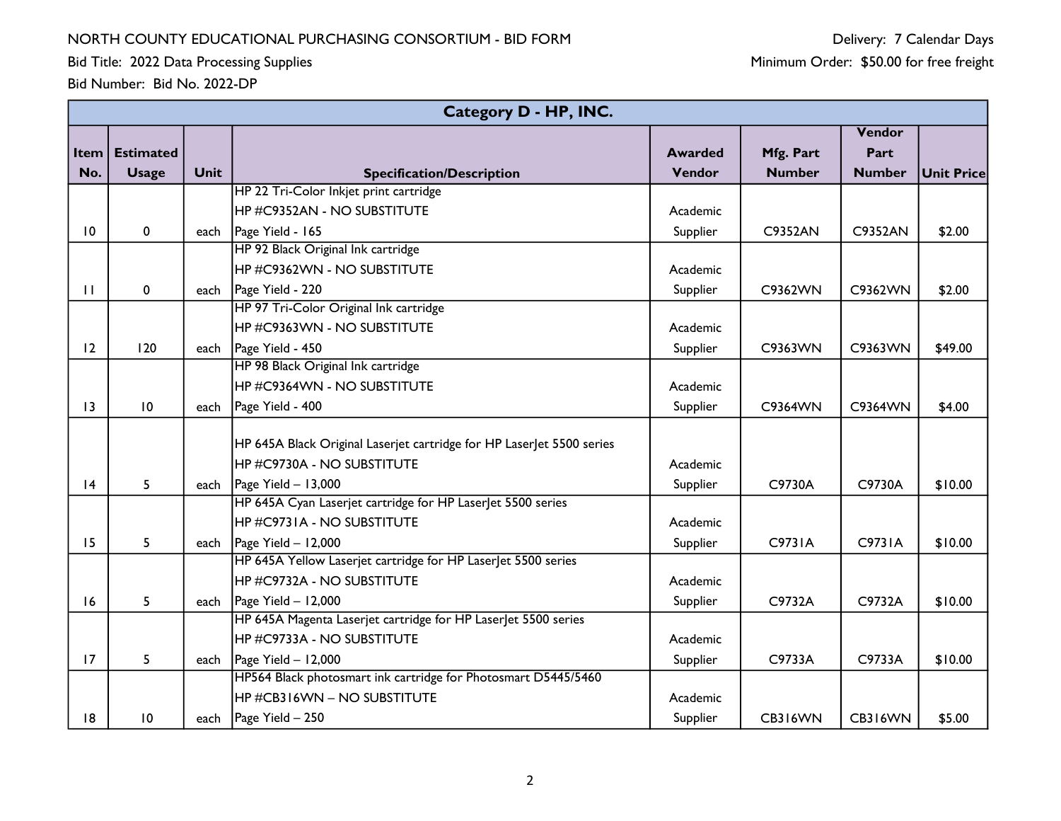NORTH COUNTY EDUCATIONAL PURCHASING CONSORTIUM - BID FORM

Bid Title: 2022 Data Processing Supplies

Bid Number: Bid No. 2022-DP

Delivery: 7 Calendar Days

Minimum Order: $50.00 for free freight

| Category D - HP, INC. | | | | | | | |
|---|---|---|---|---|---|---|---|
| **Item No.** | **Estimated Usage** | **Unit** | **Specification/Description** | **Awarded Vendor** | **Mfg. Part Number** | **Vendor Part Number** | **Unit Price** |
| 10 | 0 | each | HP 22 Tri-Color Inkjet print cartridge<br>HP #C9352AN - NO SUBSTITUTE<br>Page Yield - 165 | Academic Supplier | C9352AN | C9352AN | $2.00 |
| 11 | 0 | each | HP 92 Black Original Ink cartridge<br>HP #C9362WN - NO SUBSTITUTE<br>Page Yield - 220 | Academic Supplier | C9362WN | C9362WN | $2.00 |
| 12 | 120 | each | HP 97 Tri-Color Original Ink cartridge<br>HP #C9363WN - NO SUBSTITUTE<br>Page Yield - 450 | Academic Supplier | C9363WN | C9363WN | $49.00 |
| 13 | 10 | each | HP 98 Black Original Ink cartridge<br>HP #C9364WN - NO SUBSTITUTE<br>Page Yield - 400 | Academic Supplier | C9364WN | C9364WN | $4.00 |
| 14 | 5 | each | HP 645A Black Original Laserjet cartridge for HP LaserJet 5500 series<br>HP #C9730A - NO SUBSTITUTE<br>Page Yield – 13,000 | Academic Supplier | C9730A | C9730A | $10.00 |
| 15 | 5 | each | HP 645A Cyan Laserjet cartridge for HP LaserJet 5500 series<br>HP #C9731A - NO SUBSTITUTE<br>Page Yield – 12,000 | Academic Supplier | C9731A | C9731A | $10.00 |
| 16 | 5 | each | HP 645A Yellow Laserjet cartridge for HP LaserJet 5500 series<br>HP #C9732A - NO SUBSTITUTE<br>Page Yield – 12,000 | Academic Supplier | C9732A | C9732A | $10.00 |
| 17 | 5 | each | HP 645A Magenta Laserjet cartridge for HP LaserJet 5500 series<br>HP #C9733A - NO SUBSTITUTE<br>Page Yield – 12,000 | Academic Supplier | C9733A | C9733A | $10.00 |
| 18 | 10 | each | HP564 Black photosmart ink cartridge for Photosmart D5445/5460<br>HP #CB316WN – NO SUBSTITUTE<br>Page Yield – 250 | Academic Supplier | CB316WN | CB316WN | $5.00 |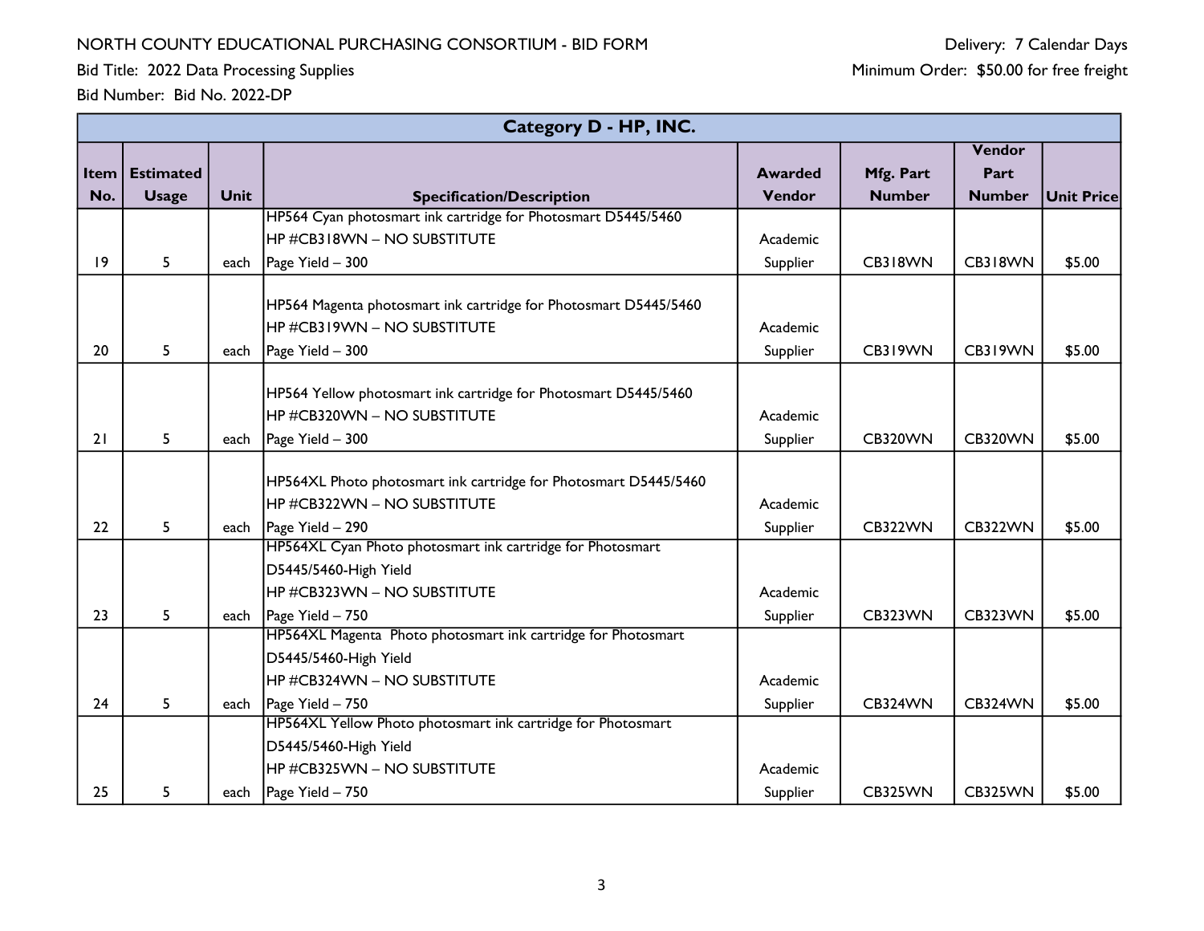NORTH COUNTY EDUCATIONAL PURCHASING CONSORTIUM - BID FORM

Bid Title: 2022 Data Processing Supplies

Bid Number: Bid No. 2022-DP

Delivery: 7 Calendar Days

Minimum Order: $50.00 for free freight

| Category D - HP, INC. | | | | | | | |
|---|---|---|---|---|---|---|---|
| **Item No.** | **Estimated Usage** | **Unit** | **Specification/Description** | **Awarded Vendor** | **Mfg. Part Number** | **Vendor Part Number** | **Unit Price** |
| 19 | 5 | each | HP564 Cyan photosmart ink cartridge for Photosmart D5445/5460<br>HP #CB318WN – NO SUBSTITUTE<br>Page Yield – 300 | Academic Supplier | CB318WN | CB318WN | $5.00 |
| 20 | 5 | each | HP564 Magenta photosmart ink cartridge for Photosmart D5445/5460<br>HP #CB319WN – NO SUBSTITUTE<br>Page Yield – 300 | Academic Supplier | CB319WN | CB319WN | $5.00 |
| 21 | 5 | each | HP564 Yellow photosmart ink cartridge for Photosmart D5445/5460<br>HP #CB320WN – NO SUBSTITUTE<br>Page Yield – 300 | Academic Supplier | CB320WN | CB320WN | $5.00 |
| 22 | 5 | each | HP564XL Photo photosmart ink cartridge for Photosmart D5445/5460<br>HP #CB322WN – NO SUBSTITUTE<br>Page Yield – 290 | Academic Supplier | CB322WN | CB322WN | $5.00 |
| 23 | 5 | each | HP564XL Cyan Photo photosmart ink cartridge for Photosmart D5445/5460-High Yield<br>HP #CB323WN – NO SUBSTITUTE<br>Page Yield – 750 | Academic Supplier | CB323WN | CB323WN | $5.00 |
| 24 | 5 | each | HP564XL Magenta Photo photosmart ink cartridge for Photosmart D5445/5460-High Yield<br>HP #CB324WN – NO SUBSTITUTE<br>Page Yield – 750 | Academic Supplier | CB324WN | CB324WN | $5.00 |
| 25 | 5 | each | HP564XL Yellow Photo photosmart ink cartridge for Photosmart D5445/5460-High Yield<br>HP #CB325WN – NO SUBSTITUTE<br>Page Yield – 750 | Academic Supplier | CB325WN | CB325WN | $5.00 |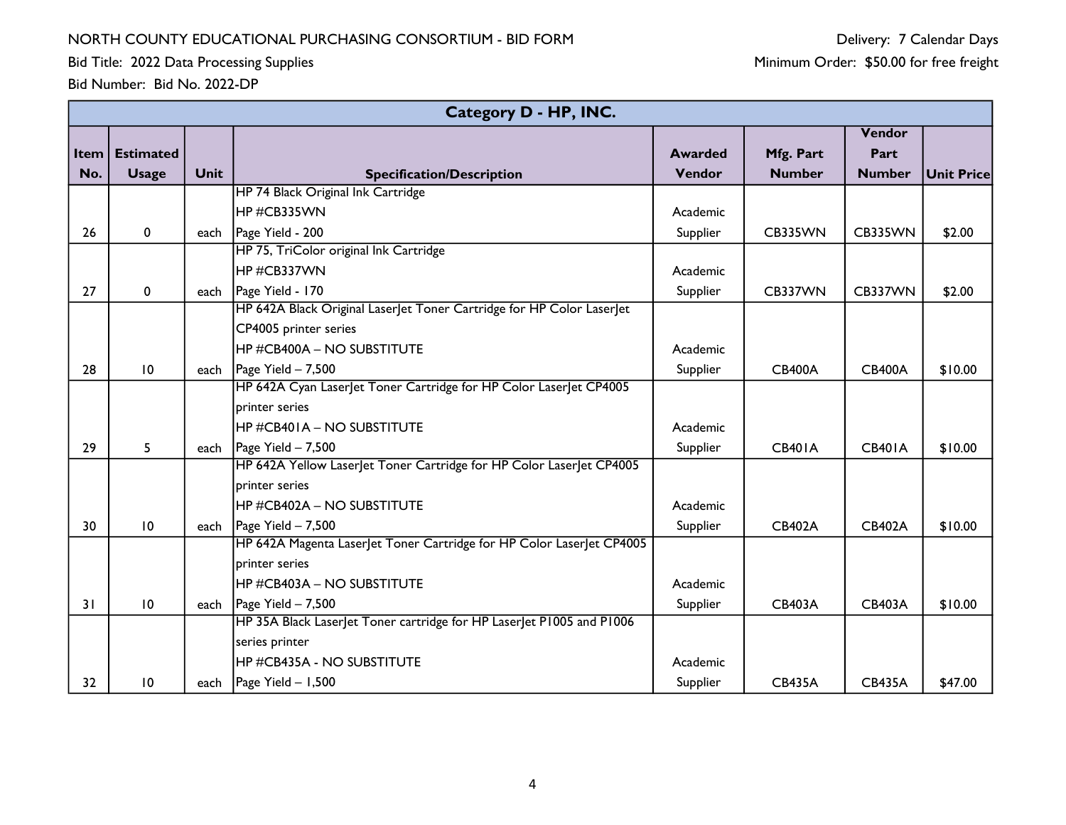NORTH COUNTY EDUCATIONAL PURCHASING CONSORTIUM - BID FORM

Bid Title: 2022 Data Processing Supplies

Bid Number: Bid No. 2022-DP

Delivery: 7 Calendar Days

Minimum Order: $50.00 for free freight

| Category D - HP, INC. | | | | | | | |
|---|---|---|---|---|---|---|---|
| **Item No.** | **Estimated Usage** | **Unit** | **Specification/Description** | **Awarded Vendor** | **Mfg. Part Number** | **Vendor Part Number** | **Unit Price** |
| 26 | 0 | each | HP 74 Black Original Ink Cartridge<br>HP #CB335WN<br>Page Yield - 200 | Academic Supplier | CB335WN | CB335WN | $2.00 |
| 27 | 0 | each | HP 75, TriColor original Ink Cartridge<br>HP #CB337WN<br>Page Yield - 170 | Academic Supplier | CB337WN | CB337WN | $2.00 |
| 28 | 10 | each | HP 642A Black Original LaserJet Toner Cartridge for HP Color LaserJet CP4005 printer series<br>HP #CB400A – NO SUBSTITUTE<br>Page Yield – 7,500 | Academic Supplier | CB400A | CB400A | $10.00 |
| 29 | 5 | each | HP 642A Cyan LaserJet Toner Cartridge for HP Color LaserJet CP4005 printer series<br>HP #CB401A – NO SUBSTITUTE<br>Page Yield – 7,500 | Academic Supplier | CB401A | CB401A | $10.00 |
| 30 | 10 | each | HP 642A Yellow LaserJet Toner Cartridge for HP Color LaserJet CP4005 printer series<br>HP #CB402A – NO SUBSTITUTE<br>Page Yield – 7,500 | Academic Supplier | CB402A | CB402A | $10.00 |
| 31 | 10 | each | HP 642A Magenta LaserJet Toner Cartridge for HP Color LaserJet CP4005 printer series<br>HP #CB403A – NO SUBSTITUTE<br>Page Yield – 7,500 | Academic Supplier | CB403A | CB403A | $10.00 |
| 32 | 10 | each | HP 35A Black LaserJet Toner cartridge for HP LaserJet P1005 and P1006 series printer<br>HP #CB435A - NO SUBSTITUTE<br>Page Yield – 1,500 | Academic Supplier | CB435A | CB435A | $47.00 |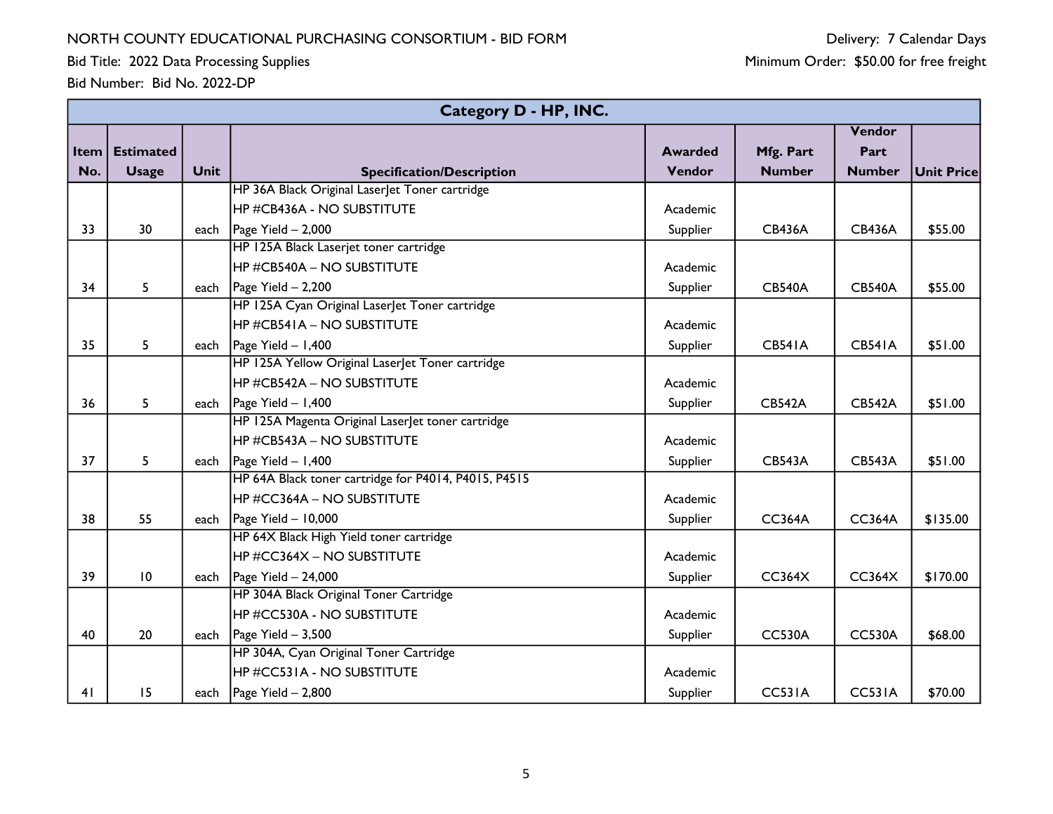NORTH COUNTY EDUCATIONAL PURCHASING CONSORTIUM - BID FORM

Bid Title: 2022 Data Processing Supplies

Bid Number: Bid No. 2022-DP

Delivery: 7 Calendar Days

Minimum Order: $50.00 for free freight

| Category D - HP, INC. | | | | | | | |
|---|---|---|---|---|---|---|---|
| **Item No.** | **Estimated Usage** | **Unit** | **Specification/Description** | **Awarded Vendor** | **Mfg. Part Number** | **Vendor Part Number** | **Unit Price** |
| 33 | 30 | each | HP 36A Black Original LaserJet Toner cartridge<br>HP #CB436A - NO SUBSTITUTE<br>Page Yield – 2,000 | Academic Supplier | CB436A | CB436A | $55.00 |
| 34 | 5 | each | HP 125A Black Laserjet toner cartridge<br>HP #CB540A – NO SUBSTITUTE<br>Page Yield – 2,200 | Academic Supplier | CB540A | CB540A | $55.00 |
| 35 | 5 | each | HP 125A Cyan Original LaserJet Toner cartridge<br>HP #CB541A – NO SUBSTITUTE<br>Page Yield – 1,400 | Academic Supplier | CB541A | CB541A | $51.00 |
| 36 | 5 | each | HP 125A Yellow Original LaserJet Toner cartridge<br>HP #CB542A – NO SUBSTITUTE<br>Page Yield – 1,400 | Academic Supplier | CB542A | CB542A | $51.00 |
| 37 | 5 | each | HP 125A Magenta Original LaserJet toner cartridge<br>HP #CB543A – NO SUBSTITUTE<br>Page Yield – 1,400 | Academic Supplier | CB543A | CB543A | $51.00 |
| 38 | 55 | each | HP 64A Black toner cartridge for P4014, P4015, P4515<br>HP #CC364A – NO SUBSTITUTE<br>Page Yield – 10,000 | Academic Supplier | CC364A | CC364A | $135.00 |
| 39 | 10 | each | HP 64X Black High Yield toner cartridge<br>HP #CC364X – NO SUBSTITUTE<br>Page Yield – 24,000 | Academic Supplier | CC364X | CC364X | $170.00 |
| 40 | 20 | each | HP 304A Black Original Toner Cartridge<br>HP #CC530A - NO SUBSTITUTE<br>Page Yield – 3,500 | Academic Supplier | CC530A | CC530A | $68.00 |
| 41 | 15 | each | HP 304A, Cyan Original Toner Cartridge<br>HP #CC531A - NO SUBSTITUTE<br>Page Yield – 2,800 | Academic Supplier | CC531A | CC531A | $70.00 |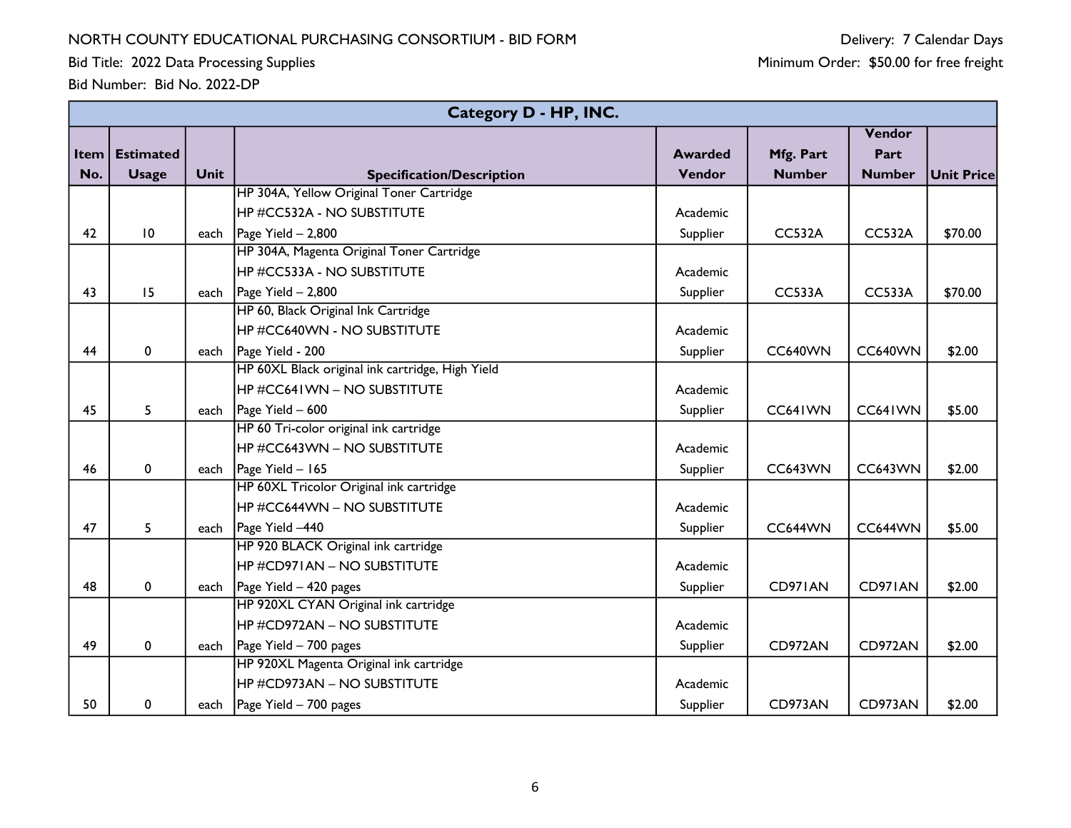NORTH COUNTY EDUCATIONAL PURCHASING CONSORTIUM - BID FORM

Delivery: 7 Calendar Days

Bid Title: 2022 Data Processing Supplies

Minimum Order: $50.00 for free freight

Bid Number: Bid No. 2022-DP

| Category D - HP, INC. | | | | | | | |
|---|---|---|---|---|---|---|---|
| **Item No.** | **Estimated Usage** | **Unit** | **Specification/Description** | **Awarded Vendor** | **Mfg. Part Number** | **Vendor Part Number** | **Unit Price** |
| 42 | 10 | each | HP 304A, Yellow Original Toner Cartridge<br>HP #CC532A - NO SUBSTITUTE<br>Page Yield – 2,800 | Academic Supplier | CC532A | CC532A | $70.00 |
| 43 | 15 | each | HP 304A, Magenta Original Toner Cartridge<br>HP #CC533A - NO SUBSTITUTE<br>Page Yield – 2,800 | Academic Supplier | CC533A | CC533A | $70.00 |
| 44 | 0 | each | HP 60, Black Original Ink Cartridge<br>HP #CC640WN - NO SUBSTITUTE<br>Page Yield - 200 | Academic Supplier | CC640WN | CC640WN | $2.00 |
| 45 | 5 | each | HP 60XL Black original ink cartridge, High Yield<br>HP #CC641WN – NO SUBSTITUTE<br>Page Yield – 600 | Academic Supplier | CC641WN | CC641WN | $5.00 |
| 46 | 0 | each | HP 60 Tri-color original ink cartridge<br>HP #CC643WN – NO SUBSTITUTE<br>Page Yield – 165 | Academic Supplier | CC643WN | CC643WN | $2.00 |
| 47 | 5 | each | HP 60XL Tricolor Original ink cartridge<br>HP #CC644WN – NO SUBSTITUTE<br>Page Yield –440 | Academic Supplier | CC644WN | CC644WN | $5.00 |
| 48 | 0 | each | HP 920 BLACK Original ink cartridge<br>HP #CD971AN – NO SUBSTITUTE<br>Page Yield – 420 pages | Academic Supplier | CD971AN | CD971AN | $2.00 |
| 49 | 0 | each | HP 920XL CYAN Original ink cartridge<br>HP #CD972AN – NO SUBSTITUTE<br>Page Yield – 700 pages | Academic Supplier | CD972AN | CD972AN | $2.00 |
| 50 | 0 | each | HP 920XL Magenta Original ink cartridge<br>HP #CD973AN – NO SUBSTITUTE<br>Page Yield – 700 pages | Academic Supplier | CD973AN | CD973AN | $2.00 |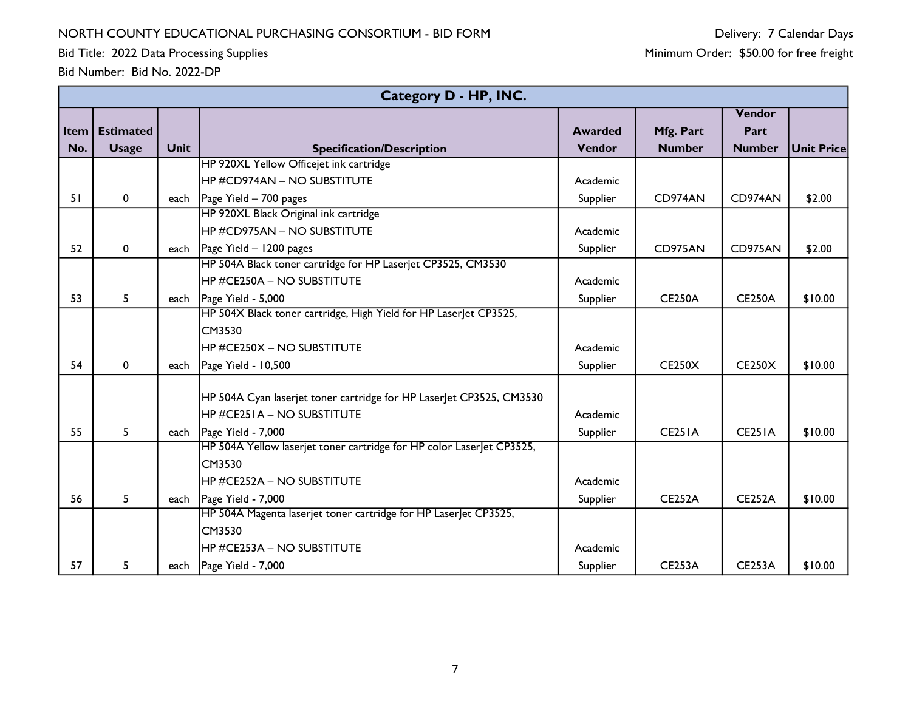NORTH COUNTY EDUCATIONAL PURCHASING CONSORTIUM - BID FORM

Bid Title: 2022 Data Processing Supplies

Bid Number: Bid No. 2022-DP

Delivery: 7 Calendar Days

Minimum Order: $50.00 for free freight

| Category D - HP, INC. | | | | | | | |
|---|---|---|---|---|---|---|---|
| **Item No.** | **Estimated Usage** | **Unit** | **Specification/Description** | **Awarded Vendor** | **Mfg. Part Number** | **Vendor Part Number** | **Unit Price** |
| 51 | 0 | each | HP 920XL Yellow Officejet ink cartridge<br>HP #CD974AN – NO SUBSTITUTE<br>Page Yield – 700 pages | Academic Supplier | CD974AN | CD974AN | $2.00 |
| 52 | 0 | each | HP 920XL Black Original ink cartridge<br>HP #CD975AN – NO SUBSTITUTE<br>Page Yield – 1200 pages | Academic Supplier | CD975AN | CD975AN | $2.00 |
| 53 | 5 | each | HP 504A Black toner cartridge for HP Laserjet CP3525, CM3530<br>HP #CE250A – NO SUBSTITUTE<br>Page Yield - 5,000 | Academic Supplier | CE250A | CE250A | $10.00 |
| 54 | 0 | each | HP 504X Black toner cartridge, High Yield for HP LaserJet CP3525, CM3530<br>HP #CE250X – NO SUBSTITUTE<br>Page Yield - 10,500 | Academic Supplier | CE250X | CE250X | $10.00 |
| 55 | 5 | each | HP 504A Cyan laserjet toner cartridge for HP LaserJet CP3525, CM3530<br>HP #CE251A – NO SUBSTITUTE<br>Page Yield - 7,000 | Academic Supplier | CE251A | CE251A | $10.00 |
| 56 | 5 | each | HP 504A Yellow laserjet toner cartridge for HP color LaserJet CP3525, CM3530<br>HP #CE252A – NO SUBSTITUTE<br>Page Yield - 7,000 | Academic Supplier | CE252A | CE252A | $10.00 |
| 57 | 5 | each | HP 504A Magenta laserjet toner cartridge for HP LaserJet CP3525, CM3530<br>HP #CE253A – NO SUBSTITUTE<br>Page Yield - 7,000 | Academic Supplier | CE253A | CE253A | $10.00 |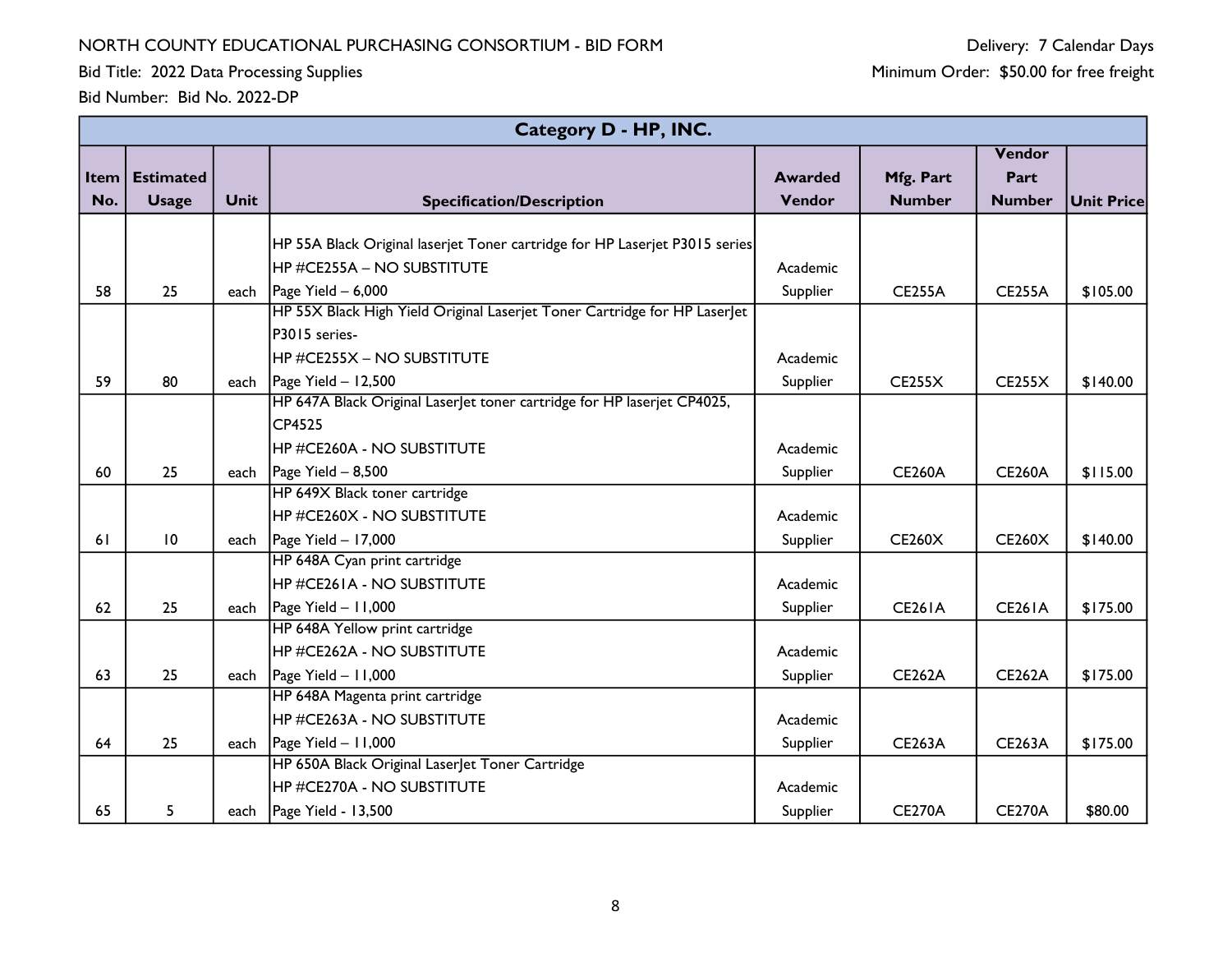NORTH COUNTY EDUCATIONAL PURCHASING CONSORTIUM - BID FORM

Bid Title: 2022 Data Processing Supplies

Bid Number: Bid No. 2022-DP

Delivery: 7 Calendar Days

Minimum Order: $50.00 for free freight

| Category D - HP, INC. | | | | | | | |
|---|---|---|---|---|---|---|---|
| **Item No.** | **Estimated Usage** | **Unit** | **Specification/Description** | **Awarded Vendor** | **Mfg. Part Number** | **Vendor Part Number** | **Unit Price** |
| 58 | 25 | each | HP 55A Black Original laserjet Toner cartridge for HP Laserjet P3015 series<br>HP #CE255A – NO SUBSTITUTE<br>Page Yield – 6,000 | Academic Supplier | CE255A | CE255A | $105.00 |
| 59 | 80 | each | HP 55X Black High Yield Original Laserjet Toner Cartridge for HP LaserJet P3015 series-<br>HP #CE255X – NO SUBSTITUTE<br>Page Yield – 12,500 | Academic Supplier | CE255X | CE255X | $140.00 |
| 60 | 25 | each | HP 647A Black Original LaserJet toner cartridge for HP laserjet CP4025, CP4525<br>HP #CE260A - NO SUBSTITUTE<br>Page Yield – 8,500 | Academic Supplier | CE260A | CE260A | $115.00 |
| 61 | 10 | each | HP 649X Black toner cartridge<br>HP #CE260X - NO SUBSTITUTE<br>Page Yield – 17,000 | Academic Supplier | CE260X | CE260X | $140.00 |
| 62 | 25 | each | HP 648A Cyan print cartridge<br>HP #CE261A - NO SUBSTITUTE<br>Page Yield – 11,000 | Academic Supplier | CE261A | CE261A | $175.00 |
| 63 | 25 | each | HP 648A Yellow print cartridge<br>HP #CE262A - NO SUBSTITUTE<br>Page Yield – 11,000 | Academic Supplier | CE262A | CE262A | $175.00 |
| 64 | 25 | each | HP 648A Magenta print cartridge<br>HP #CE263A - NO SUBSTITUTE<br>Page Yield – 11,000 | Academic Supplier | CE263A | CE263A | $175.00 |
| 65 | 5 | each | HP 650A Black Original LaserJet Toner Cartridge<br>HP #CE270A - NO SUBSTITUTE<br>Page Yield - 13,500 | Academic Supplier | CE270A | CE270A | $80.00 |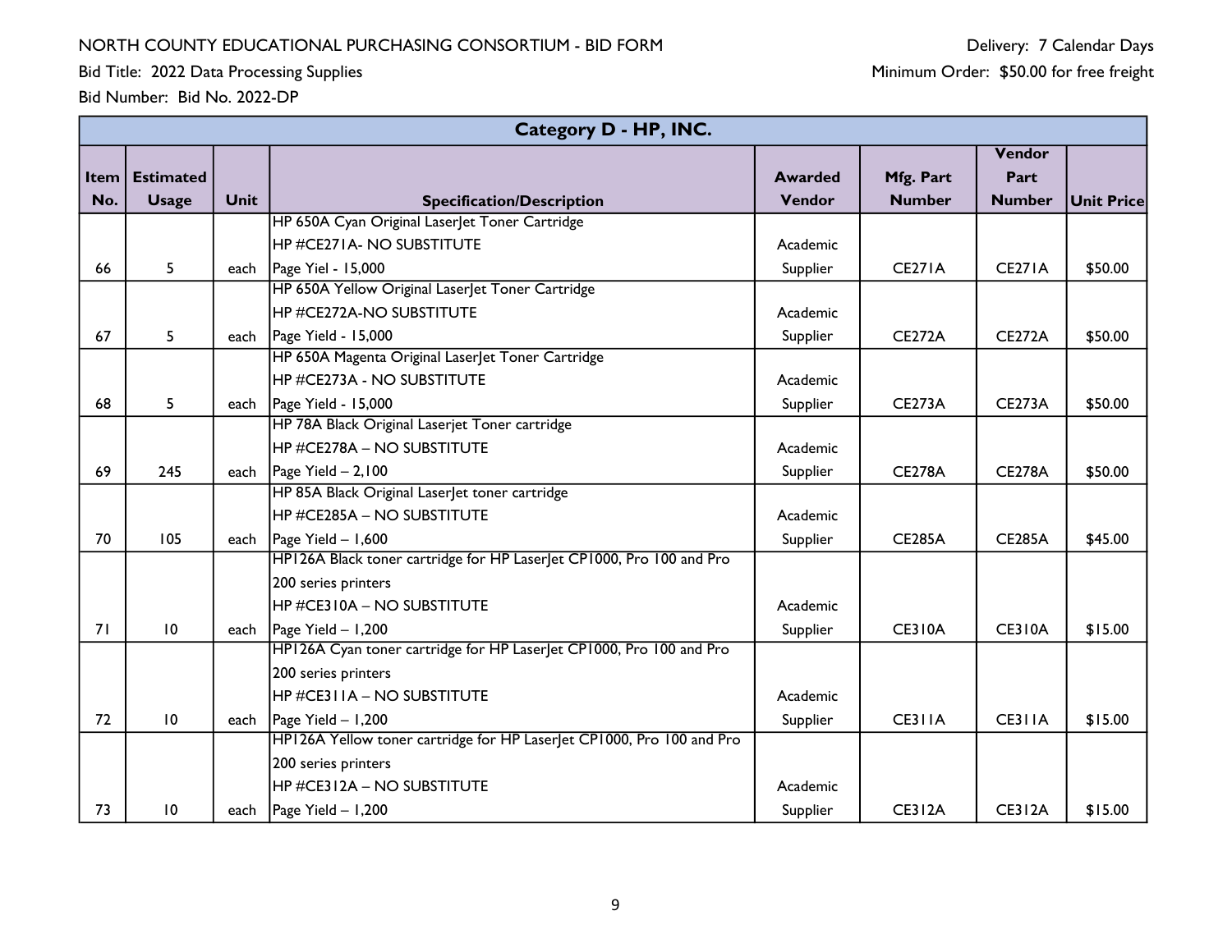NORTH COUNTY EDUCATIONAL PURCHASING CONSORTIUM - BID FORM

Bid Title: 2022 Data Processing Supplies

Bid Number: Bid No. 2022-DP

Delivery: 7 Calendar Days

Minimum Order: $50.00 for free freight

| Category D - HP, INC. | | | | | | | |
|---|---|---|---|---|---|---|---|
| Item No. | Estimated Usage | Unit | Specification/Description | Awarded Vendor | Mfg. Part Number | Vendor Part Number | Unit Price |
| 66 | 5 | each | HP 650A Cyan Original LaserJet Toner Cartridge<br>HP #CE271A- NO SUBSTITUTE<br>Page Yiel - 15,000 | Academic Supplier | CE271A | CE271A | $50.00 |
| 67 | 5 | each | HP 650A Yellow Original LaserJet Toner Cartridge<br>HP #CE272A-NO SUBSTITUTE<br>Page Yield - 15,000 | Academic Supplier | CE272A | CE272A | $50.00 |
| 68 | 5 | each | HP 650A Magenta Original LaserJet Toner Cartridge<br>HP #CE273A - NO SUBSTITUTE<br>Page Yield - 15,000 | Academic Supplier | CE273A | CE273A | $50.00 |
| 69 | 245 | each | HP 78A Black Original Laserjet Toner cartridge<br>HP #CE278A – NO SUBSTITUTE<br>Page Yield – 2,100 | Academic Supplier | CE278A | CE278A | $50.00 |
| 70 | 105 | each | HP 85A Black Original LaserJet toner cartridge<br>HP #CE285A – NO SUBSTITUTE<br>Page Yield – 1,600 | Academic Supplier | CE285A | CE285A | $45.00 |
| 71 | 10 | each | HP126A Black toner cartridge for HP LaserJet CP1000, Pro 100 and Pro 200 series printers<br>HP #CE310A – NO SUBSTITUTE<br>Page Yield – 1,200 | Academic Supplier | CE310A | CE310A | $15.00 |
| 72 | 10 | each | HP126A Cyan toner cartridge for HP LaserJet CP1000, Pro 100 and Pro 200 series printers<br>HP #CE311A – NO SUBSTITUTE<br>Page Yield – 1,200 | Academic Supplier | CE311A | CE311A | $15.00 |
| 73 | 10 | each | HP126A Yellow toner cartridge for HP LaserJet CP1000, Pro 100 and Pro 200 series printers<br>HP #CE312A – NO SUBSTITUTE<br>Page Yield – 1,200 | Academic Supplier | CE312A | CE312A | $15.00 |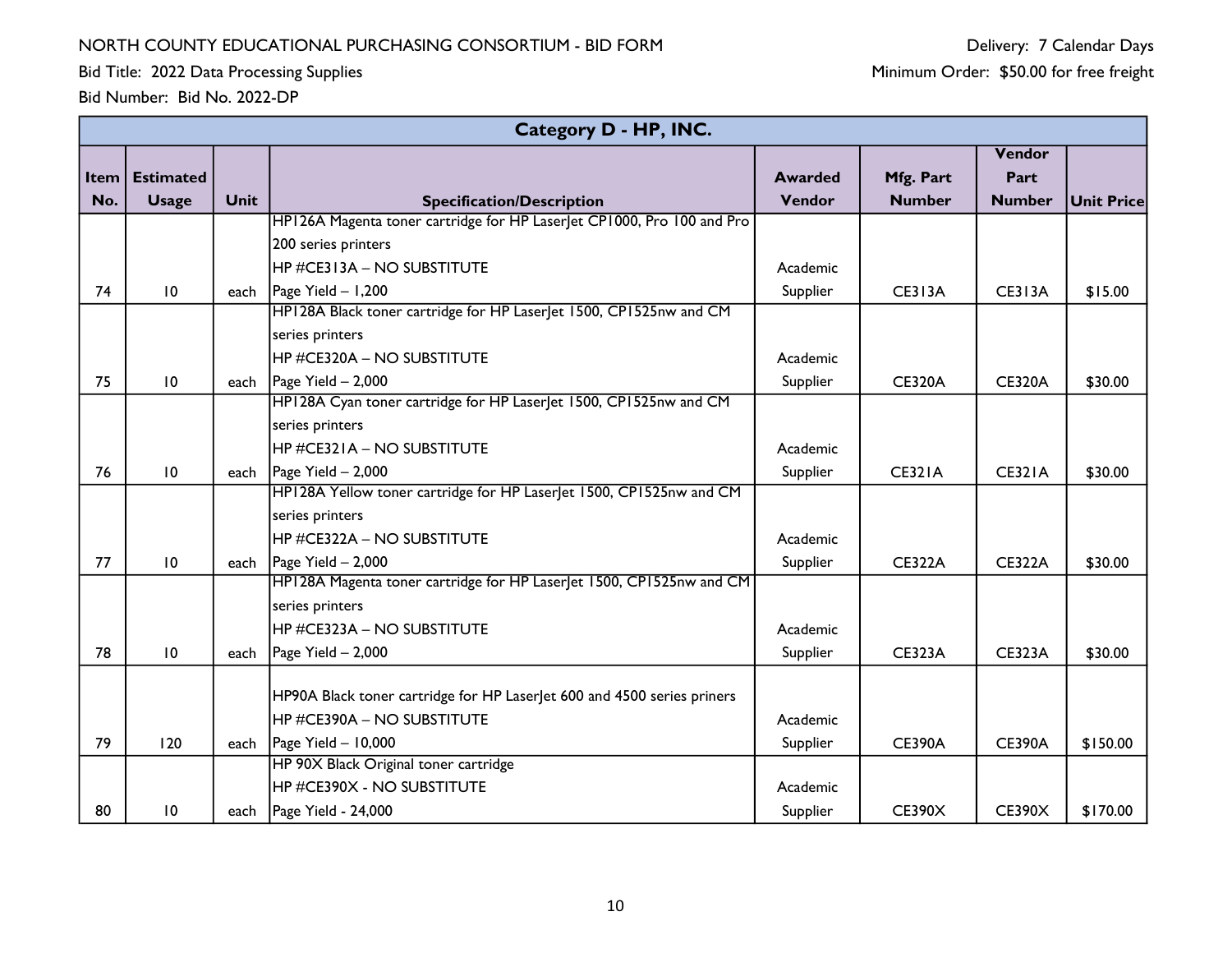NORTH COUNTY EDUCATIONAL PURCHASING CONSORTIUM - BID FORM

Bid Title: 2022 Data Processing Supplies

Bid Number: Bid No. 2022-DP

Delivery: 7 Calendar Days

Minimum Order: $50.00 for free freight

| Category D - HP, INC. | | | | | | | |
|---|---|---|---|---|---|---|---|
| Item No. | Estimated Usage | Unit | Specification/Description | Awarded Vendor | Mfg. Part Number | Vendor Part Number | Unit Price |
| 74 | 10 | each | HP126A Magenta toner cartridge for HP LaserJet CP1000, Pro 100 and Pro 200 series printers<br>HP #CE313A – NO SUBSTITUTE<br>Page Yield – 1,200 | Academic Supplier | CE313A | CE313A | $15.00 |
| 75 | 10 | each | HP128A Black toner cartridge for HP LaserJet 1500, CP1525nw and CM series printers<br>HP #CE320A – NO SUBSTITUTE<br>Page Yield – 2,000 | Academic Supplier | CE320A | CE320A | $30.00 |
| 76 | 10 | each | HP128A Cyan toner cartridge for HP LaserJet 1500, CP1525nw and CM series printers<br>HP #CE321A – NO SUBSTITUTE<br>Page Yield – 2,000 | Academic Supplier | CE321A | CE321A | $30.00 |
| 77 | 10 | each | HP128A Yellow toner cartridge for HP LaserJet 1500, CP1525nw and CM series printers<br>HP #CE322A – NO SUBSTITUTE<br>Page Yield – 2,000 | Academic Supplier | CE322A | CE322A | $30.00 |
| 78 | 10 | each | HP128A Magenta toner cartridge for HP LaserJet 1500, CP1525nw and CM series printers<br>HP #CE323A – NO SUBSTITUTE<br>Page Yield – 2,000 | Academic Supplier | CE323A | CE323A | $30.00 |
| 79 | 120 | each | HP90A Black toner cartridge for HP LaserJet 600 and 4500 series priners<br>HP #CE390A – NO SUBSTITUTE<br>Page Yield – 10,000 | Academic Supplier | CE390A | CE390A | $150.00 |
| 80 | 10 | each | HP 90X Black Original toner cartridge<br>HP #CE390X - NO SUBSTITUTE<br>Page Yield - 24,000 | Academic Supplier | CE390X | CE390X | $170.00 |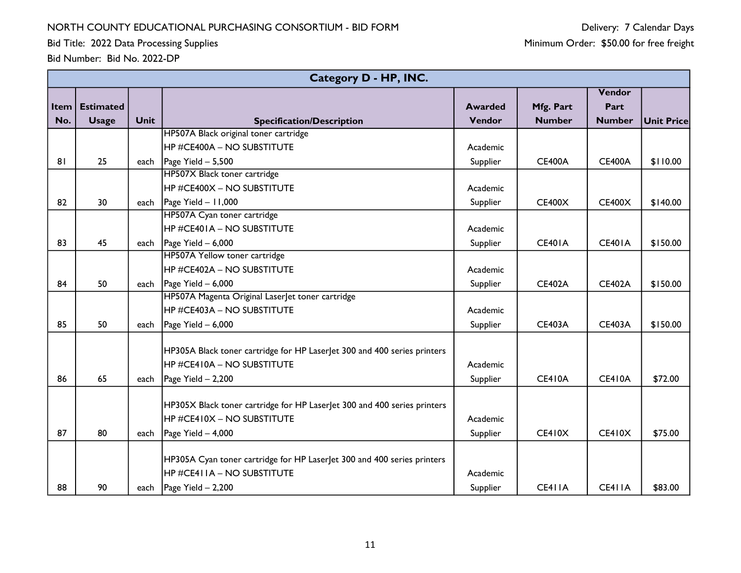NORTH COUNTY EDUCATIONAL PURCHASING CONSORTIUM - BID FORM

Bid Title: 2022 Data Processing Supplies

Bid Number: Bid No. 2022-DP

Delivery: 7 Calendar Days

Minimum Order: $50.00 for free freight

| Category D - HP, INC. | | | | | | | |
|---|---|---|---|---|---|---|---|
| Item No. | Estimated Usage | Unit | Specification/Description | Awarded Vendor | Mfg. Part Number | Vendor Part Number | Unit Price |
| 81 | 25 | each | HP507A Black original toner cartridge<br>HP #CE400A – NO SUBSTITUTE<br>Page Yield – 5,500 | Academic Supplier | CE400A | CE400A | $110.00 |
| 82 | 30 | each | HP507X Black toner cartridge<br>HP #CE400X – NO SUBSTITUTE<br>Page Yield – 11,000 | Academic Supplier | CE400X | CE400X | $140.00 |
| 83 | 45 | each | HP507A Cyan toner cartridge<br>HP #CE401A – NO SUBSTITUTE<br>Page Yield – 6,000 | Academic Supplier | CE401A | CE401A | $150.00 |
| 84 | 50 | each | HP507A Yellow toner cartridge<br>HP #CE402A – NO SUBSTITUTE<br>Page Yield – 6,000 | Academic Supplier | CE402A | CE402A | $150.00 |
| 85 | 50 | each | HP507A Magenta Original LaserJet toner cartridge<br>HP #CE403A – NO SUBSTITUTE<br>Page Yield – 6,000 | Academic Supplier | CE403A | CE403A | $150.00 |
| 86 | 65 | each | HP305A Black toner cartridge for HP LaserJet 300 and 400 series printers<br>HP #CE410A – NO SUBSTITUTE<br>Page Yield – 2,200 | Academic Supplier | CE410A | CE410A | $72.00 |
| 87 | 80 | each | HP305X Black toner cartridge for HP LaserJet 300 and 400 series printers<br>HP #CE410X – NO SUBSTITUTE<br>Page Yield – 4,000 | Academic Supplier | CE410X | CE410X | $75.00 |
| 88 | 90 | each | HP305A Cyan toner cartridge for HP LaserJet 300 and 400 series printers<br>HP #CE411A – NO SUBSTITUTE<br>Page Yield – 2,200 | Academic Supplier | CE411A | CE411A | $83.00 |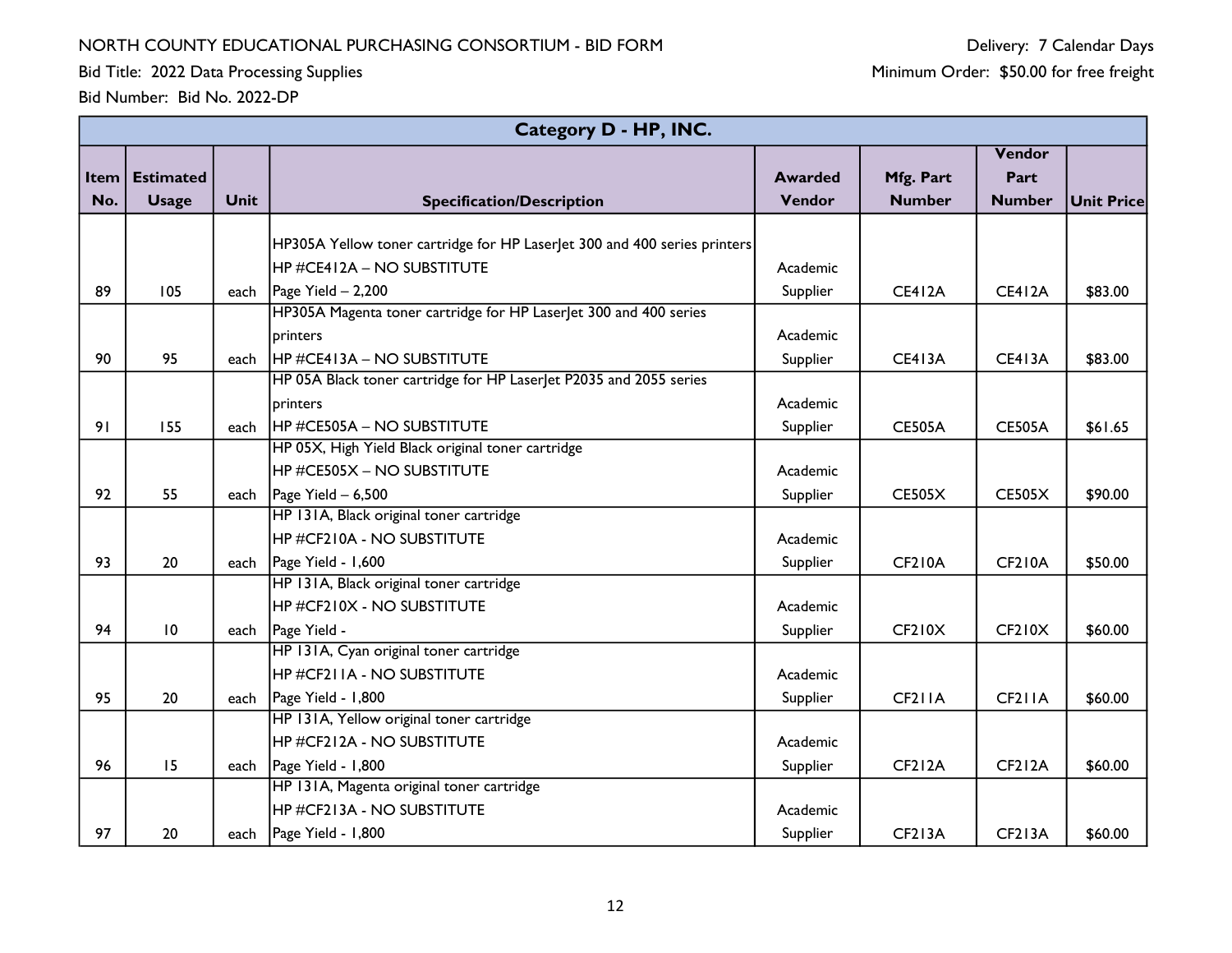NORTH COUNTY EDUCATIONAL PURCHASING CONSORTIUM - BID FORM

Bid Title: 2022 Data Processing Supplies

Bid Number: Bid No. 2022-DP

Delivery: 7 Calendar Days

Minimum Order: $50.00 for free freight

| Category D - HP, INC. | | | | | | | |
|---|---|---|---|---|---|---|---|
| **Item No.** | **Estimated Usage** | **Unit** | **Specification/Description** | **Awarded Vendor** | **Mfg. Part Number** | **Vendor Part Number** | **Unit Price** |
| 89 | 105 | each | HP305A Yellow toner cartridge for HP LaserJet 300 and 400 series printers HP #CE412A – NO SUBSTITUTE Page Yield – 2,200 | Academic Supplier | CE412A | CE412A | $83.00 |
| 90 | 95 | each | HP305A Magenta toner cartridge for HP LaserJet 300 and 400 series printers HP #CE413A – NO SUBSTITUTE | Academic Supplier | CE413A | CE413A | $83.00 |
| 91 | 155 | each | HP 05A Black toner cartridge for HP LaserJet P2035 and 2055 series printers HP #CE505A – NO SUBSTITUTE | Academic Supplier | CE505A | CE505A | $61.65 |
| 92 | 55 | each | HP 05X, High Yield Black original toner cartridge HP #CE505X – NO SUBSTITUTE Page Yield – 6,500 | Academic Supplier | CE505X | CE505X | $90.00 |
| 93 | 20 | each | HP 131A, Black original toner cartridge HP #CF210A - NO SUBSTITUTE Page Yield - 1,600 | Academic Supplier | CF210A | CF210A | $50.00 |
| 94 | 10 | each | HP 131A, Black original toner cartridge HP #CF210X - NO SUBSTITUTE Page Yield - | Academic Supplier | CF210X | CF210X | $60.00 |
| 95 | 20 | each | HP 131A, Cyan original toner cartridge HP #CF211A - NO SUBSTITUTE Page Yield - 1,800 | Academic Supplier | CF211A | CF211A | $60.00 |
| 96 | 15 | each | HP 131A, Yellow original toner cartridge HP #CF212A - NO SUBSTITUTE Page Yield - 1,800 | Academic Supplier | CF212A | CF212A | $60.00 |
| 97 | 20 | each | HP 131A, Magenta original toner cartridge HP #CF213A - NO SUBSTITUTE Page Yield - 1,800 | Academic Supplier | CF213A | CF213A | $60.00 |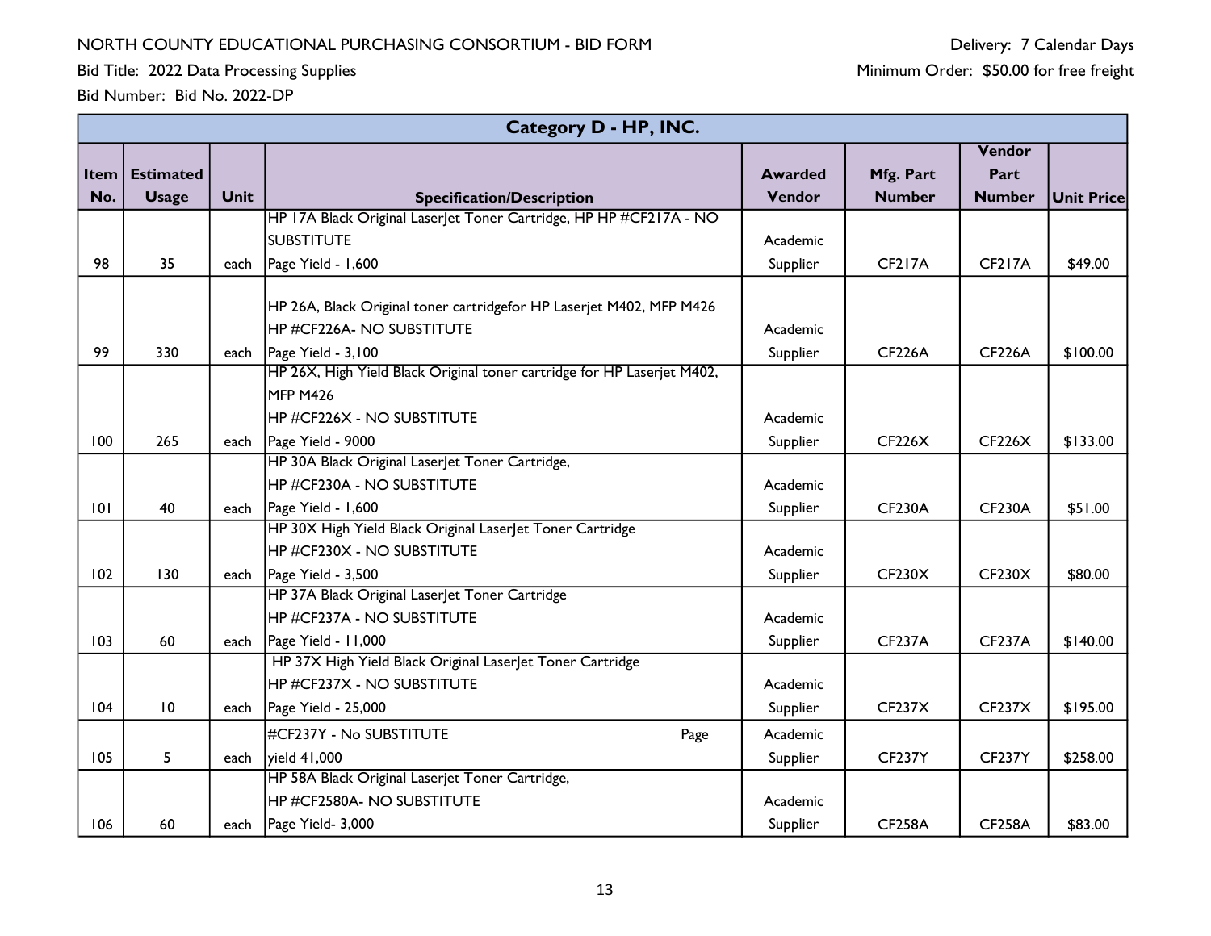NORTH COUNTY EDUCATIONAL PURCHASING CONSORTIUM - BID FORM

Bid Title: 2022 Data Processing Supplies

Bid Number: Bid No. 2022-DP

Delivery: 7 Calendar Days

Minimum Order: $50.00 for free freight

| Category D - HP, INC. | | | | | | | |
|---|---|---|---|---|---|---|---|
| **Item No.** | **Estimated Usage** | **Unit** | **Specification/Description** | **Awarded Vendor** | **Mfg. Part Number** | **Vendor Part Number** | **Unit Price** |
| 98 | 35 | each | HP 17A Black Original LaserJet Toner Cartridge, HP HP #CF217A - NO SUBSTITUTE Page Yield - 1,600 | Academic Supplier | CF217A | CF217A | $49.00 |
| 99 | 330 | each | HP 26A, Black Original toner cartridgefor HP Laserjet M402, MFP M426 HP #CF226A- NO SUBSTITUTE Page Yield - 3,100 | Academic Supplier | CF226A | CF226A | $100.00 |
| 100 | 265 | each | HP 26X, High Yield Black Original toner cartridge for HP Laserjet M402, MFP M426 HP #CF226X - NO SUBSTITUTE Page Yield - 9000 | Academic Supplier | CF226X | CF226X | $133.00 |
| 101 | 40 | each | HP 30A Black Original LaserJet Toner Cartridge, HP #CF230A - NO SUBSTITUTE Page Yield - 1,600 | Academic Supplier | CF230A | CF230A | $51.00 |
| 102 | 130 | each | HP 30X High Yield Black Original LaserJet Toner Cartridge HP #CF230X - NO SUBSTITUTE Page Yield - 3,500 | Academic Supplier | CF230X | CF230X | $80.00 |
| 103 | 60 | each | HP 37A Black Original LaserJet Toner Cartridge HP #CF237A - NO SUBSTITUTE Page Yield - 11,000 | Academic Supplier | CF237A | CF237A | $140.00 |
| 104 | 10 | each | HP 37X High Yield Black Original LaserJet Toner Cartridge HP #CF237X - NO SUBSTITUTE Page Yield - 25,000 | Academic Supplier | CF237X | CF237X | $195.00 |
| 105 | 5 | each | #CF237Y - No SUBSTITUTE Page yield 41,000 | Academic Supplier | CF237Y | CF237Y | $258.00 |
| 106 | 60 | each | HP 58A Black Original Laserjet Toner Cartridge, HP #CF2580A- NO SUBSTITUTE Page Yield- 3,000 | Academic Supplier | CF258A | CF258A | $83.00 |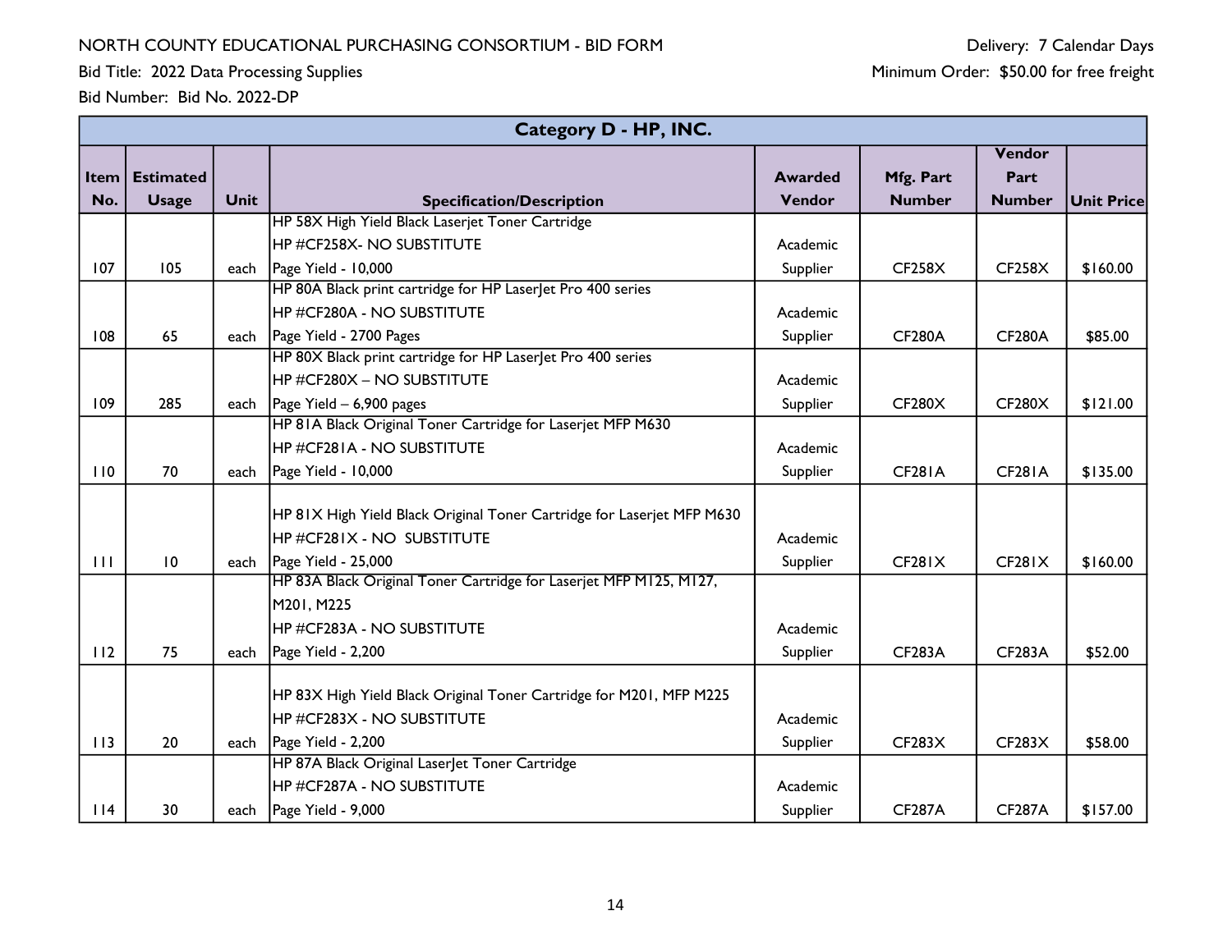NORTH COUNTY EDUCATIONAL PURCHASING CONSORTIUM - BID FORM

Bid Title: 2022 Data Processing Supplies

Bid Number: Bid No. 2022-DP

Delivery: 7 Calendar Days

Minimum Order: $50.00 for free freight

| Category D - HP, INC. | | | | | | | |
|---|---|---|---|---|---|---|---|
| **Item No.** | **Estimated Usage** | **Unit** | **Specification/Description** | **Awarded Vendor** | **Mfg. Part Number** | **Vendor Part Number** | **Unit Price** |
| 107 | 105 | each | HP 58X High Yield Black Laserjet Toner Cartridge<br>HP #CF258X- NO SUBSTITUTE<br>Page Yield - 10,000 | Academic Supplier | CF258X | CF258X | $160.00 |
| 108 | 65 | each | HP 80A Black print cartridge for HP LaserJet Pro 400 series<br>HP #CF280A - NO SUBSTITUTE<br>Page Yield - 2700 Pages | Academic Supplier | CF280A | CF280A | $85.00 |
| 109 | 285 | each | HP 80X Black print cartridge for HP LaserJet Pro 400 series<br>HP #CF280X – NO SUBSTITUTE<br>Page Yield – 6,900 pages | Academic Supplier | CF280X | CF280X | $121.00 |
| 110 | 70 | each | HP 81A Black Original Toner Cartridge for Laserjet MFP M630<br>HP #CF281A - NO SUBSTITUTE<br>Page Yield - 10,000 | Academic Supplier | CF281A | CF281A | $135.00 |
| 111 | 10 | each | HP 81X High Yield Black Original Toner Cartridge for Laserjet MFP M630<br>HP #CF281X - NO SUBSTITUTE<br>Page Yield - 25,000 | Academic Supplier | CF281X | CF281X | $160.00 |
| 112 | 75 | each | HP 83A Black Original Toner Cartridge for Laserjet MFP M125, M127, M201, M225<br>HP #CF283A - NO SUBSTITUTE<br>Page Yield - 2,200 | Academic Supplier | CF283A | CF283A | $52.00 |
| 113 | 20 | each | HP 83X High Yield Black Original Toner Cartridge for M201, MFP M225<br>HP #CF283X - NO SUBSTITUTE<br>Page Yield - 2,200 | Academic Supplier | CF283X | CF283X | $58.00 |
| 114 | 30 | each | HP 87A Black Original LaserJet Toner Cartridge<br>HP #CF287A - NO SUBSTITUTE<br>Page Yield - 9,000 | Academic Supplier | CF287A | CF287A | $157.00 |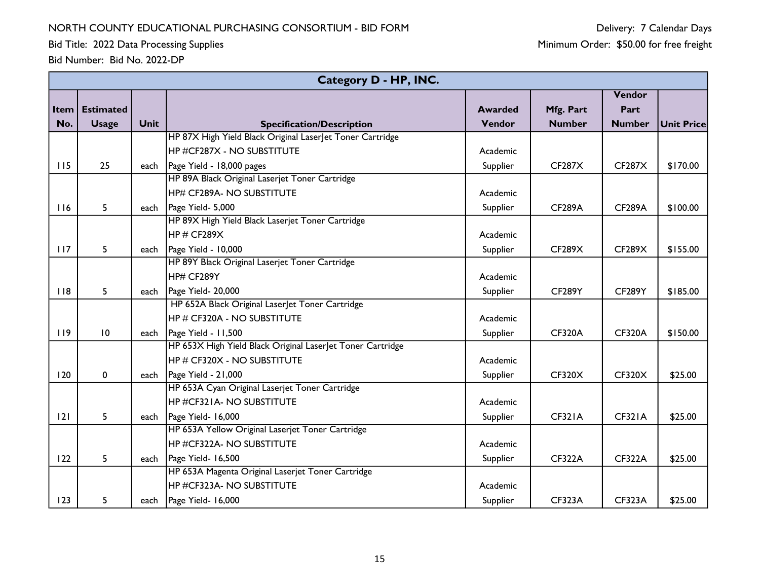NORTH COUNTY EDUCATIONAL PURCHASING CONSORTIUM - BID FORM

Bid Title: 2022 Data Processing Supplies

Bid Number: Bid No. 2022-DP

Delivery: 7 Calendar Days

Minimum Order: $50.00 for free freight

| Category D - HP, INC. | | | | | | | |
|---|---|---|---|---|---|---|---|
| **Item No.** | **Estimated Usage** | **Unit** | **Specification/Description** | **Awarded Vendor** | **Mfg. Part Number** | **Vendor Part Number** | **Unit Price** |
| 115 | 25 | each | HP 87X High Yield Black Original LaserJet Toner Cartridge<br>HP #CF287X - NO SUBSTITUTE<br>Page Yield - 18,000 pages | Academic Supplier | CF287X | CF287X | $170.00 |
| 116 | 5 | each | HP 89A Black Original Laserjet Toner Cartridge<br>HP# CF289A- NO SUBSTITUTE<br>Page Yield- 5,000 | Academic Supplier | CF289A | CF289A | $100.00 |
| 117 | 5 | each | HP 89X High Yield Black Laserjet Toner Cartridge<br>HP # CF289X<br>Page Yield - 10,000 | Academic Supplier | CF289X | CF289X | $155.00 |
| 118 | 5 | each | HP 89Y Black Original Laserjet Toner Cartridge<br>HP# CF289Y<br>Page Yield- 20,000 | Academic Supplier | CF289Y | CF289Y | $185.00 |
| 119 | 10 | each | HP 652A Black Original LaserJet Toner Cartridge<br>HP # CF320A - NO SUBSTITUTE<br>Page Yield - 11,500 | Academic Supplier | CF320A | CF320A | $150.00 |
| 120 | 0 | each | HP 653X High Yield Black Original LaserJet Toner Cartridge<br>HP # CF320X - NO SUBSTITUTE<br>Page Yield - 21,000 | Academic Supplier | CF320X | CF320X | $25.00 |
| 121 | 5 | each | HP 653A Cyan Original Laserjet Toner Cartridge<br>HP #CF321A- NO SUBSTITUTE<br>Page Yield- 16,000 | Academic Supplier | CF321A | CF321A | $25.00 |
| 122 | 5 | each | HP 653A Yellow Original Laserjet Toner Cartridge<br>HP #CF322A- NO SUBSTITUTE<br>Page Yield- 16,500 | Academic Supplier | CF322A | CF322A | $25.00 |
| 123 | 5 | each | HP 653A Magenta Original Laserjet Toner Cartridge<br>HP #CF323A- NO SUBSTITUTE<br>Page Yield- 16,000 | Academic Supplier | CF323A | CF323A | $25.00 |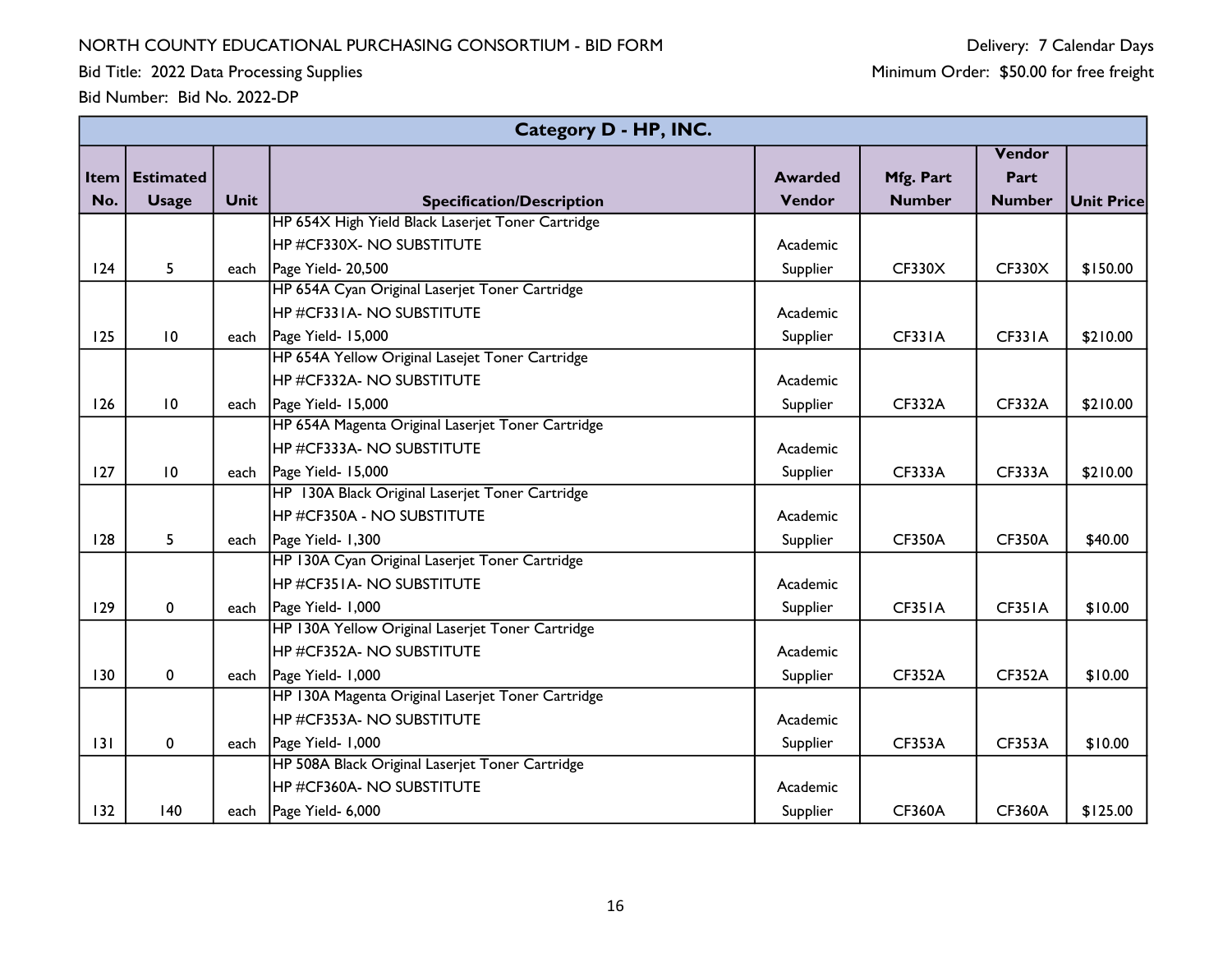NORTH COUNTY EDUCATIONAL PURCHASING CONSORTIUM - BID FORM

Bid Title: 2022 Data Processing Supplies

Bid Number: Bid No. 2022-DP

Delivery: 7 Calendar Days

Minimum Order: $50.00 for free freight

| Category D - HP, INC. | | | | | | | |
|---|---|---|---|---|---|---|---|
| **Item No.** | **Estimated Usage** | **Unit** | **Specification/Description** | **Awarded Vendor** | **Mfg. Part Number** | **Vendor Part Number** | **Unit Price** |
| 124 | 5 | each | HP 654X High Yield Black Laserjet Toner Cartridge<br>HP #CF330X- NO SUBSTITUTE<br>Page Yield- 20,500 | Academic Supplier | CF330X | CF330X | $150.00 |
| 125 | 10 | each | HP 654A Cyan Original Laserjet Toner Cartridge<br>HP #CF331A- NO SUBSTITUTE<br>Page Yield- 15,000 | Academic Supplier | CF331A | CF331A | $210.00 |
| 126 | 10 | each | HP 654A Yellow Original Lasejet Toner Cartridge<br>HP #CF332A- NO SUBSTITUTE<br>Page Yield- 15,000 | Academic Supplier | CF332A | CF332A | $210.00 |
| 127 | 10 | each | HP 654A Magenta Original Laserjet Toner Cartridge<br>HP #CF333A- NO SUBSTITUTE<br>Page Yield- 15,000 | Academic Supplier | CF333A | CF333A | $210.00 |
| 128 | 5 | each | HP 130A Black Original Laserjet Toner Cartridge<br>HP #CF350A - NO SUBSTITUTE<br>Page Yield- 1,300 | Academic Supplier | CF350A | CF350A | $40.00 |
| 129 | 0 | each | HP 130A Cyan Original Laserjet Toner Cartridge<br>HP #CF351A- NO SUBSTITUTE<br>Page Yield- 1,000 | Academic Supplier | CF351A | CF351A | $10.00 |
| 130 | 0 | each | HP 130A Yellow Original Laserjet Toner Cartridge<br>HP #CF352A- NO SUBSTITUTE<br>Page Yield- 1,000 | Academic Supplier | CF352A | CF352A | $10.00 |
| 131 | 0 | each | HP 130A Magenta Original Laserjet Toner Cartridge<br>HP #CF353A- NO SUBSTITUTE<br>Page Yield- 1,000 | Academic Supplier | CF353A | CF353A | $10.00 |
| 132 | 140 | each | HP 508A Black Original Laserjet Toner Cartridge<br>HP #CF360A- NO SUBSTITUTE<br>Page Yield- 6,000 | Academic Supplier | CF360A | CF360A | $125.00 |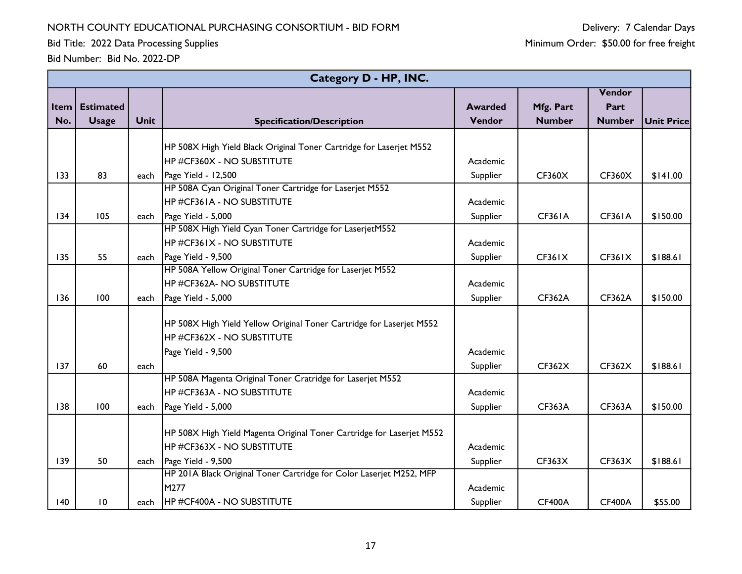NORTH COUNTY EDUCATIONAL PURCHASING CONSORTIUM - BID FORM

Bid Title: 2022 Data Processing Supplies

Bid Number: Bid No. 2022-DP

Delivery: 7 Calendar Days

Minimum Order: $50.00 for free freight

| Category D - HP, INC. | | | | | | | |
|---|---|---|---|---|---|---|---|
| **Item No.** | **Estimated Usage** | **Unit** | **Specification/Description** | **Awarded Vendor** | **Mfg. Part Number** | **Vendor Part Number** | **Unit Price** |
| 133 | 83 | each | HP 508X High Yield Black Original Toner Cartridge for Laserjet M552<br>HP #CF360X - NO SUBSTITUTE<br>Page Yield - 12,500 | Academic Supplier | CF360X | CF360X | $141.00 |
| 134 | 105 | each | HP 508A Cyan Original Toner Cartridge for Laserjet M552<br>HP #CF361A - NO SUBSTITUTE<br>Page Yield - 5,000 | Academic Supplier | CF361A | CF361A | $150.00 |
| 135 | 55 | each | HP 508X High Yield Cyan Toner Cartridge for LaserjetM552<br>HP #CF361X - NO SUBSTITUTE<br>Page Yield - 9,500 | Academic Supplier | CF361X | CF361X | $188.61 |
| 136 | 100 | each | HP 508A Yellow Original Toner Cartridge for Laserjet M552<br>HP #CF362A- NO SUBSTITUTE<br>Page Yield - 5,000 | Academic Supplier | CF362A | CF362A | $150.00 |
| 137 | 60 | each | HP 508X High Yield Yellow Original Toner Cartridge for Laserjet M552<br>HP #CF362X - NO SUBSTITUTE<br>Page Yield - 9,500 | Academic Supplier | CF362X | CF362X | $188.61 |
| 138 | 100 | each | HP 508A Magenta Original Toner Cratridge for Laserjet M552<br>HP #CF363A - NO SUBSTITUTE<br>Page Yield - 5,000 | Academic Supplier | CF363A | CF363A | $150.00 |
| 139 | 50 | each | HP 508X High Yield Magenta Original Toner Cartridge for Laserjet M552<br>HP #CF363X - NO SUBSTITUTE<br>Page Yield - 9,500 | Academic Supplier | CF363X | CF363X | $188.61 |
| 140 | 10 | each | HP 201A Black Original Toner Cartridge for Color Laserjet M252, MFP M277<br>HP #CF400A - NO SUBSTITUTE | Academic Supplier | CF400A | CF400A | $55.00 |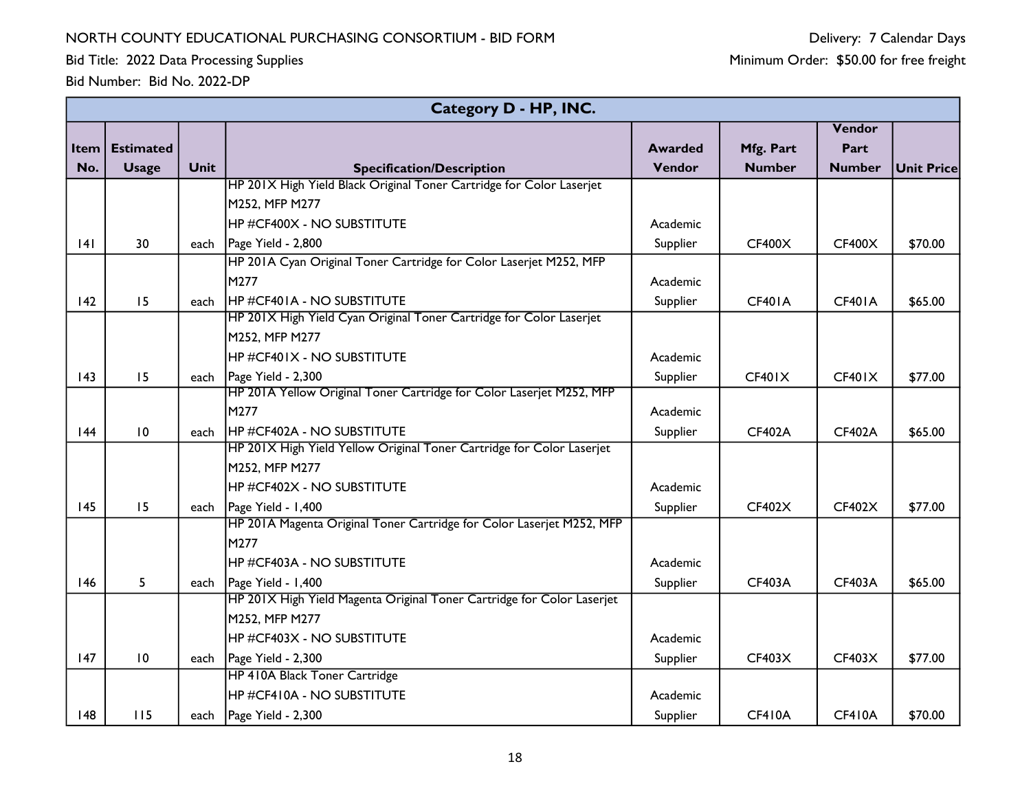NORTH COUNTY EDUCATIONAL PURCHASING CONSORTIUM - BID FORM

Bid Title: 2022 Data Processing Supplies

Bid Number: Bid No. 2022-DP

Delivery: 7 Calendar Days

Minimum Order: $50.00 for free freight

| Category D - HP, INC. | | | | | | | |
|---|---|---|---|---|---|---|---|
| **Item No.** | **Estimated Usage** | **Unit** | **Specification/Description** | **Awarded Vendor** | **Mfg. Part Number** | **Vendor Part Number** | **Unit Price** |
| 141 | 30 | each | HP 201X High Yield Black Original Toner Cartridge for Color Laserjet M252, MFP M277<br>HP #CF400X - NO SUBSTITUTE<br>Page Yield - 2,800 | Academic Supplier | CF400X | CF400X | $70.00 |
| 142 | 15 | each | HP 201A Cyan Original Toner Cartridge for Color Laserjet M252, MFP M277<br>HP #CF401A - NO SUBSTITUTE | Academic Supplier | CF401A | CF401A | $65.00 |
| 143 | 15 | each | HP 201X High Yield Cyan Original Toner Cartridge for Color Laserjet M252, MFP M277<br>HP #CF401X - NO SUBSTITUTE<br>Page Yield - 2,300 | Academic Supplier | CF401X | CF401X | $77.00 |
| 144 | 10 | each | HP 201A Yellow Original Toner Cartridge for Color Laserjet M252, MFP M277<br>HP #CF402A - NO SUBSTITUTE | Academic Supplier | CF402A | CF402A | $65.00 |
| 145 | 15 | each | HP 201X High Yield Yellow Original Toner Cartridge for Color Laserjet M252, MFP M277<br>HP #CF402X - NO SUBSTITUTE<br>Page Yield - 1,400 | Academic Supplier | CF402X | CF402X | $77.00 |
| 146 | 5 | each | HP 201A Magenta Original Toner Cartridge for Color Laserjet M252, MFP M277<br>HP #CF403A - NO SUBSTITUTE<br>Page Yield - 1,400 | Academic Supplier | CF403A | CF403A | $65.00 |
| 147 | 10 | each | HP 201X High Yield Magenta Original Toner Cartridge for Color Laserjet M252, MFP M277<br>HP #CF403X - NO SUBSTITUTE<br>Page Yield - 2,300 | Academic Supplier | CF403X | CF403X | $77.00 |
| 148 | 115 | each | HP 410A Black Toner Cartridge<br>HP #CF410A - NO SUBSTITUTE<br>Page Yield - 2,300 | Academic Supplier | CF410A | CF410A | $70.00 |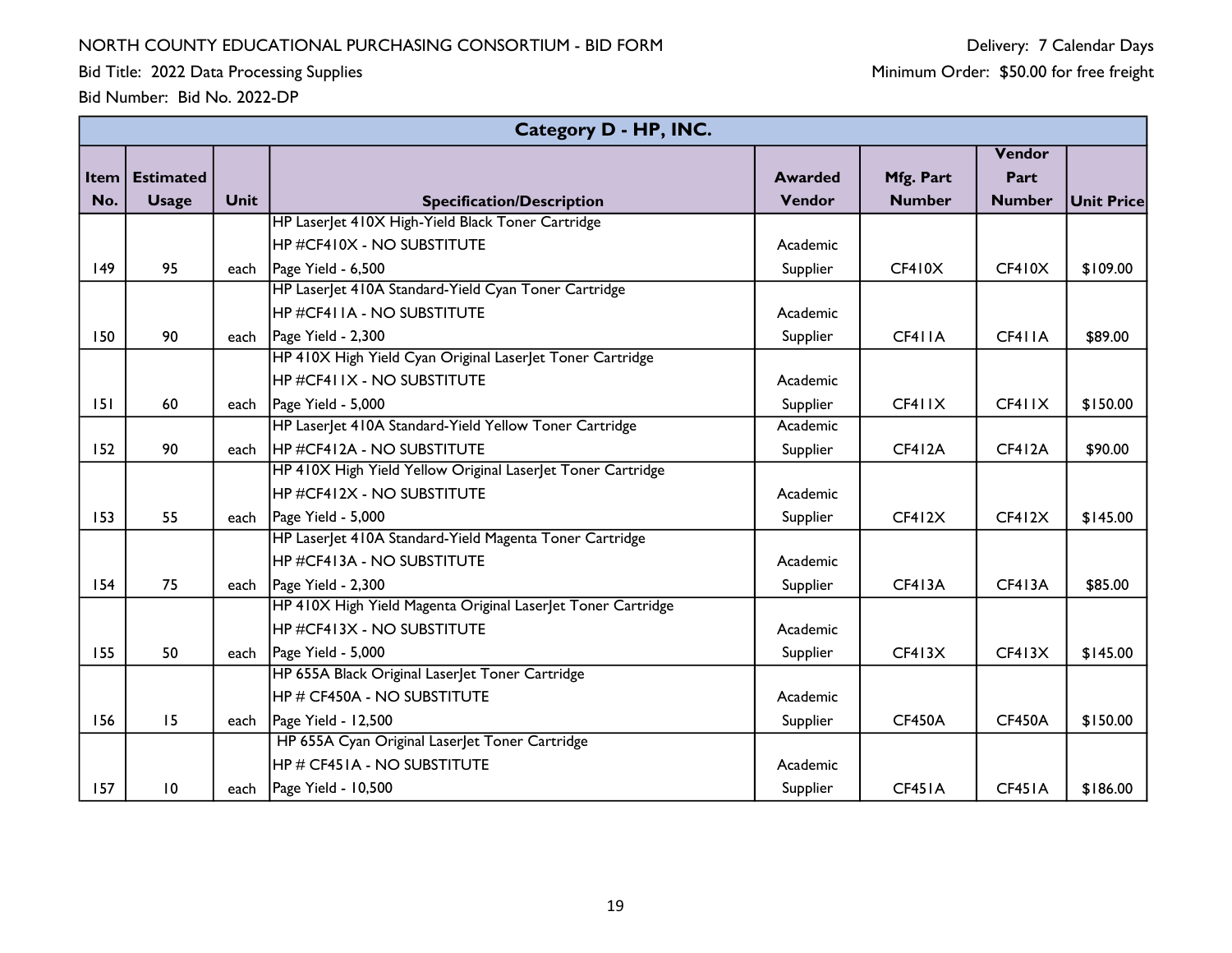NORTH COUNTY EDUCATIONAL PURCHASING CONSORTIUM - BID FORM

Bid Title: 2022 Data Processing Supplies

Bid Number: Bid No. 2022-DP

Delivery: 7 Calendar Days

Minimum Order: $50.00 for free freight

| Category D - HP, INC. | | | | | | | |
|---|---|---|---|---|---|---|---|
| **Item No.** | **Estimated Usage** | **Unit** | **Specification/Description** | **Awarded Vendor** | **Mfg. Part Number** | **Vendor Part Number** | **Unit Price** |
| 149 | 95 | each | HP LaserJet 410X High-Yield Black Toner Cartridge<br>HP #CF410X - NO SUBSTITUTE<br>Page Yield - 6,500 | Academic Supplier | CF410X | CF410X | $109.00 |
| 150 | 90 | each | HP LaserJet 410A Standard-Yield Cyan Toner Cartridge<br>HP #CF411A - NO SUBSTITUTE<br>Page Yield - 2,300 | Academic Supplier | CF411A | CF411A | $89.00 |
| 151 | 60 | each | HP 410X High Yield Cyan Original LaserJet Toner Cartridge<br>HP #CF411X - NO SUBSTITUTE<br>Page Yield - 5,000 | Academic Supplier | CF411X | CF411X | $150.00 |
| 152 | 90 | each | HP LaserJet 410A Standard-Yield Yellow Toner Cartridge<br>HP #CF412A - NO SUBSTITUTE | Academic Supplier | CF412A | CF412A | $90.00 |
| 153 | 55 | each | HP 410X High Yield Yellow Original LaserJet Toner Cartridge<br>HP #CF412X - NO SUBSTITUTE<br>Page Yield - 5,000 | Academic Supplier | CF412X | CF412X | $145.00 |
| 154 | 75 | each | HP LaserJet 410A Standard-Yield Magenta Toner Cartridge<br>HP #CF413A - NO SUBSTITUTE<br>Page Yield - 2,300 | Academic Supplier | CF413A | CF413A | $85.00 |
| 155 | 50 | each | HP 410X High Yield Magenta Original LaserJet Toner Cartridge<br>HP #CF413X - NO SUBSTITUTE<br>Page Yield - 5,000 | Academic Supplier | CF413X | CF413X | $145.00 |
| 156 | 15 | each | HP 655A Black Original LaserJet Toner Cartridge<br>HP # CF450A - NO SUBSTITUTE<br>Page Yield - 12,500 | Academic Supplier | CF450A | CF450A | $150.00 |
| 157 | 10 | each | HP 655A Cyan Original LaserJet Toner Cartridge<br>HP # CF451A - NO SUBSTITUTE<br>Page Yield - 10,500 | Academic Supplier | CF451A | CF451A | $186.00 |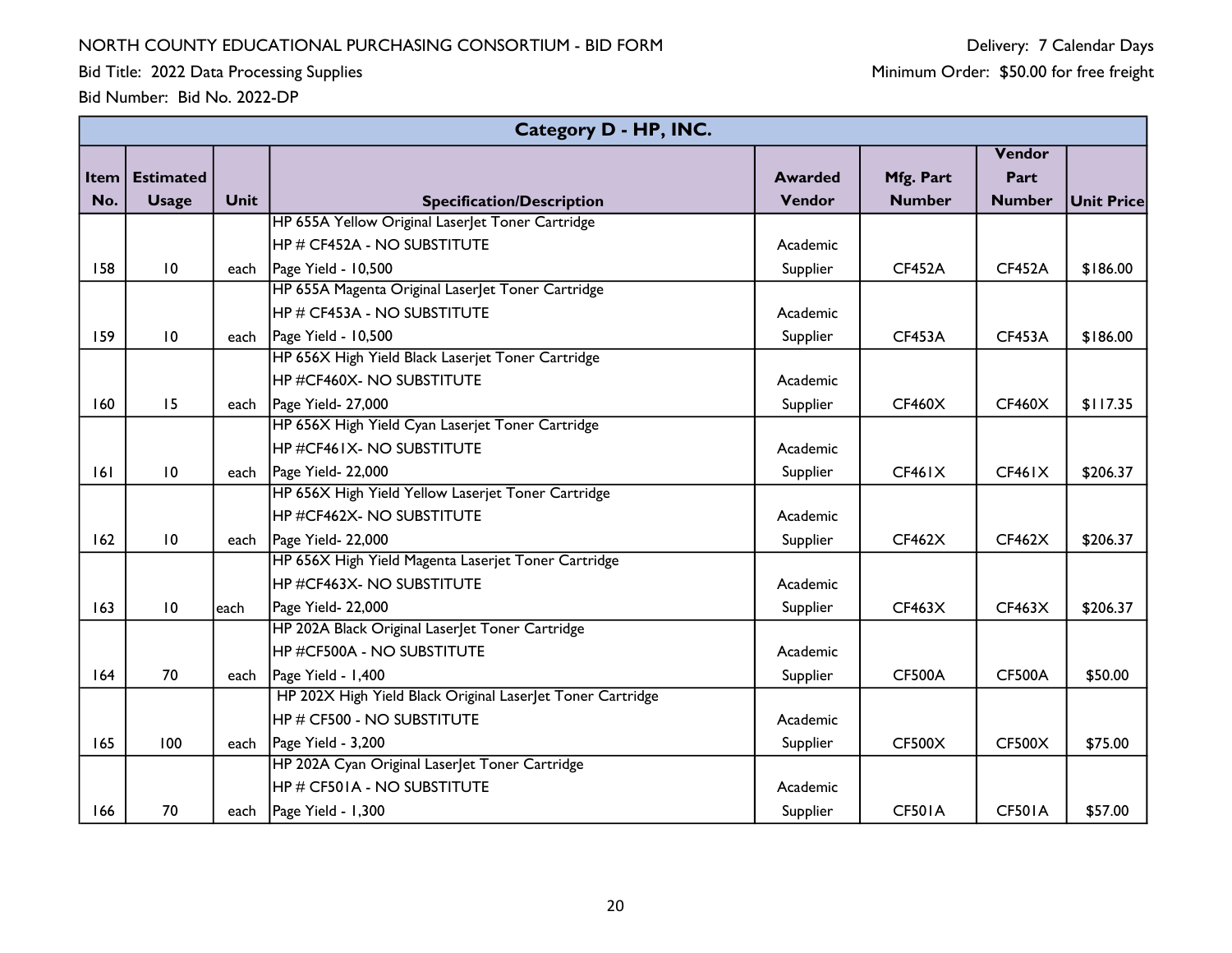NORTH COUNTY EDUCATIONAL PURCHASING CONSORTIUM - BID FORM

Bid Title: 2022 Data Processing Supplies

Bid Number: Bid No. 2022-DP

Delivery: 7 Calendar Days

Minimum Order: $50.00 for free freight

| Category D - HP, INC. | | | | | | | |
|---|---|---|---|---|---|---|---|
| **Item No.** | **Estimated Usage** | **Unit** | **Specification/Description** | **Awarded Vendor** | **Mfg. Part Number** | **Vendor Part Number** | **Unit Price** |
| 158 | 10 | each | HP 655A Yellow Original LaserJet Toner Cartridge<br>HP # CF452A - NO SUBSTITUTE<br>Page Yield - 10,500 | Academic Supplier | CF452A | CF452A | $186.00 |
| 159 | 10 | each | HP 655A Magenta Original LaserJet Toner Cartridge<br>HP # CF453A - NO SUBSTITUTE<br>Page Yield - 10,500 | Academic Supplier | CF453A | CF453A | $186.00 |
| 160 | 15 | each | HP 656X High Yield Black Laserjet Toner Cartridge<br>HP #CF460X- NO SUBSTITUTE<br>Page Yield- 27,000 | Academic Supplier | CF460X | CF460X | $117.35 |
| 161 | 10 | each | HP 656X High Yield Cyan Laserjet Toner Cartridge<br>HP #CF461X- NO SUBSTITUTE<br>Page Yield- 22,000 | Academic Supplier | CF461X | CF461X | $206.37 |
| 162 | 10 | each | HP 656X High Yield Yellow Laserjet Toner Cartridge<br>HP #CF462X- NO SUBSTITUTE<br>Page Yield- 22,000 | Academic Supplier | CF462X | CF462X | $206.37 |
| 163 | 10 | each | HP 656X High Yield Magenta Laserjet Toner Cartridge<br>HP #CF463X- NO SUBSTITUTE<br>Page Yield- 22,000 | Academic Supplier | CF463X | CF463X | $206.37 |
| 164 | 70 | each | HP 202A Black Original LaserJet Toner Cartridge<br>HP #CF500A - NO SUBSTITUTE<br>Page Yield - 1,400 | Academic Supplier | CF500A | CF500A | $50.00 |
| 165 | 100 | each | HP 202X High Yield Black Original LaserJet Toner Cartridge<br>HP # CF500 - NO SUBSTITUTE<br>Page Yield - 3,200 | Academic Supplier | CF500X | CF500X | $75.00 |
| 166 | 70 | each | HP 202A Cyan Original LaserJet Toner Cartridge<br>HP # CF501A - NO SUBSTITUTE<br>Page Yield - 1,300 | Academic Supplier | CF501A | CF501A | $57.00 |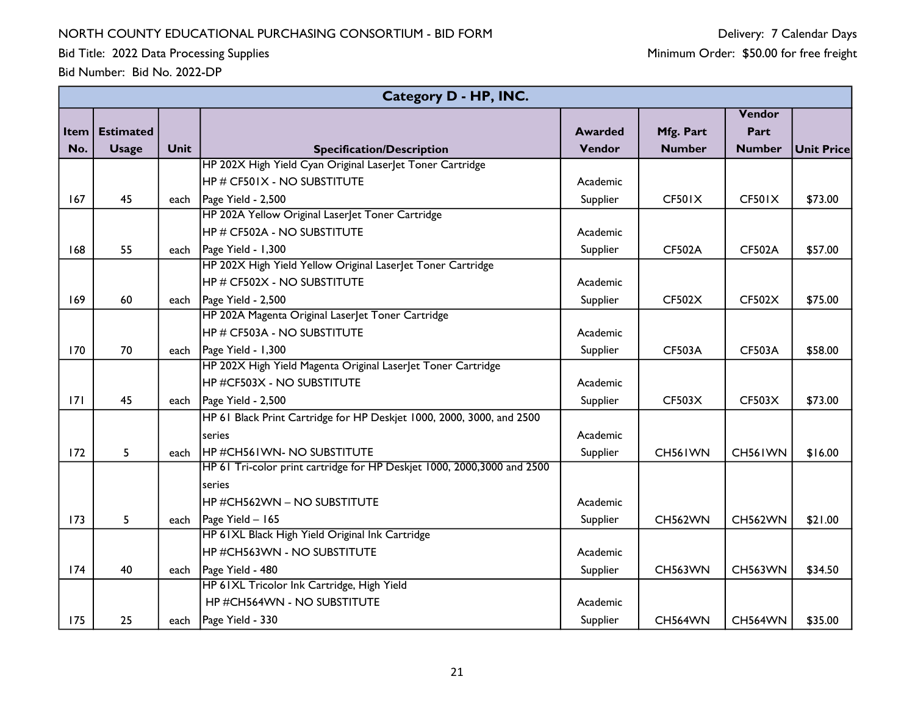NORTH COUNTY EDUCATIONAL PURCHASING CONSORTIUM - BID FORM

Bid Title: 2022 Data Processing Supplies

Bid Number: Bid No. 2022-DP

Delivery: 7 Calendar Days

Minimum Order: $50.00 for free freight

| Category D - HP, INC. | | | | | | | |
|---|---|---|---|---|---|---|---|
| **Item No.** | **Estimated Usage** | **Unit** | **Specification/Description** | **Awarded Vendor** | **Mfg. Part Number** | **Vendor Part Number** | **Unit Price** |
| 167 | 45 | each | HP 202X High Yield Cyan Original LaserJet Toner Cartridge<br>HP # CF501X - NO SUBSTITUTE<br>Page Yield - 2,500 | Academic Supplier | CF501X | CF501X | $73.00 |
| 168 | 55 | each | HP 202A Yellow Original LaserJet Toner Cartridge<br>HP # CF502A - NO SUBSTITUTE<br>Page Yield - 1,300 | Academic Supplier | CF502A | CF502A | $57.00 |
| 169 | 60 | each | HP 202X High Yield Yellow Original LaserJet Toner Cartridge<br>HP # CF502X - NO SUBSTITUTE<br>Page Yield - 2,500 | Academic Supplier | CF502X | CF502X | $75.00 |
| 170 | 70 | each | HP 202A Magenta Original LaserJet Toner Cartridge<br>HP # CF503A - NO SUBSTITUTE<br>Page Yield - 1,300 | Academic Supplier | CF503A | CF503A | $58.00 |
| 171 | 45 | each | HP 202X High Yield Magenta Original LaserJet Toner Cartridge<br>HP #CF503X - NO SUBSTITUTE<br>Page Yield - 2,500 | Academic Supplier | CF503X | CF503X | $73.00 |
| 172 | 5 | each | HP 61 Black Print Cartridge for HP Deskjet 1000, 2000, 3000, and 2500 series<br>HP #CH561WN- NO SUBSTITUTE | Academic Supplier | CH561WN | CH561WN | $16.00 |
| 173 | 5 | each | HP 61 Tri-color print cartridge for HP Deskjet 1000, 2000,3000 and 2500 series<br>HP #CH562WN – NO SUBSTITUTE<br>Page Yield – 165 | Academic Supplier | CH562WN | CH562WN | $21.00 |
| 174 | 40 | each | HP 61XL Black High Yield Original Ink Cartridge<br>HP #CH563WN - NO SUBSTITUTE<br>Page Yield - 480 | Academic Supplier | CH563WN | CH563WN | $34.50 |
| 175 | 25 | each | HP 61XL Tricolor Ink Cartridge, High Yield<br>HP #CH564WN - NO SUBSTITUTE<br>Page Yield - 330 | Academic Supplier | CH564WN | CH564WN | $35.00 |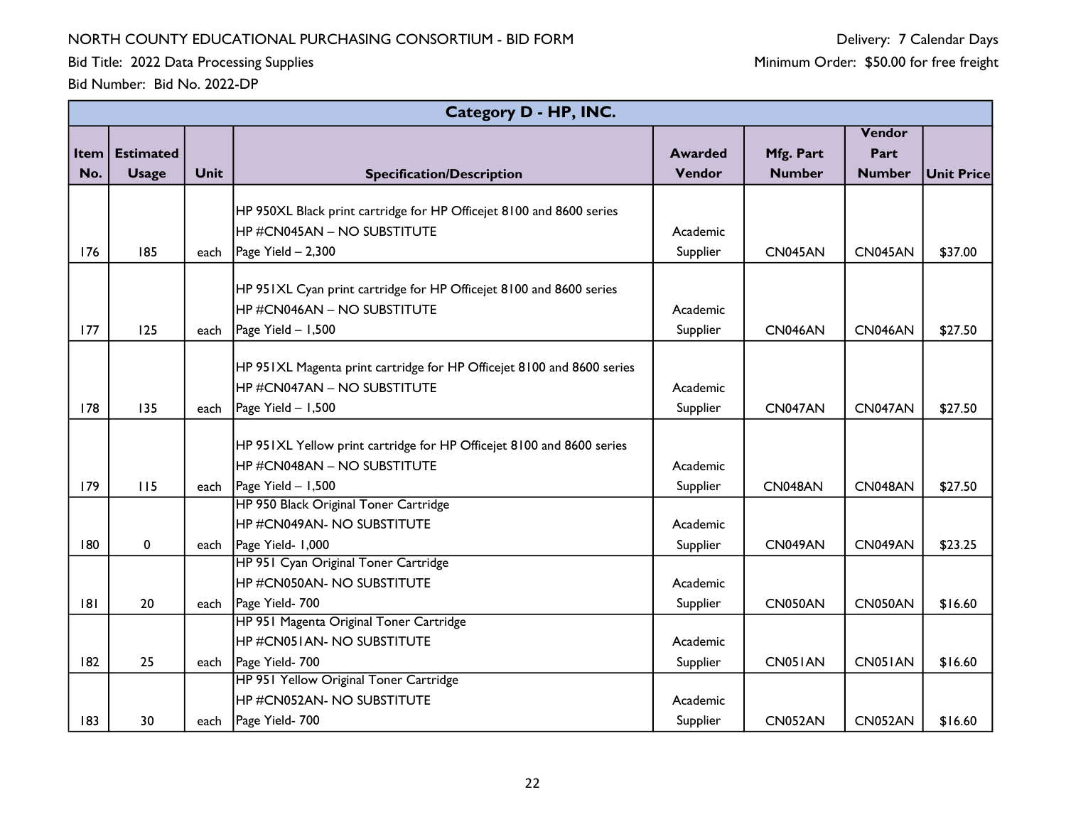NORTH COUNTY EDUCATIONAL PURCHASING CONSORTIUM - BID FORM

Bid Title: 2022 Data Processing Supplies

Bid Number: Bid No. 2022-DP

Delivery: 7 Calendar Days

Minimum Order: $50.00 for free freight

| Category D - HP, INC. | | | | | | | |
|---|---|---|---|---|---|---|---|
| **Item No.** | **Estimated Usage** | **Unit** | **Specification/Description** | **Awarded Vendor** | **Mfg. Part Number** | **Vendor Part Number** | **Unit Price** |
| 176 | 185 | each | HP 950XL Black print cartridge for HP Officejet 8100 and 8600 series<br>HP #CN045AN – NO SUBSTITUTE<br>Page Yield – 2,300 | Academic Supplier | CN045AN | CN045AN | $37.00 |
| 177 | 125 | each | HP 951XL Cyan print cartridge for HP Officejet 8100 and 8600 series<br>HP #CN046AN – NO SUBSTITUTE<br>Page Yield – 1,500 | Academic Supplier | CN046AN | CN046AN | $27.50 |
| 178 | 135 | each | HP 951XL Magenta print cartridge for HP Officejet 8100 and 8600 series<br>HP #CN047AN – NO SUBSTITUTE<br>Page Yield – 1,500 | Academic Supplier | CN047AN | CN047AN | $27.50 |
| 179 | 115 | each | HP 951XL Yellow print cartridge for HP Officejet 8100 and 8600 series<br>HP #CN048AN – NO SUBSTITUTE<br>Page Yield – 1,500 | Academic Supplier | CN048AN | CN048AN | $27.50 |
| 180 | 0 | each | HP 950 Black Original Toner Cartridge<br>HP #CN049AN- NO SUBSTITUTE<br>Page Yield- 1,000 | Academic Supplier | CN049AN | CN049AN | $23.25 |
| 181 | 20 | each | HP 951 Cyan Original Toner Cartridge<br>HP #CN050AN- NO SUBSTITUTE<br>Page Yield- 700 | Academic Supplier | CN050AN | CN050AN | $16.60 |
| 182 | 25 | each | HP 951 Magenta Original Toner Cartridge<br>HP #CN051AN- NO SUBSTITUTE<br>Page Yield- 700 | Academic Supplier | CN051AN | CN051AN | $16.60 |
| 183 | 30 | each | HP 951 Yellow Original Toner Cartridge<br>HP #CN052AN- NO SUBSTITUTE<br>Page Yield- 700 | Academic Supplier | CN052AN | CN052AN | $16.60 |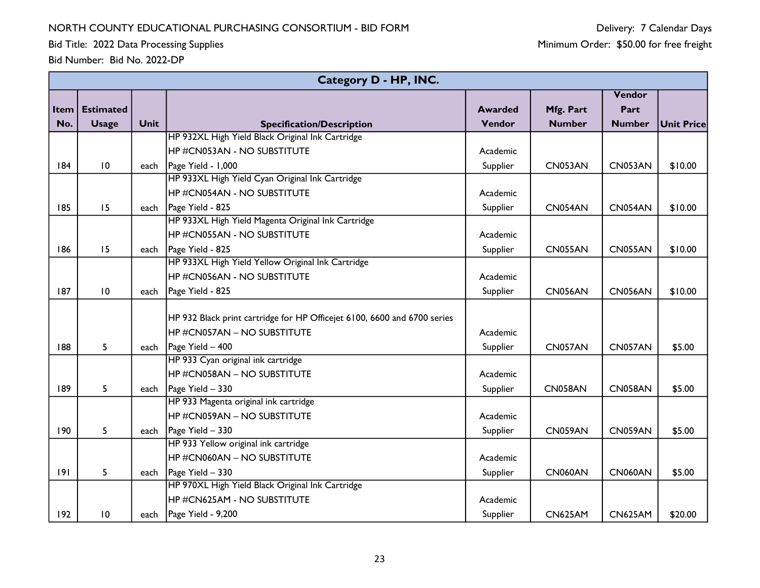NORTH COUNTY EDUCATIONAL PURCHASING CONSORTIUM - BID FORM

Bid Title: 2022 Data Processing Supplies

Bid Number: Bid No. 2022-DP

Delivery: 7 Calendar Days

Minimum Order: $50.00 for free freight

| Category D - HP, INC. | | | | | | | |
|---|---|---|---|---|---|---|---|
| Item No. | Estimated Usage | Unit | Specification/Description | Awarded Vendor | Mfg. Part Number | Vendor Part Number | Unit Price |
| 184 | 10 | each | HP 932XL High Yield Black Original Ink Cartridge<br>HP #CN053AN - NO SUBSTITUTE<br>Page Yield - 1,000 | Academic Supplier | CN053AN | CN053AN | $10.00 |
| 185 | 15 | each | HP 933XL High Yield Cyan Original Ink Cartridge<br>HP #CN054AN - NO SUBSTITUTE<br>Page Yield - 825 | Academic Supplier | CN054AN | CN054AN | $10.00 |
| 186 | 15 | each | HP 933XL High Yield Magenta Original Ink Cartridge<br>HP #CN055AN - NO SUBSTITUTE<br>Page Yield - 825 | Academic Supplier | CN055AN | CN055AN | $10.00 |
| 187 | 10 | each | HP 933XL High Yield Yellow Original Ink Cartridge<br>HP #CN056AN - NO SUBSTITUTE<br>Page Yield - 825 | Academic Supplier | CN056AN | CN056AN | $10.00 |
| 188 | 5 | each | HP 932 Black print cartridge for HP Officejet 6100, 6600 and 6700 series<br>HP #CN057AN – NO SUBSTITUTE<br>Page Yield – 400 | Academic Supplier | CN057AN | CN057AN | $5.00 |
| 189 | 5 | each | HP 933 Cyan original ink cartridge<br>HP #CN058AN – NO SUBSTITUTE<br>Page Yield – 330 | Academic Supplier | CN058AN | CN058AN | $5.00 |
| 190 | 5 | each | HP 933 Magenta original ink cartridge<br>HP #CN059AN – NO SUBSTITUTE<br>Page Yield – 330 | Academic Supplier | CN059AN | CN059AN | $5.00 |
| 191 | 5 | each | HP 933 Yellow original ink cartridge<br>HP #CN060AN – NO SUBSTITUTE<br>Page Yield – 330 | Academic Supplier | CN060AN | CN060AN | $5.00 |
| 192 | 10 | each | HP 970XL High Yield Black Original Ink Cartridge<br>HP #CN625AM - NO SUBSTITUTE<br>Page Yield - 9,200 | Academic Supplier | CN625AM | CN625AM | $20.00 |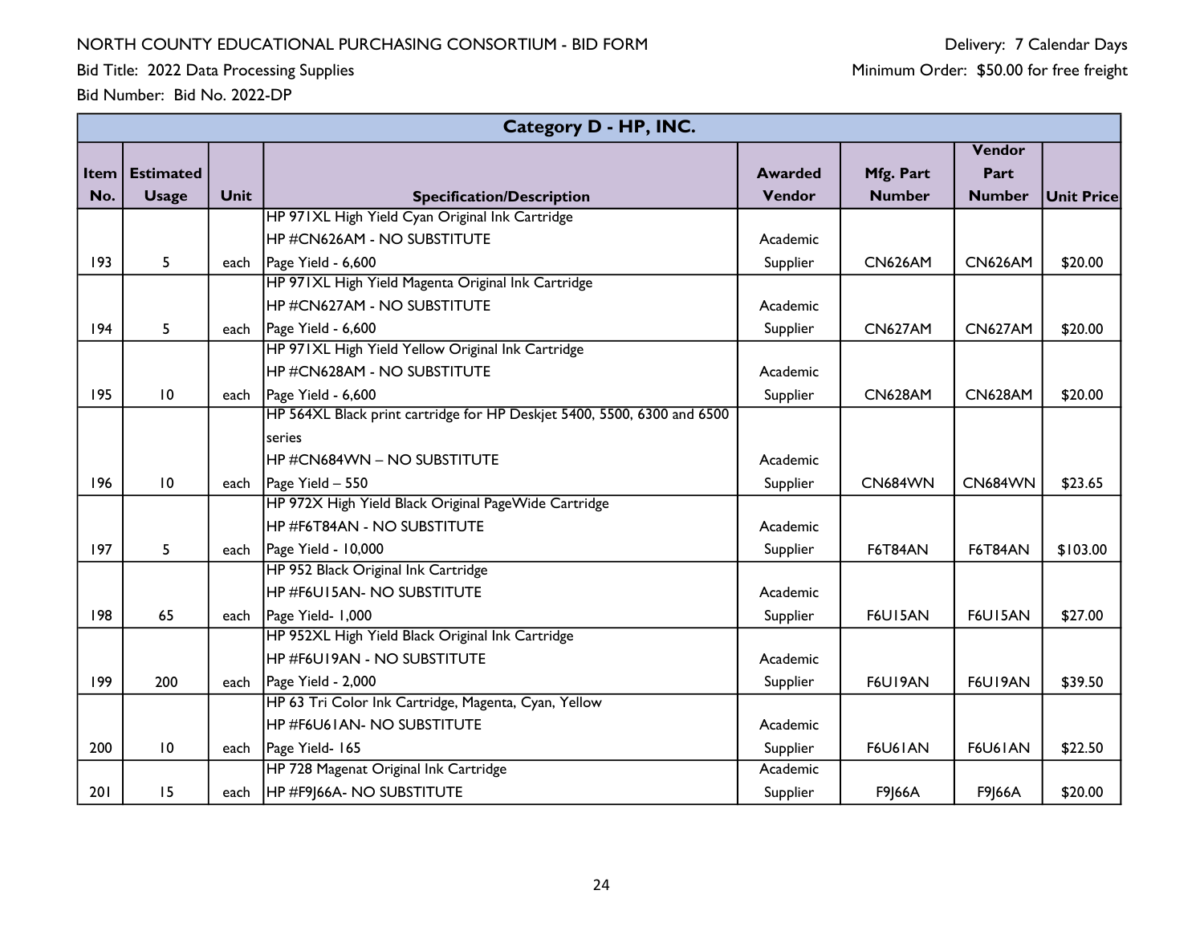NORTH COUNTY EDUCATIONAL PURCHASING CONSORTIUM - BID FORM

Bid Title: 2022 Data Processing Supplies

Bid Number: Bid No. 2022-DP

Delivery: 7 Calendar Days

Minimum Order: $50.00 for free freight

| Category D - HP, INC. | | | | | | | |
|---|---|---|---|---|---|---|---|
| **Item No.** | **Estimated Usage** | **Unit** | **Specification/Description** | **Awarded Vendor** | **Mfg. Part Number** | **Vendor Part Number** | **Unit Price** |
| 193 | 5 | each | HP 971XL High Yield Cyan Original Ink Cartridge<br>HP #CN626AM - NO SUBSTITUTE<br>Page Yield - 6,600 | Academic Supplier | CN626AM | CN626AM | $20.00 |
| 194 | 5 | each | HP 971XL High Yield Magenta Original Ink Cartridge<br>HP #CN627AM - NO SUBSTITUTE<br>Page Yield - 6,600 | Academic Supplier | CN627AM | CN627AM | $20.00 |
| 195 | 10 | each | HP 971XL High Yield Yellow Original Ink Cartridge<br>HP #CN628AM - NO SUBSTITUTE<br>Page Yield - 6,600 | Academic Supplier | CN628AM | CN628AM | $20.00 |
| 196 | 10 | each | HP 564XL Black print cartridge for HP Deskjet 5400, 5500, 6300 and 6500 series<br>HP #CN684WN – NO SUBSTITUTE<br>Page Yield – 550 | Academic Supplier | CN684WN | CN684WN | $23.65 |
| 197 | 5 | each | HP 972X High Yield Black Original PageWide Cartridge<br>HP #F6T84AN - NO SUBSTITUTE<br>Page Yield - 10,000 | Academic Supplier | F6T84AN | F6T84AN | $103.00 |
| 198 | 65 | each | HP 952 Black Original Ink Cartridge<br>HP #F6U15AN- NO SUBSTITUTE<br>Page Yield- 1,000 | Academic Supplier | F6U15AN | F6U15AN | $27.00 |
| 199 | 200 | each | HP 952XL High Yield Black Original Ink Cartridge<br>HP #F6U19AN - NO SUBSTITUTE<br>Page Yield - 2,000 | Academic Supplier | F6U19AN | F6U19AN | $39.50 |
| 200 | 10 | each | HP 63 Tri Color Ink Cartridge, Magenta, Cyan, Yellow<br>HP #F6U61AN- NO SUBSTITUTE<br>Page Yield- 165 | Academic Supplier | F6U61AN | F6U61AN | $22.50 |
| 201 | 15 | each | HP 728 Magenat Original Ink Cartridge<br>HP #F9J66A- NO SUBSTITUTE | Academic Supplier | F9J66A | F9J66A | $20.00 |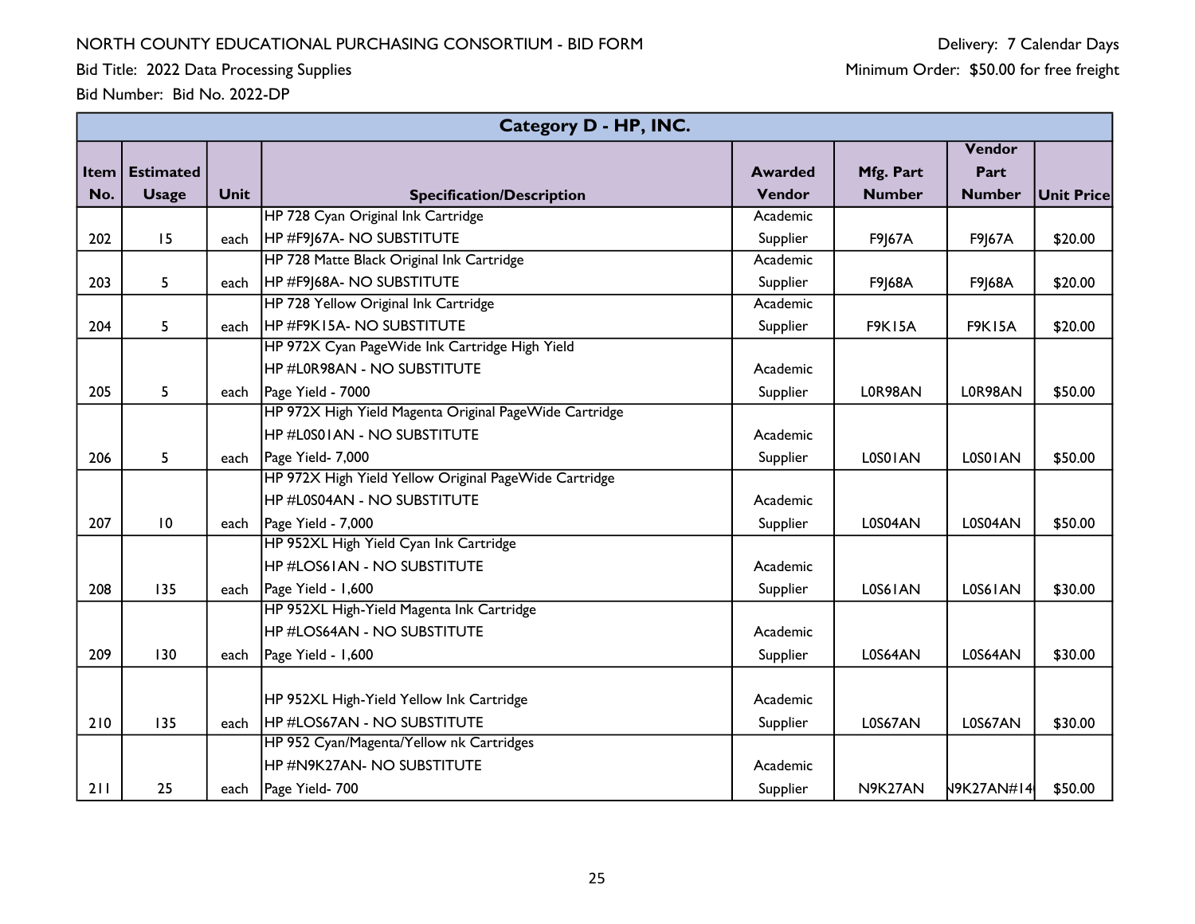NORTH COUNTY EDUCATIONAL PURCHASING CONSORTIUM - BID FORM

Delivery: 7 Calendar Days

Bid Title: 2022 Data Processing Supplies

Minimum Order: $50.00 for free freight

Bid Number: Bid No. 2022-DP

| Category D - HP, INC. | | | | | | | |
|---|---|---|---|---|---|---|---|
| Item No. | Estimated Usage | Unit | Specification/Description | Awarded Vendor | Mfg. Part Number | Vendor Part Number | Unit Price |
| 202 | 15 | each | HP 728 Cyan Original Ink Cartridge HP #F9J67A- NO SUBSTITUTE | Academic Supplier | F9J67A | F9J67A | $20.00 |
| 203 | 5 | each | HP 728 Matte Black Original Ink Cartridge HP #F9J68A- NO SUBSTITUTE | Academic Supplier | F9J68A | F9J68A | $20.00 |
| 204 | 5 | each | HP 728 Yellow Original Ink Cartridge HP #F9K15A- NO SUBSTITUTE | Academic Supplier | F9K15A | F9K15A | $20.00 |
| 205 | 5 | each | HP 972X Cyan PageWide Ink Cartridge High Yield HP #L0R98AN - NO SUBSTITUTE Page Yield - 7000 | Academic Supplier | L0R98AN | L0R98AN | $50.00 |
| 206 | 5 | each | HP 972X High Yield Magenta Original PageWide Cartridge HP #L0S01AN - NO SUBSTITUTE Page Yield- 7,000 | Academic Supplier | L0S01AN | L0S01AN | $50.00 |
| 207 | 10 | each | HP 972X High Yield Yellow Original PageWide Cartridge HP #L0S04AN - NO SUBSTITUTE Page Yield - 7,000 | Academic Supplier | L0S04AN | L0S04AN | $50.00 |
| 208 | 135 | each | HP 952XL High Yield Cyan Ink Cartridge HP #LOS61AN - NO SUBSTITUTE Page Yield - 1,600 | Academic Supplier | L0S61AN | L0S61AN | $30.00 |
| 209 | 130 | each | HP 952XL High-Yield Magenta Ink Cartridge HP #LOS64AN - NO SUBSTITUTE Page Yield - 1,600 | Academic Supplier | L0S64AN | L0S64AN | $30.00 |
| 210 | 135 | each | HP 952XL High-Yield Yellow Ink Cartridge HP #LOS67AN - NO SUBSTITUTE | Academic Supplier | L0S67AN | L0S67AN | $30.00 |
| 211 | 25 | each | HP 952 Cyan/Magenta/Yellow nk Cartridges HP #N9K27AN- NO SUBSTITUTE Page Yield- 700 | Academic Supplier | N9K27AN | N9K27AN#14 | $50.00 |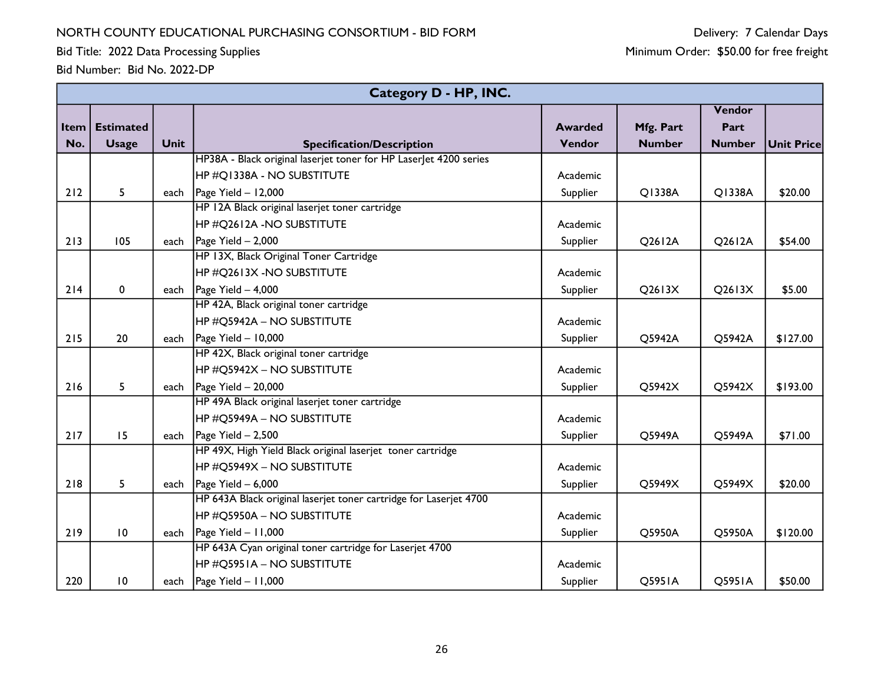NORTH COUNTY EDUCATIONAL PURCHASING CONSORTIUM - BID FORM

Bid Title: 2022 Data Processing Supplies

Bid Number: Bid No. 2022-DP

Delivery: 7 Calendar Days

Minimum Order: $50.00 for free freight

| Category D - HP, INC. | | | | | | | |
|---|---|---|---|---|---|---|---|
| **Item No.** | **Estimated Usage** | **Unit** | **Specification/Description** | **Awarded Vendor** | **Mfg. Part Number** | **Vendor Part Number** | **Unit Price** |
| 212 | 5 | each | HP38A - Black original laserjet toner for HP LaserJet 4200 series<br>HP #Q1338A - NO SUBSTITUTE<br>Page Yield – 12,000 | Academic Supplier | Q1338A | Q1338A | $20.00 |
| 213 | 105 | each | HP 12A Black original laserjet toner cartridge<br>HP #Q2612A -NO SUBSTITUTE<br>Page Yield – 2,000 | Academic Supplier | Q2612A | Q2612A | $54.00 |
| 214 | 0 | each | HP 13X, Black Original Toner Cartridge<br>HP #Q2613X -NO SUBSTITUTE<br>Page Yield – 4,000 | Academic Supplier | Q2613X | Q2613X | $5.00 |
| 215 | 20 | each | HP 42A, Black original toner cartridge<br>HP #Q5942A – NO SUBSTITUTE<br>Page Yield – 10,000 | Academic Supplier | Q5942A | Q5942A | $127.00 |
| 216 | 5 | each | HP 42X, Black original toner cartridge<br>HP #Q5942X – NO SUBSTITUTE<br>Page Yield – 20,000 | Academic Supplier | Q5942X | Q5942X | $193.00 |
| 217 | 15 | each | HP 49A Black original laserjet toner cartridge<br>HP #Q5949A – NO SUBSTITUTE<br>Page Yield – 2,500 | Academic Supplier | Q5949A | Q5949A | $71.00 |
| 218 | 5 | each | HP 49X, High Yield Black original laserjet toner cartridge<br>HP #Q5949X – NO SUBSTITUTE<br>Page Yield – 6,000 | Academic Supplier | Q5949X | Q5949X | $20.00 |
| 219 | 10 | each | HP 643A Black original laserjet toner cartridge for Laserjet 4700<br>HP #Q5950A – NO SUBSTITUTE<br>Page Yield – 11,000 | Academic Supplier | Q5950A | Q5950A | $120.00 |
| 220 | 10 | each | HP 643A Cyan original toner cartridge for Laserjet 4700<br>HP #Q5951A – NO SUBSTITUTE<br>Page Yield – 11,000 | Academic Supplier | Q5951A | Q5951A | $50.00 |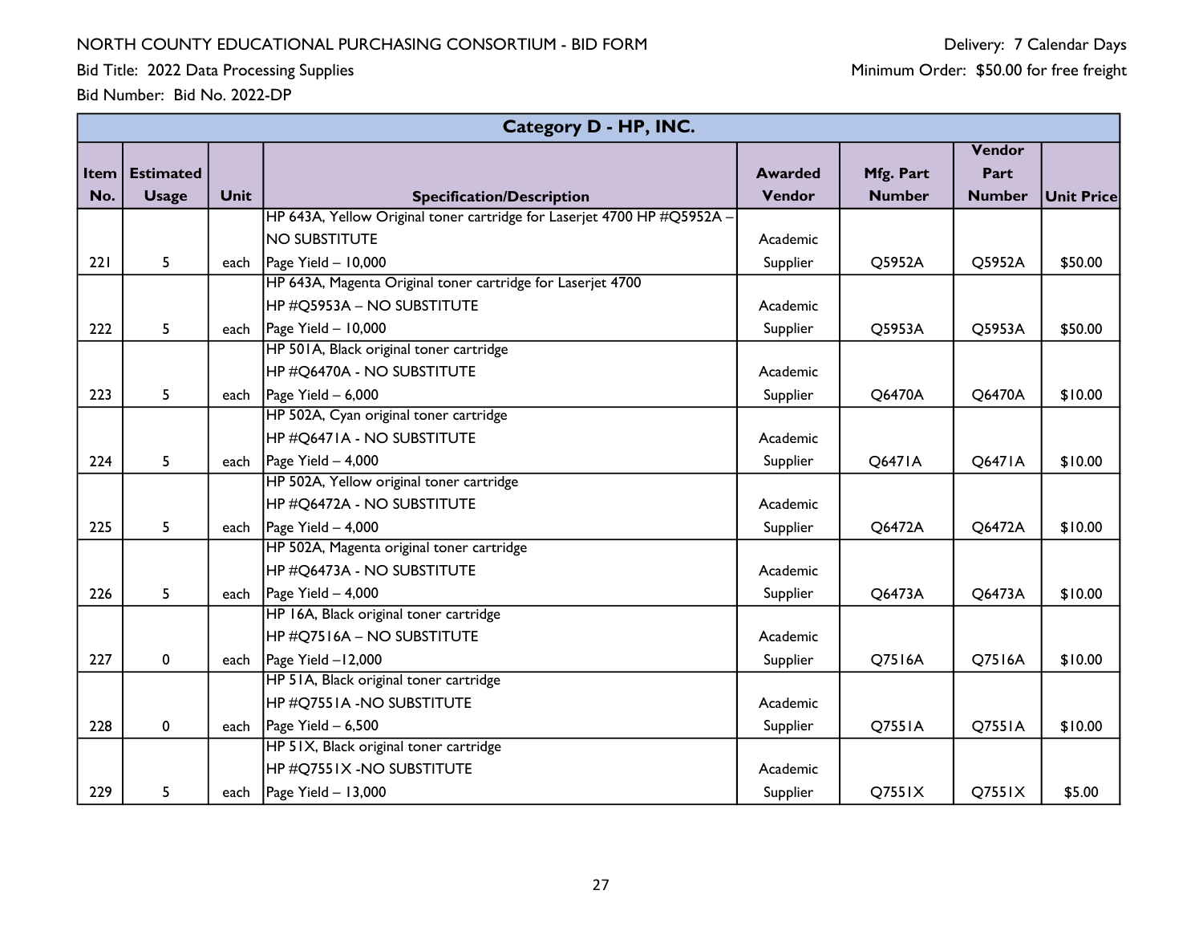NORTH COUNTY EDUCATIONAL PURCHASING CONSORTIUM - BID FORM

Bid Title: 2022 Data Processing Supplies

Bid Number: Bid No. 2022-DP

Delivery: 7 Calendar Days

Minimum Order: $50.00 for free freight

| Category D - HP, INC. | | | | | | | |
|---|---|---|---|---|---|---|---|
| **Item No.** | **Estimated Usage** | **Unit** | **Specification/Description** | **Awarded Vendor** | **Mfg. Part Number** | **Vendor Part Number** | **Unit Price** |
| 221 | 5 | each | HP 643A, Yellow Original toner cartridge for Laserjet 4700 HP #Q5952A – NO SUBSTITUTE Page Yield – 10,000 | Academic Supplier | Q5952A | Q5952A | $50.00 |
| 222 | 5 | each | HP 643A, Magenta Original toner cartridge for Laserjet 4700 HP #Q5953A – NO SUBSTITUTE Page Yield – 10,000 | Academic Supplier | Q5953A | Q5953A | $50.00 |
| 223 | 5 | each | HP 501A, Black original toner cartridge HP #Q6470A - NO SUBSTITUTE Page Yield – 6,000 | Academic Supplier | Q6470A | Q6470A | $10.00 |
| 224 | 5 | each | HP 502A, Cyan original toner cartridge HP #Q6471A - NO SUBSTITUTE Page Yield – 4,000 | Academic Supplier | Q6471A | Q6471A | $10.00 |
| 225 | 5 | each | HP 502A, Yellow original toner cartridge HP #Q6472A - NO SUBSTITUTE Page Yield – 4,000 | Academic Supplier | Q6472A | Q6472A | $10.00 |
| 226 | 5 | each | HP 502A, Magenta original toner cartridge HP #Q6473A - NO SUBSTITUTE Page Yield – 4,000 | Academic Supplier | Q6473A | Q6473A | $10.00 |
| 227 | 0 | each | HP 16A, Black original toner cartridge HP #Q7516A – NO SUBSTITUTE Page Yield –12,000 | Academic Supplier | Q7516A | Q7516A | $10.00 |
| 228 | 0 | each | HP 51A, Black original toner cartridge HP #Q7551A -NO SUBSTITUTE Page Yield – 6,500 | Academic Supplier | Q7551A | Q7551A | $10.00 |
| 229 | 5 | each | HP 51X, Black original toner cartridge HP #Q7551X -NO SUBSTITUTE Page Yield – 13,000 | Academic Supplier | Q7551X | Q7551X | $5.00 |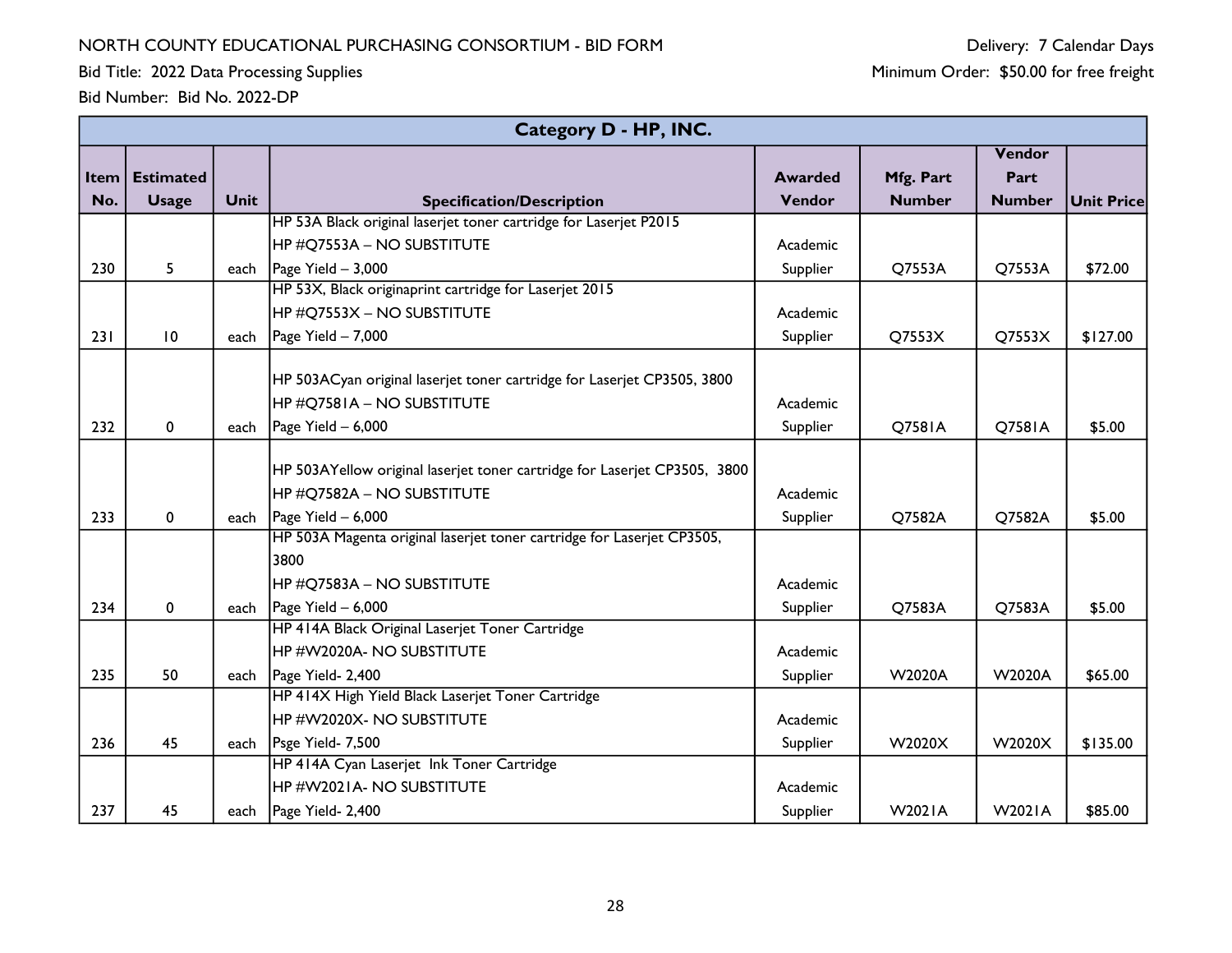NORTH COUNTY EDUCATIONAL PURCHASING CONSORTIUM - BID FORM

Bid Title: 2022 Data Processing Supplies

Bid Number: Bid No. 2022-DP

Delivery: 7 Calendar Days

Minimum Order: $50.00 for free freight

| Category D - HP, INC. | | | | | | | |
|---|---|---|---|---|---|---|---|
| **Item No.** | **Estimated Usage** | **Unit** | **Specification/Description** | **Awarded Vendor** | **Mfg. Part Number** | **Vendor Part Number** | **Unit Price** |
| 230 | 5 | each | HP 53A Black original laserjet toner cartridge for Laserjet P2015<br>HP #Q7553A – NO SUBSTITUTE<br>Page Yield – 3,000 | Academic Supplier | Q7553A | Q7553A | $72.00 |
| 231 | 10 | each | HP 53X, Black originaprint cartridge for Laserjet 2015<br>HP #Q7553X – NO SUBSTITUTE<br>Page Yield – 7,000 | Academic Supplier | Q7553X | Q7553X | $127.00 |
| 232 | 0 | each | HP 503ACyan original laserjet toner cartridge for Laserjet CP3505, 3800<br>HP #Q7581A – NO SUBSTITUTE<br>Page Yield – 6,000 | Academic Supplier | Q7581A | Q7581A | $5.00 |
| 233 | 0 | each | HP 503AYellow original laserjet toner cartridge for Laserjet CP3505, 3800<br>HP #Q7582A – NO SUBSTITUTE<br>Page Yield – 6,000 | Academic Supplier | Q7582A | Q7582A | $5.00 |
| 234 | 0 | each | HP 503A Magenta original laserjet toner cartridge for Laserjet CP3505, 3800<br>HP #Q7583A – NO SUBSTITUTE<br>Page Yield – 6,000 | Academic Supplier | Q7583A | Q7583A | $5.00 |
| 235 | 50 | each | HP 414A Black Original Laserjet Toner Cartridge<br>HP #W2020A- NO SUBSTITUTE<br>Page Yield- 2,400 | Academic Supplier | W2020A | W2020A | $65.00 |
| 236 | 45 | each | HP 414X High Yield Black Laserjet Toner Cartridge<br>HP #W2020X- NO SUBSTITUTE<br>Psge Yield- 7,500 | Academic Supplier | W2020X | W2020X | $135.00 |
| 237 | 45 | each | HP 414A Cyan Laserjet Ink Toner Cartridge<br>HP #W2021A- NO SUBSTITUTE<br>Page Yield- 2,400 | Academic Supplier | W2021A | W2021A | $85.00 |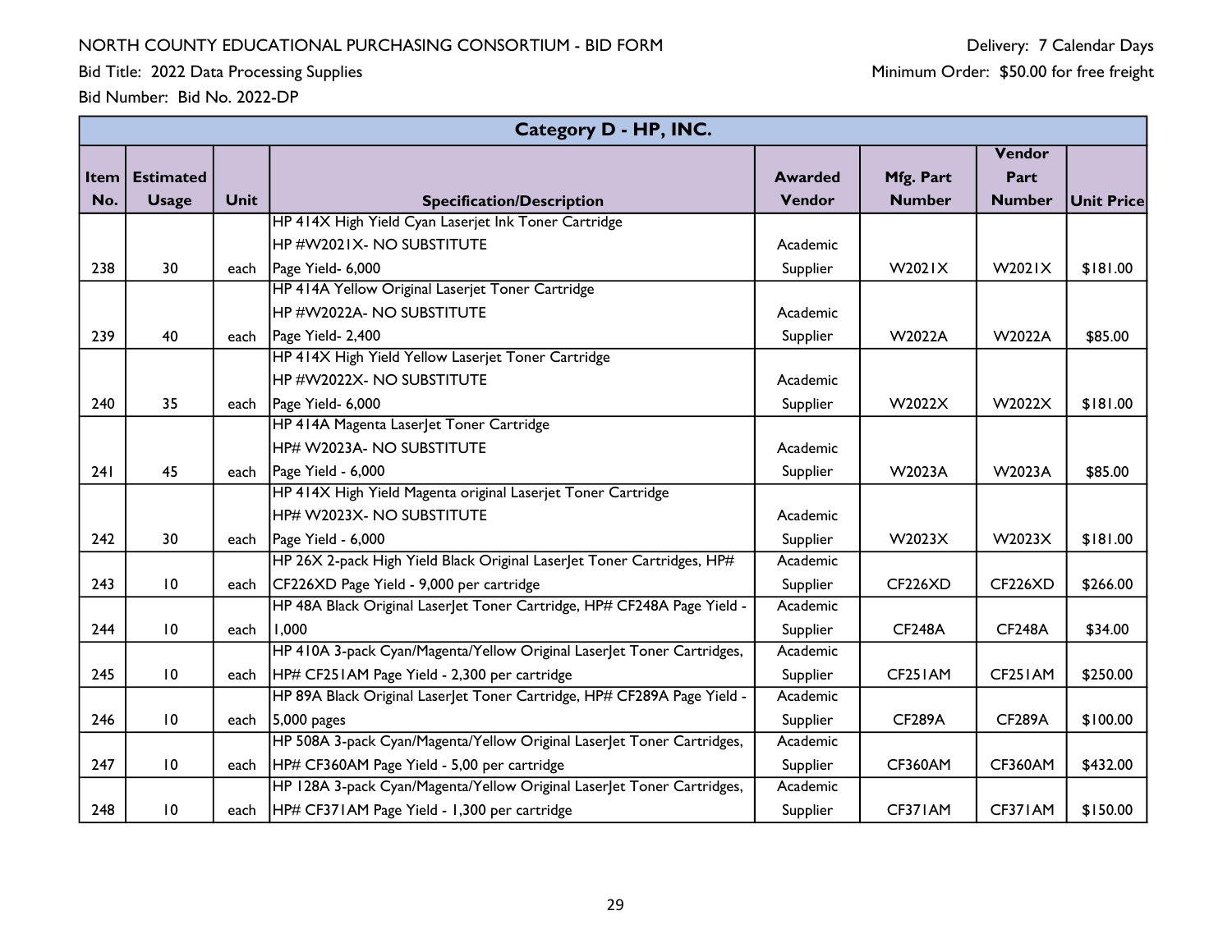NORTH COUNTY EDUCATIONAL PURCHASING CONSORTIUM - BID FORM

Bid Title: 2022 Data Processing Supplies

Bid Number: Bid No. 2022-DP

Delivery: 7 Calendar Days

Minimum Order: $50.00 for free freight

| Category D - HP, INC. | | | | | | | |
|---|---|---|---|---|---|---|---|
| **Item No.** | **Estimated Usage** | **Unit** | **Specification/Description** | **Awarded Vendor** | **Mfg. Part Number** | **Vendor Part Number** | **Unit Price** |
| 238 | 30 | each | HP 414X High Yield Cyan Laserjet Ink Toner Cartridge HP #W2021X- NO SUBSTITUTE Page Yield- 6,000 | Academic Supplier | W2021X | W2021X | $181.00 |
| 239 | 40 | each | HP 414A Yellow Original Laserjet Toner Cartridge HP #W2022A- NO SUBSTITUTE Page Yield- 2,400 | Academic Supplier | W2022A | W2022A | $85.00 |
| 240 | 35 | each | HP 414X High Yield Yellow Laserjet Toner Cartridge HP #W2022X- NO SUBSTITUTE Page Yield- 6,000 | Academic Supplier | W2022X | W2022X | $181.00 |
| 241 | 45 | each | HP 414A Magenta LaserJet Toner Cartridge HP# W2023A- NO SUBSTITUTE Page Yield - 6,000 | Academic Supplier | W2023A | W2023A | $85.00 |
| 242 | 30 | each | HP 414X High Yield Magenta original Laserjet Toner Cartridge HP# W2023X- NO SUBSTITUTE Page Yield - 6,000 | Academic Supplier | W2023X | W2023X | $181.00 |
| 243 | 10 | each | HP 26X 2-pack High Yield Black Original LaserJet Toner Cartridges, HP# CF226XD Page Yield - 9,000 per cartridge | Academic Supplier | CF226XD | CF226XD | $266.00 |
| 244 | 10 | each | HP 48A Black Original LaserJet Toner Cartridge, HP# CF248A Page Yield - 1,000 | Academic Supplier | CF248A | CF248A | $34.00 |
| 245 | 10 | each | HP 410A 3-pack Cyan/Magenta/Yellow Original LaserJet Toner Cartridges, HP# CF251AM Page Yield - 2,300 per cartridge | Academic Supplier | CF251AM | CF251AM | $250.00 |
| 246 | 10 | each | HP 89A Black Original LaserJet Toner Cartridge, HP# CF289A Page Yield - 5,000 pages | Academic Supplier | CF289A | CF289A | $100.00 |
| 247 | 10 | each | HP 508A 3-pack Cyan/Magenta/Yellow Original LaserJet Toner Cartridges, HP# CF360AM Page Yield - 5,00 per cartridge | Academic Supplier | CF360AM | CF360AM | $432.00 |
| 248 | 10 | each | HP 128A 3-pack Cyan/Magenta/Yellow Original LaserJet Toner Cartridges, HP# CF371AM Page Yield - 1,300 per cartridge | Academic Supplier | CF371AM | CF371AM | $150.00 |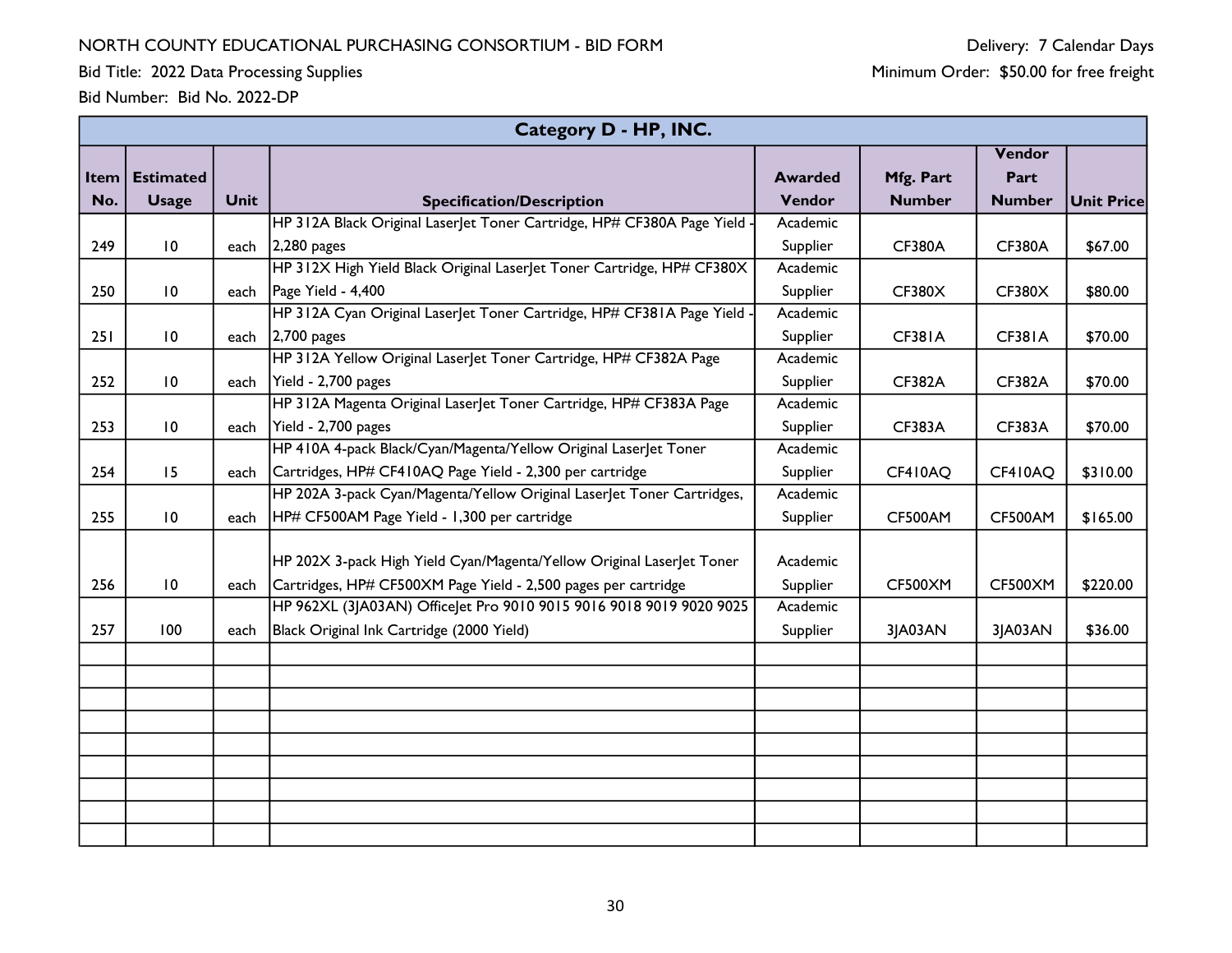NORTH COUNTY EDUCATIONAL PURCHASING CONSORTIUM - BID FORM

Bid Title: 2022 Data Processing Supplies

Bid Number: Bid No. 2022-DP

Delivery: 7 Calendar Days

Minimum Order: $50.00 for free freight

| Category D - HP, INC. | | | | | | | |
|---|---|---|---|---|---|---|---|
| **Item No.** | **Estimated Usage** | **Unit** | **Specification/Description** | **Awarded Vendor** | **Mfg. Part Number** | **Vendor Part Number** | **Unit Price** |
| 249 | 10 | each | HP 312A Black Original LaserJet Toner Cartridge, HP# CF380A Page Yield - 2,280 pages | Academic Supplier | CF380A | CF380A | $67.00 |
| 250 | 10 | each | HP 312X High Yield Black Original LaserJet Toner Cartridge, HP# CF380X Page Yield - 4,400 | Academic Supplier | CF380X | CF380X | $80.00 |
| 251 | 10 | each | HP 312A Cyan Original LaserJet Toner Cartridge, HP# CF381A Page Yield - 2,700 pages | Academic Supplier | CF381A | CF381A | $70.00 |
| 252 | 10 | each | HP 312A Yellow Original LaserJet Toner Cartridge, HP# CF382A Page Yield - 2,700 pages | Academic Supplier | CF382A | CF382A | $70.00 |
| 253 | 10 | each | HP 312A Magenta Original LaserJet Toner Cartridge, HP# CF383A Page Yield - 2,700 pages | Academic Supplier | CF383A | CF383A | $70.00 |
| 254 | 15 | each | HP 410A 4-pack Black/Cyan/Magenta/Yellow Original LaserJet Toner Cartridges, HP# CF410AQ Page Yield - 2,300 per cartridge | Academic Supplier | CF410AQ | CF410AQ | $310.00 |
| 255 | 10 | each | HP 202A 3-pack Cyan/Magenta/Yellow Original LaserJet Toner Cartridges, HP# CF500AM Page Yield - 1,300 per cartridge | Academic Supplier | CF500AM | CF500AM | $165.00 |
| 256 | 10 | each | HP 202X 3-pack High Yield Cyan/Magenta/Yellow Original LaserJet Toner Cartridges, HP# CF500XM Page Yield - 2,500 pages per cartridge | Academic Supplier | CF500XM | CF500XM | $220.00 |
| 257 | 100 | each | HP 962XL (3JA03AN) OfficeJet Pro 9010 9015 9016 9018 9019 9020 9025 Black Original Ink Cartridge (2000 Yield) | Academic Supplier | 3JA03AN | 3JA03AN | $36.00 |
| | | | | | | | |
| | | | | | | | |
| | | | | | | | |
| | | | | | | | |
| | | | | | | | |
| | | | | | | | |
| | | | | | | | |
| | | | | | | | |
| | | | | | | | |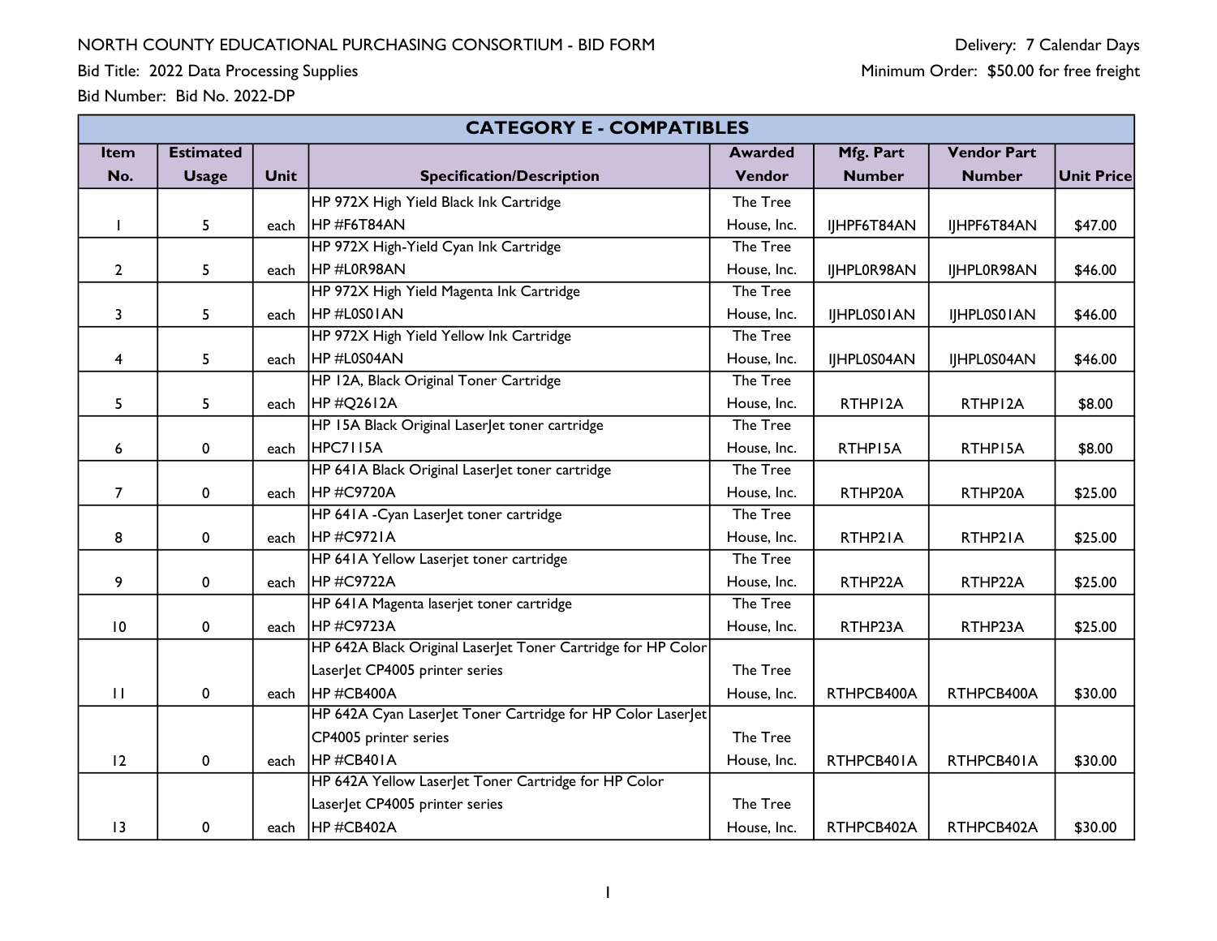NORTH COUNTY EDUCATIONAL PURCHASING CONSORTIUM - BID FORM

Bid Title: 2022 Data Processing Supplies

Bid Number: Bid No. 2022-DP

Delivery: 7 Calendar Days

Minimum Order: $50.00 for free freight

| CATEGORY E - COMPATIBLES | | | | | | | |
|---|---|---|---|---|---|---|---|
| **Item No.** | **Estimated Usage** | **Unit** | **Specification/Description** | **Awarded Vendor** | **Mfg. Part Number** | **Vendor Part Number** | **Unit Price** |
| 1 | 5 | each | HP 972X High Yield Black Ink Cartridge HP #F6T84AN | The Tree House, Inc. | IJHPF6T84AN | IJHPF6T84AN | $47.00 |
| 2 | 5 | each | HP 972X High-Yield Cyan Ink Cartridge HP #L0R98AN | The Tree House, Inc. | IJHPL0R98AN | IJHPL0R98AN | $46.00 |
| 3 | 5 | each | HP 972X High Yield Magenta Ink Cartridge HP #L0S01AN | The Tree House, Inc. | IJHPL0S01AN | IJHPL0S01AN | $46.00 |
| 4 | 5 | each | HP 972X High Yield Yellow Ink Cartridge HP #L0S04AN | The Tree House, Inc. | IJHPL0S04AN | IJHPL0S04AN | $46.00 |
| 5 | 5 | each | HP 12A, Black Original Toner Cartridge HP #Q2612A | The Tree House, Inc. | RTHP12A | RTHP12A | $8.00 |
| 6 | 0 | each | HP 15A Black Original LaserJet toner cartridge HPC7115A | The Tree House, Inc. | RTHP15A | RTHP15A | $8.00 |
| 7 | 0 | each | HP 641A Black Original LaserJet toner cartridge HP #C9720A | The Tree House, Inc. | RTHP20A | RTHP20A | $25.00 |
| 8 | 0 | each | HP 641A -Cyan LaserJet toner cartridge HP #C9721A | The Tree House, Inc. | RTHP21A | RTHP21A | $25.00 |
| 9 | 0 | each | HP 641A Yellow Laserjet toner cartridge HP #C9722A | The Tree House, Inc. | RTHP22A | RTHP22A | $25.00 |
| 10 | 0 | each | HP 641A Magenta laserjet toner cartridge HP #C9723A | The Tree House, Inc. | RTHP23A | RTHP23A | $25.00 |
| 11 | 0 | each | HP 642A Black Original LaserJet Toner Cartridge for HP Color LaserJet CP4005 printer series HP #CB400A | The Tree House, Inc. | RTHPCB400A | RTHPCB400A | $30.00 |
| 12 | 0 | each | HP 642A Cyan LaserJet Toner Cartridge for HP Color LaserJet CP4005 printer series HP #CB401A | The Tree House, Inc. | RTHPCB401A | RTHPCB401A | $30.00 |
| 13 | 0 | each | HP 642A Yellow LaserJet Toner Cartridge for HP Color LaserJet CP4005 printer series HP #CB402A | The Tree House, Inc. | RTHPCB402A | RTHPCB402A | $30.00 |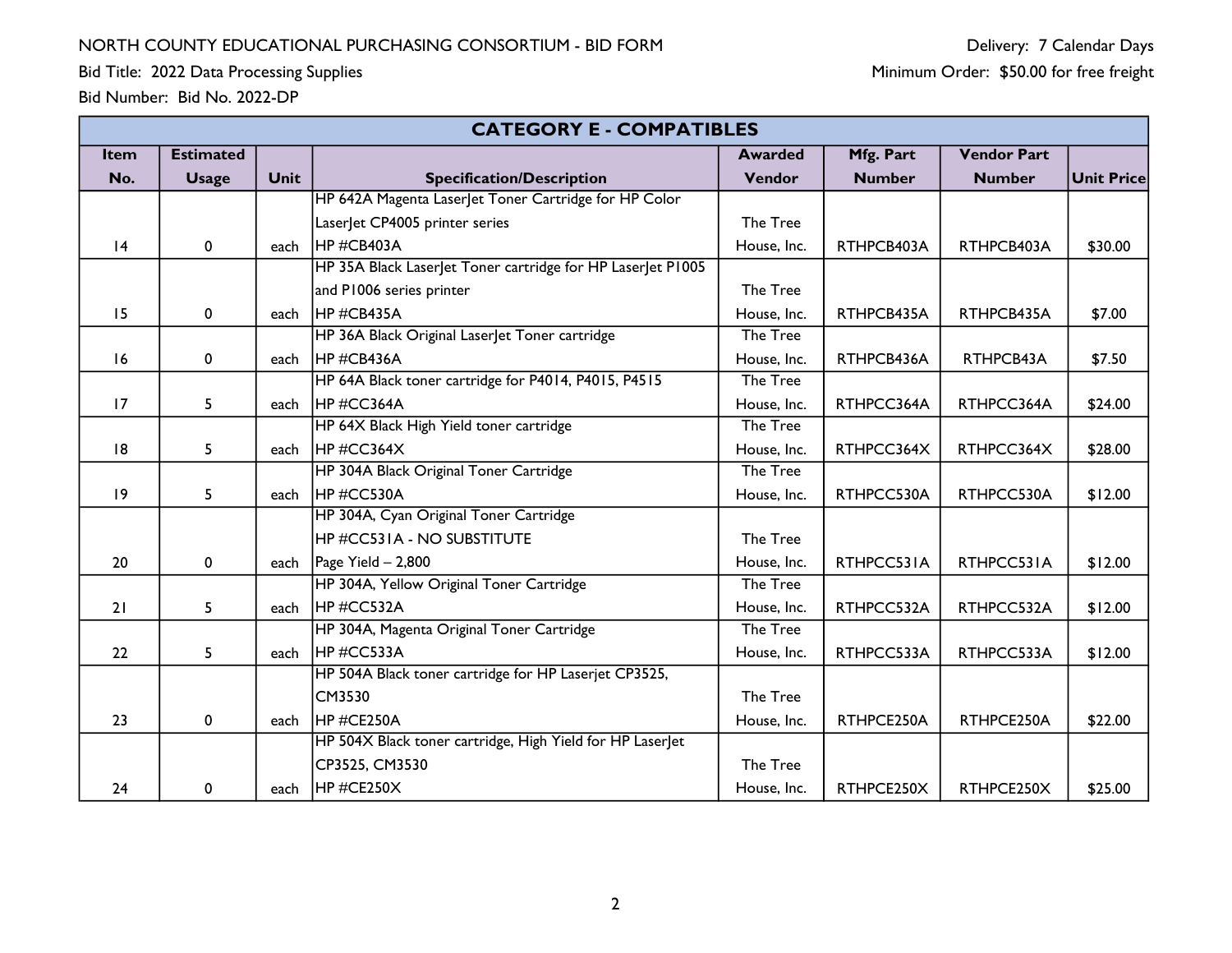NORTH COUNTY EDUCATIONAL PURCHASING CONSORTIUM - BID FORM

Bid Title: 2022 Data Processing Supplies

Bid Number: Bid No. 2022-DP

Delivery: 7 Calendar Days

Minimum Order: $50.00 for free freight

| CATEGORY E - COMPATIBLES | | | | | | | |
|---|---|---|---|---|---|---|---|
| Item No. | Estimated Usage | Unit | Specification/Description | Awarded Vendor | Mfg. Part Number | Vendor Part Number | Unit Price |
| 14 | 0 | each | HP 642A Magenta LaserJet Toner Cartridge for HP Color LaserJet CP4005 printer series HP #CB403A | The Tree House, Inc. | RTHPCB403A | RTHPCB403A | $30.00 |
| 15 | 0 | each | HP 35A Black LaserJet Toner cartridge for HP LaserJet P1005 and P1006 series printer HP #CB435A | The Tree House, Inc. | RTHPCB435A | RTHPCB435A | $7.00 |
| 16 | 0 | each | HP 36A Black Original LaserJet Toner cartridge HP #CB436A | The Tree House, Inc. | RTHPCB436A | RTHPCB43A | $7.50 |
| 17 | 5 | each | HP 64A Black toner cartridge for P4014, P4015, P4515 HP #CC364A | The Tree House, Inc. | RTHPCC364A | RTHPCC364A | $24.00 |
| 18 | 5 | each | HP 64X Black High Yield toner cartridge HP #CC364X | The Tree House, Inc. | RTHPCC364X | RTHPCC364X | $28.00 |
| 19 | 5 | each | HP 304A Black Original Toner Cartridge HP #CC530A | The Tree House, Inc. | RTHPCC530A | RTHPCC530A | $12.00 |
| 20 | 0 | each | HP 304A, Cyan Original Toner Cartridge HP #CC531A - NO SUBSTITUTE Page Yield – 2,800 | The Tree House, Inc. | RTHPCC531A | RTHPCC531A | $12.00 |
| 21 | 5 | each | HP 304A, Yellow Original Toner Cartridge HP #CC532A | The Tree House, Inc. | RTHPCC532A | RTHPCC532A | $12.00 |
| 22 | 5 | each | HP 304A, Magenta Original Toner Cartridge HP #CC533A | The Tree House, Inc. | RTHPCC533A | RTHPCC533A | $12.00 |
| 23 | 0 | each | HP 504A Black toner cartridge for HP Laserjet CP3525, CM3530 HP #CE250A | The Tree House, Inc. | RTHPCE250A | RTHPCE250A | $22.00 |
| 24 | 0 | each | HP 504X Black toner cartridge, High Yield for HP LaserJet CP3525, CM3530 HP #CE250X | The Tree House, Inc. | RTHPCE250X | RTHPCE250X | $25.00 |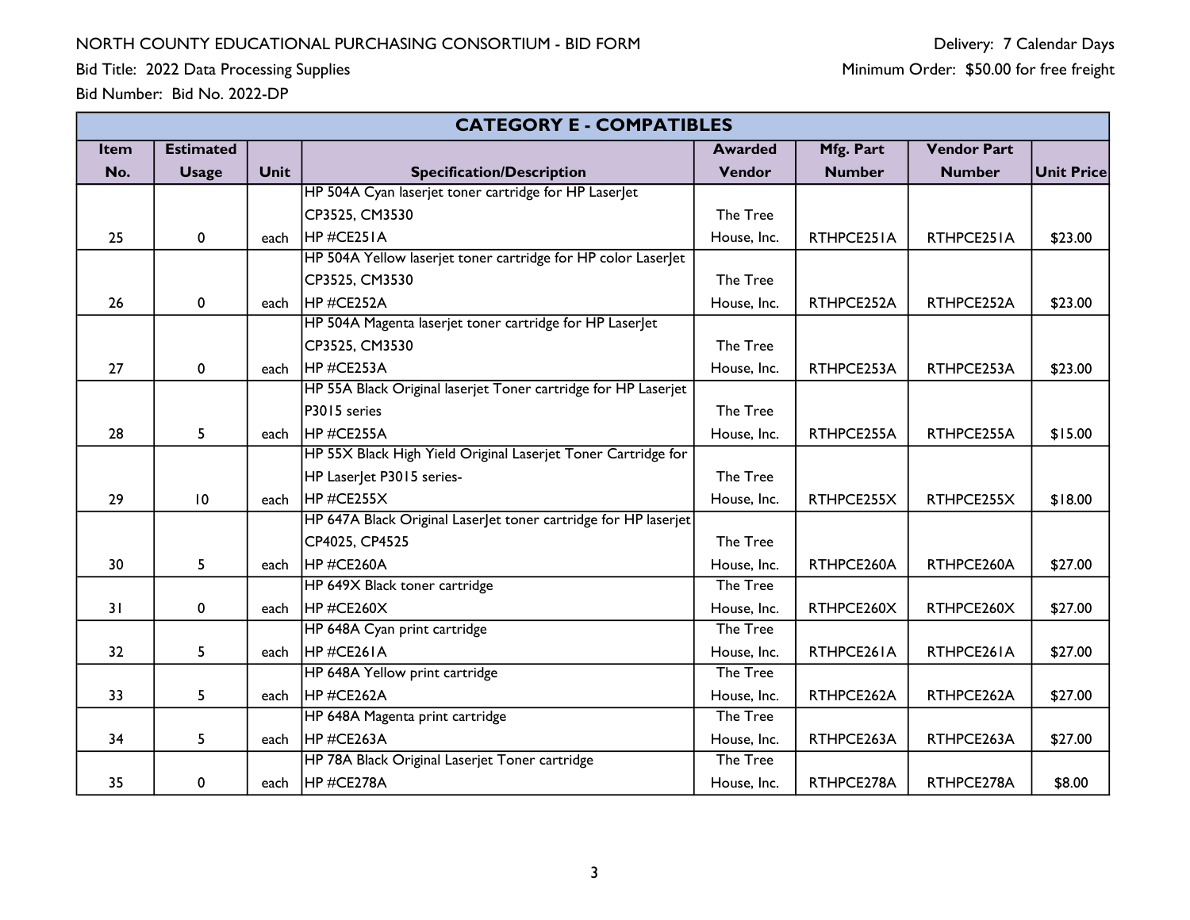NORTH COUNTY EDUCATIONAL PURCHASING CONSORTIUM - BID FORM

Bid Title: 2022 Data Processing Supplies

Bid Number: Bid No. 2022-DP

Delivery: 7 Calendar Days

Minimum Order: $50.00 for free freight

| CATEGORY E - COMPATIBLES | | | | | | | |
|---|---|---|---|---|---|---|---|
| **Item No.** | **Estimated Usage** | **Unit** | **Specification/Description** | **Awarded Vendor** | **Mfg. Part Number** | **Vendor Part Number** | **Unit Price** |
| 25 | 0 | each | HP 504A Cyan laserjet toner cartridge for HP LaserJet CP3525, CM3530 HP #CE251A | The Tree House, Inc. | RTHPCE251A | RTHPCE251A | $23.00 |
| 26 | 0 | each | HP 504A Yellow laserjet toner cartridge for HP color LaserJet CP3525, CM3530 HP #CE252A | The Tree House, Inc. | RTHPCE252A | RTHPCE252A | $23.00 |
| 27 | 0 | each | HP 504A Magenta laserjet toner cartridge for HP LaserJet CP3525, CM3530 HP #CE253A | The Tree House, Inc. | RTHPCE253A | RTHPCE253A | $23.00 |
| 28 | 5 | each | HP 55A Black Original laserjet Toner cartridge for HP Laserjet P3015 series HP #CE255A | The Tree House, Inc. | RTHPCE255A | RTHPCE255A | $15.00 |
| 29 | 10 | each | HP 55X Black High Yield Original Laserjet Toner Cartridge for HP LaserJet P3015 series- HP #CE255X | The Tree House, Inc. | RTHPCE255X | RTHPCE255X | $18.00 |
| 30 | 5 | each | HP 647A Black Original LaserJet toner cartridge for HP laserjet CP4025, CP4525 HP #CE260A | The Tree House, Inc. | RTHPCE260A | RTHPCE260A | $27.00 |
| 31 | 0 | each | HP 649X Black toner cartridge HP #CE260X | The Tree House, Inc. | RTHPCE260X | RTHPCE260X | $27.00 |
| 32 | 5 | each | HP 648A Cyan print cartridge HP #CE261A | The Tree House, Inc. | RTHPCE261A | RTHPCE261A | $27.00 |
| 33 | 5 | each | HP 648A Yellow print cartridge HP #CE262A | The Tree House, Inc. | RTHPCE262A | RTHPCE262A | $27.00 |
| 34 | 5 | each | HP 648A Magenta print cartridge HP #CE263A | The Tree House, Inc. | RTHPCE263A | RTHPCE263A | $27.00 |
| 35 | 0 | each | HP 78A Black Original Laserjet Toner cartridge HP #CE278A | The Tree House, Inc. | RTHPCE278A | RTHPCE278A | $8.00 |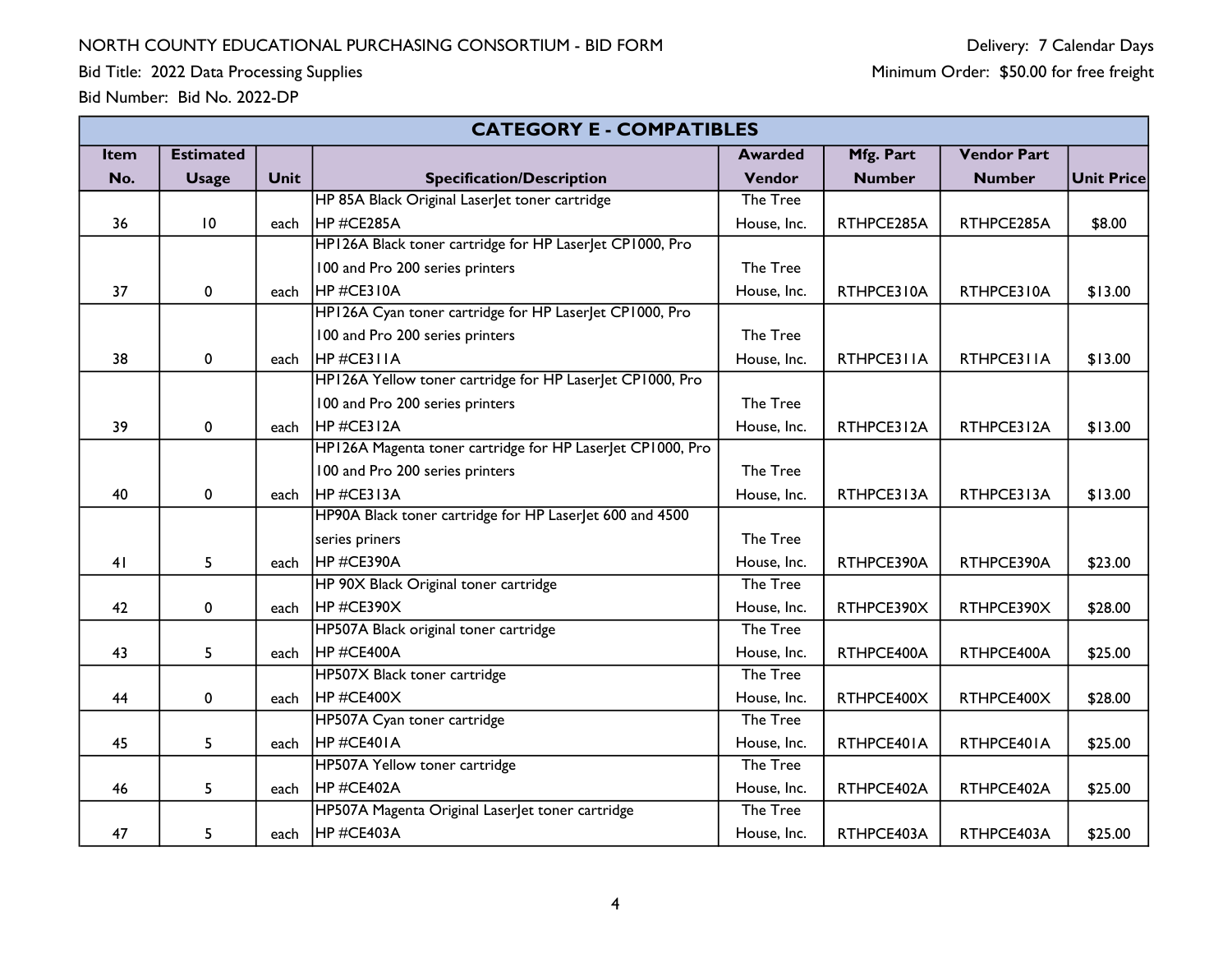NORTH COUNTY EDUCATIONAL PURCHASING CONSORTIUM - BID FORM

Bid Title: 2022 Data Processing Supplies

Bid Number: Bid No. 2022-DP

Delivery: 7 Calendar Days

Minimum Order: $50.00 for free freight

| CATEGORY E - COMPATIBLES | | | | | | | |
|---|---|---|---|---|---|---|---|
| **Item No.** | **Estimated Usage** | **Unit** | **Specification/Description** | **Awarded Vendor** | **Mfg. Part Number** | **Vendor Part Number** | **Unit Price** |
| 36 | 10 | each | HP 85A Black Original LaserJet toner cartridge HP #CE285A | The Tree House, Inc. | RTHPCE285A | RTHPCE285A | $8.00 |
| 37 | 0 | each | HP126A Black toner cartridge for HP LaserJet CP1000, Pro 100 and Pro 200 series printers HP #CE310A | The Tree House, Inc. | RTHPCE310A | RTHPCE310A | $13.00 |
| 38 | 0 | each | HP126A Cyan toner cartridge for HP LaserJet CP1000, Pro 100 and Pro 200 series printers HP #CE311A | The Tree House, Inc. | RTHPCE311A | RTHPCE311A | $13.00 |
| 39 | 0 | each | HP126A Yellow toner cartridge for HP LaserJet CP1000, Pro 100 and Pro 200 series printers HP #CE312A | The Tree House, Inc. | RTHPCE312A | RTHPCE312A | $13.00 |
| 40 | 0 | each | HP126A Magenta toner cartridge for HP LaserJet CP1000, Pro 100 and Pro 200 series printers HP #CE313A | The Tree House, Inc. | RTHPCE313A | RTHPCE313A | $13.00 |
| 41 | 5 | each | HP90A Black toner cartridge for HP LaserJet 600 and 4500 series priners HP #CE390A | The Tree House, Inc. | RTHPCE390A | RTHPCE390A | $23.00 |
| 42 | 0 | each | HP 90X Black Original toner cartridge HP #CE390X | The Tree House, Inc. | RTHPCE390X | RTHPCE390X | $28.00 |
| 43 | 5 | each | HP507A Black original toner cartridge HP #CE400A | The Tree House, Inc. | RTHPCE400A | RTHPCE400A | $25.00 |
| 44 | 0 | each | HP507X Black toner cartridge HP #CE400X | The Tree House, Inc. | RTHPCE400X | RTHPCE400X | $28.00 |
| 45 | 5 | each | HP507A Cyan toner cartridge HP #CE401A | The Tree House, Inc. | RTHPCE401A | RTHPCE401A | $25.00 |
| 46 | 5 | each | HP507A Yellow toner cartridge HP #CE402A | The Tree House, Inc. | RTHPCE402A | RTHPCE402A | $25.00 |
| 47 | 5 | each | HP507A Magenta Original LaserJet toner cartridge HP #CE403A | The Tree House, Inc. | RTHPCE403A | RTHPCE403A | $25.00 |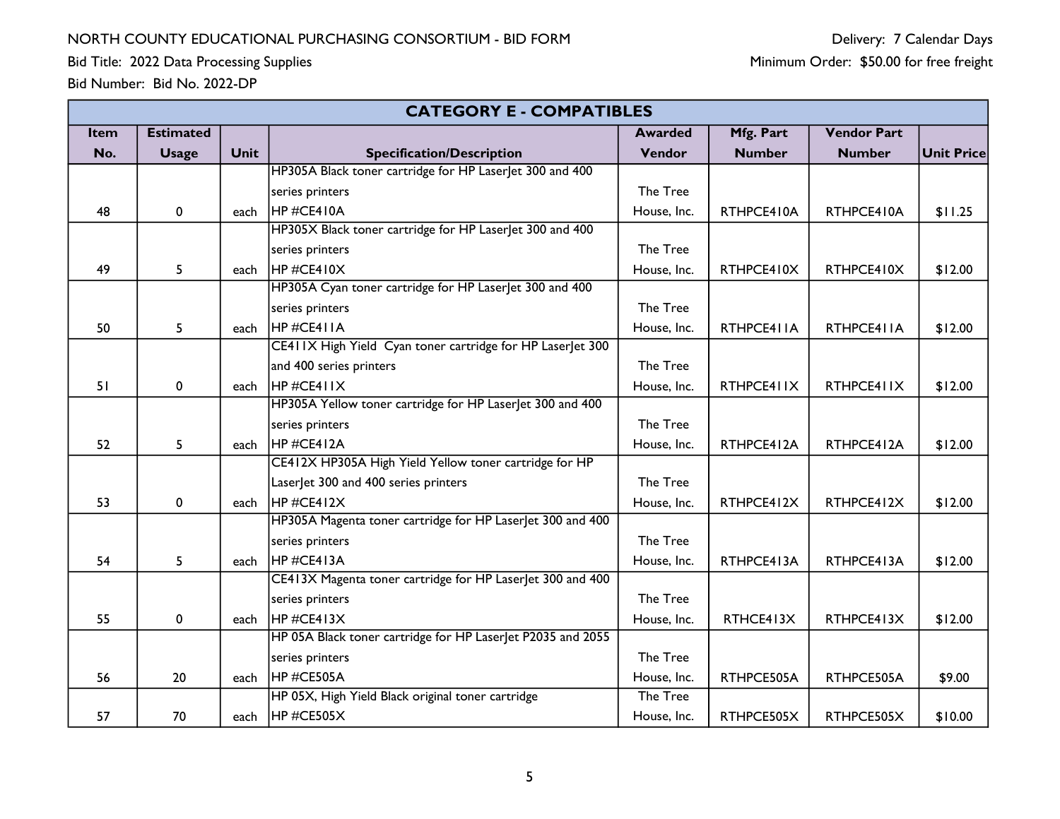NORTH COUNTY EDUCATIONAL PURCHASING CONSORTIUM - BID FORM

Bid Title: 2022 Data Processing Supplies

Bid Number: Bid No. 2022-DP

Delivery: 7 Calendar Days

Minimum Order: $50.00 for free freight

| CATEGORY E - COMPATIBLES | | | | | | | |
|---|---|---|---|---|---|---|---|
| **Item No.** | **Estimated Usage** | **Unit** | **Specification/Description** | **Awarded Vendor** | **Mfg. Part Number** | **Vendor Part Number** | **Unit Price** |
| 48 | 0 | each | HP305A Black toner cartridge for HP LaserJet 300 and 400 series printers HP #CE410A | The Tree House, Inc. | RTHPCE410A | RTHPCE410A | $11.25 |
| 49 | 5 | each | HP305X Black toner cartridge for HP LaserJet 300 and 400 series printers HP #CE410X | The Tree House, Inc. | RTHPCE410X | RTHPCE410X | $12.00 |
| 50 | 5 | each | HP305A Cyan toner cartridge for HP LaserJet 300 and 400 series printers HP #CE411A | The Tree House, Inc. | RTHPCE411A | RTHPCE411A | $12.00 |
| 51 | 0 | each | CE411X High Yield Cyan toner cartridge for HP LaserJet 300 and 400 series printers HP #CE411X | The Tree House, Inc. | RTHPCE411X | RTHPCE411X | $12.00 |
| 52 | 5 | each | HP305A Yellow toner cartridge for HP LaserJet 300 and 400 series printers HP #CE412A | The Tree House, Inc. | RTHPCE412A | RTHPCE412A | $12.00 |
| 53 | 0 | each | CE412X HP305A High Yield Yellow toner cartridge for HP LaserJet 300 and 400 series printers HP #CE412X | The Tree House, Inc. | RTHPCE412X | RTHPCE412X | $12.00 |
| 54 | 5 | each | HP305A Magenta toner cartridge for HP LaserJet 300 and 400 series printers HP #CE413A | The Tree House, Inc. | RTHPCE413A | RTHPCE413A | $12.00 |
| 55 | 0 | each | CE413X Magenta toner cartridge for HP LaserJet 300 and 400 series printers HP #CE413X | The Tree House, Inc. | RTHCE413X | RTHPCE413X | $12.00 |
| 56 | 20 | each | HP 05A Black toner cartridge for HP LaserJet P2035 and 2055 series printers HP #CE505A | The Tree House, Inc. | RTHPCE505A | RTHPCE505A | $9.00 |
| 57 | 70 | each | HP 05X, High Yield Black original toner cartridge HP #CE505X | The Tree House, Inc. | RTHPCE505X | RTHPCE505X | $10.00 |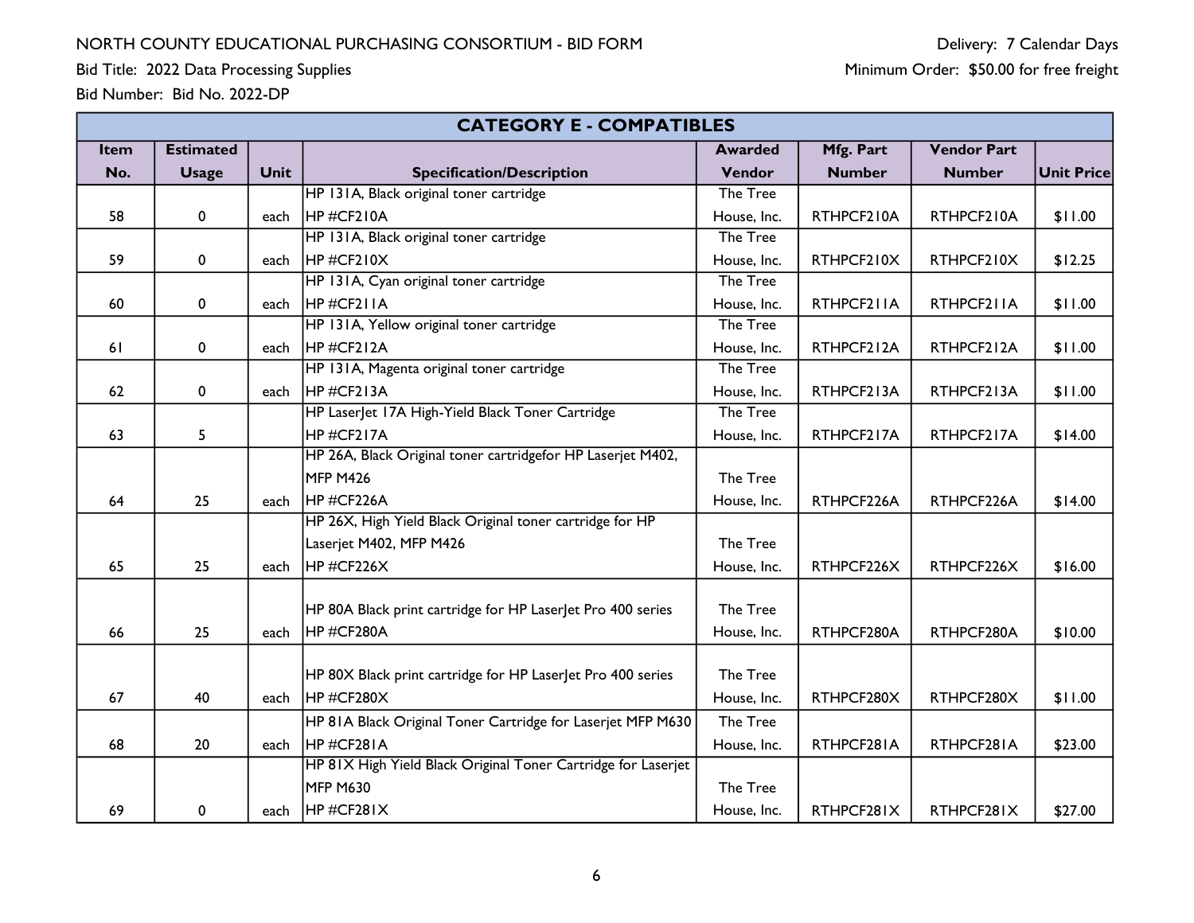NORTH COUNTY EDUCATIONAL PURCHASING CONSORTIUM - BID FORM

Delivery: 7 Calendar Days

Bid Title: 2022 Data Processing Supplies

Minimum Order: $50.00 for free freight

Bid Number: Bid No. 2022-DP

| CATEGORY E - COMPATIBLES | | | | | | | |
|---|---|---|---|---|---|---|---|
| **Item No.** | **Estimated Usage** | **Unit** | **Specification/Description** | **Awarded Vendor** | **Mfg. Part Number** | **Vendor Part Number** | **Unit Price** |
| 58 | 0 | each | HP 131A, Black original toner cartridge HP #CF210A | The Tree House, Inc. | RTHPCF210A | RTHPCF210A | $11.00 |
| 59 | 0 | each | HP 131A, Black original toner cartridge HP #CF210X | The Tree House, Inc. | RTHPCF210X | RTHPCF210X | $12.25 |
| 60 | 0 | each | HP 131A, Cyan original toner cartridge HP #CF211A | The Tree House, Inc. | RTHPCF211A | RTHPCF211A | $11.00 |
| 61 | 0 | each | HP 131A, Yellow original toner cartridge HP #CF212A | The Tree House, Inc. | RTHPCF212A | RTHPCF212A | $11.00 |
| 62 | 0 | each | HP 131A, Magenta original toner cartridge HP #CF213A | The Tree House, Inc. | RTHPCF213A | RTHPCF213A | $11.00 |
| 63 | 5 | | HP LaserJet 17A High-Yield Black Toner Cartridge HP #CF217A | The Tree House, Inc. | RTHPCF217A | RTHPCF217A | $14.00 |
| 64 | 25 | each | HP 26A, Black Original toner cartridgefor HP Laserjet M402, MFP M426 HP #CF226A | The Tree House, Inc. | RTHPCF226A | RTHPCF226A | $14.00 |
| 65 | 25 | each | HP 26X, High Yield Black Original toner cartridge for HP Laserjet M402, MFP M426 HP #CF226X | The Tree House, Inc. | RTHPCF226X | RTHPCF226X | $16.00 |
| 66 | 25 | each | HP 80A Black print cartridge for HP LaserJet Pro 400 series HP #CF280A | The Tree House, Inc. | RTHPCF280A | RTHPCF280A | $10.00 |
| 67 | 40 | each | HP 80X Black print cartridge for HP LaserJet Pro 400 series HP #CF280X | The Tree House, Inc. | RTHPCF280X | RTHPCF280X | $11.00 |
| 68 | 20 | each | HP 81A Black Original Toner Cartridge for Laserjet MFP M630 HP #CF281A | The Tree House, Inc. | RTHPCF281A | RTHPCF281A | $23.00 |
| 69 | 0 | each | HP 81X High Yield Black Original Toner Cartridge for Laserjet MFP M630 HP #CF281X | The Tree House, Inc. | RTHPCF281X | RTHPCF281X | $27.00 |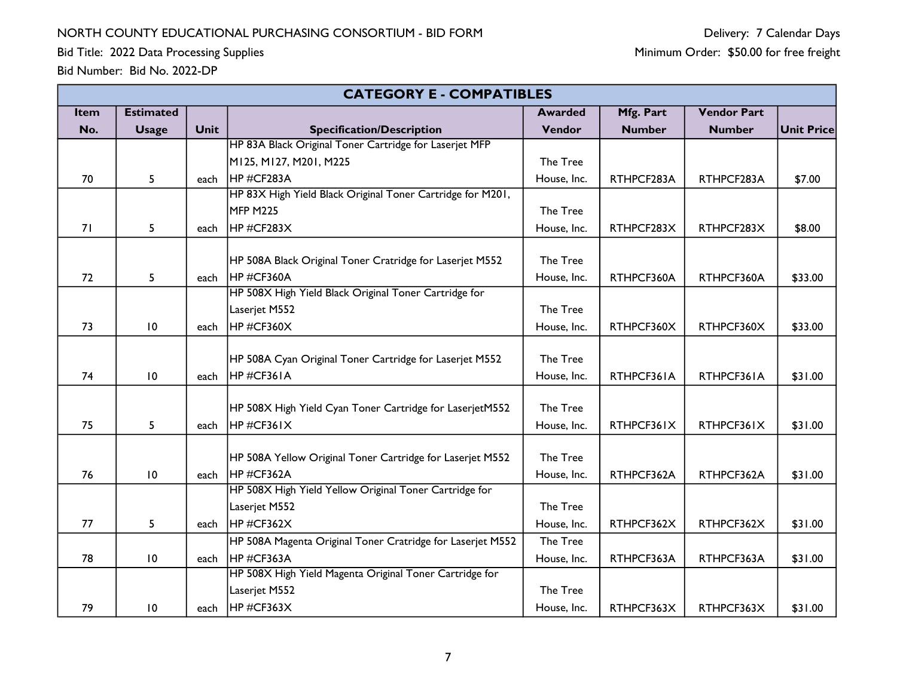NORTH COUNTY EDUCATIONAL PURCHASING CONSORTIUM - BID FORM

Bid Title: 2022 Data Processing Supplies

Bid Number: Bid No. 2022-DP

Delivery: 7 Calendar Days

Minimum Order: $50.00 for free freight

| CATEGORY E - COMPATIBLES | | | | | | | |
|---|---|---|---|---|---|---|---|
| **Item No.** | **Estimated Usage** | **Unit** | **Specification/Description** | **Awarded Vendor** | **Mfg. Part Number** | **Vendor Part Number** | **Unit Price** |
| 70 | 5 | each | HP 83A Black Original Toner Cartridge for Laserjet MFP M125, M127, M201, M225 HP #CF283A | The Tree House, Inc. | RTHPCF283A | RTHPCF283A | $7.00 |
| 71 | 5 | each | HP 83X High Yield Black Original Toner Cartridge for M201, MFP M225 HP #CF283X | The Tree House, Inc. | RTHPCF283X | RTHPCF283X | $8.00 |
| 72 | 5 | each | HP 508A Black Original Toner Cratridge for Laserjet M552 HP #CF360A | The Tree House, Inc. | RTHPCF360A | RTHPCF360A | $33.00 |
| 73 | 10 | each | HP 508X High Yield Black Original Toner Cartridge for Laserjet M552 HP #CF360X | The Tree House, Inc. | RTHPCF360X | RTHPCF360X | $33.00 |
| 74 | 10 | each | HP 508A Cyan Original Toner Cartridge for Laserjet M552 HP #CF361A | The Tree House, Inc. | RTHPCF361A | RTHPCF361A | $31.00 |
| 75 | 5 | each | HP 508X High Yield Cyan Toner Cartridge for LaserjetM552 HP #CF361X | The Tree House, Inc. | RTHPCF361X | RTHPCF361X | $31.00 |
| 76 | 10 | each | HP 508A Yellow Original Toner Cartridge for Laserjet M552 HP #CF362A | The Tree House, Inc. | RTHPCF362A | RTHPCF362A | $31.00 |
| 77 | 5 | each | HP 508X High Yield Yellow Original Toner Cartridge for Laserjet M552 HP #CF362X | The Tree House, Inc. | RTHPCF362X | RTHPCF362X | $31.00 |
| 78 | 10 | each | HP 508A Magenta Original Toner Cratridge for Laserjet M552 HP #CF363A | The Tree House, Inc. | RTHPCF363A | RTHPCF363A | $31.00 |
| 79 | 10 | each | HP 508X High Yield Magenta Original Toner Cartridge for Laserjet M552 HP #CF363X | The Tree House, Inc. | RTHPCF363X | RTHPCF363X | $31.00 |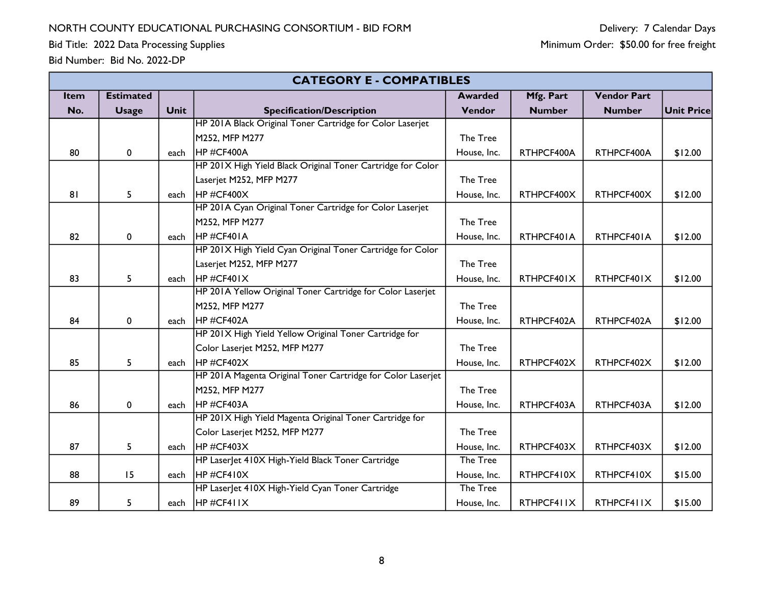NORTH COUNTY EDUCATIONAL PURCHASING CONSORTIUM - BID FORM

Bid Title: 2022 Data Processing Supplies

Bid Number: Bid No. 2022-DP

Delivery: 7 Calendar Days

Minimum Order: $50.00 for free freight

| CATEGORY E - COMPATIBLES | | | | | | | |
|---|---|---|---|---|---|---|---|
| **Item No.** | **Estimated Usage** | **Unit** | **Specification/Description** | **Awarded Vendor** | **Mfg. Part Number** | **Vendor Part Number** | **Unit Price** |
| 80 | 0 | each | HP 201A Black Original Toner Cartridge for Color Laserjet M252, MFP M277 HP #CF400A | The Tree House, Inc. | RTHPCF400A | RTHPCF400A | $12.00 |
| 81 | 5 | each | HP 201X High Yield Black Original Toner Cartridge for Color Laserjet M252, MFP M277 HP #CF400X | The Tree House, Inc. | RTHPCF400X | RTHPCF400X | $12.00 |
| 82 | 0 | each | HP 201A Cyan Original Toner Cartridge for Color Laserjet M252, MFP M277 HP #CF401A | The Tree House, Inc. | RTHPCF401A | RTHPCF401A | $12.00 |
| 83 | 5 | each | HP 201X High Yield Cyan Original Toner Cartridge for Color Laserjet M252, MFP M277 HP #CF401X | The Tree House, Inc. | RTHPCF401X | RTHPCF401X | $12.00 |
| 84 | 0 | each | HP 201A Yellow Original Toner Cartridge for Color Laserjet M252, MFP M277 HP #CF402A | The Tree House, Inc. | RTHPCF402A | RTHPCF402A | $12.00 |
| 85 | 5 | each | HP 201X High Yield Yellow Original Toner Cartridge for Color Laserjet M252, MFP M277 HP #CF402X | The Tree House, Inc. | RTHPCF402X | RTHPCF402X | $12.00 |
| 86 | 0 | each | HP 201A Magenta Original Toner Cartridge for Color Laserjet M252, MFP M277 HP #CF403A | The Tree House, Inc. | RTHPCF403A | RTHPCF403A | $12.00 |
| 87 | 5 | each | HP 201X High Yield Magenta Original Toner Cartridge for Color Laserjet M252, MFP M277 HP #CF403X | The Tree House, Inc. | RTHPCF403X | RTHPCF403X | $12.00 |
| 88 | 15 | each | HP LaserJet 410X High-Yield Black Toner Cartridge HP #CF410X | The Tree House, Inc. | RTHPCF410X | RTHPCF410X | $15.00 |
| 89 | 5 | each | HP LaserJet 410X High-Yield Cyan Toner Cartridge HP #CF411X | The Tree House, Inc. | RTHPCF411X | RTHPCF411X | $15.00 |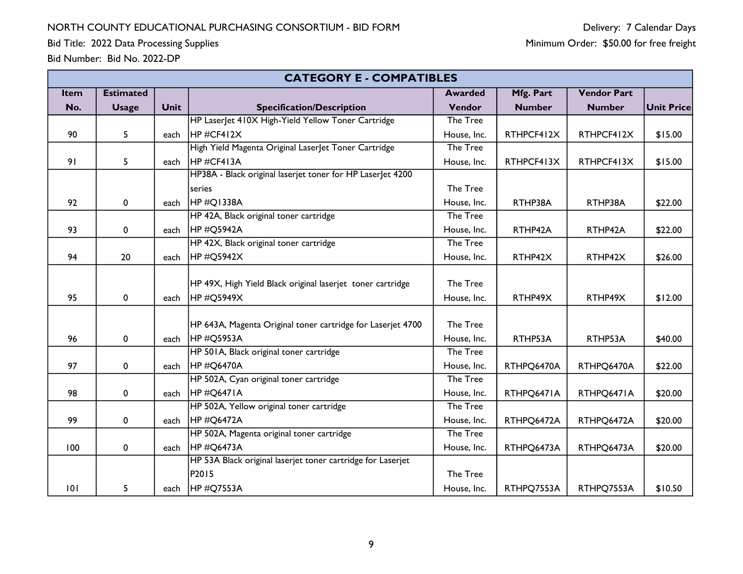NORTH COUNTY EDUCATIONAL PURCHASING CONSORTIUM - BID FORM

Bid Title: 2022 Data Processing Supplies

Bid Number: Bid No. 2022-DP

Delivery: 7 Calendar Days

Minimum Order: $50.00 for free freight

| CATEGORY E - COMPATIBLES | | | | | | | |
|---|---|---|---|---|---|---|---|
| **Item No.** | **Estimated Usage** | **Unit** | **Specification/Description** | **Awarded Vendor** | **Mfg. Part Number** | **Vendor Part Number** | **Unit Price** |
| 90 | 5 | each | HP LaserJet 410X High-Yield Yellow Toner Cartridge HP #CF412X | The Tree House, Inc. | RTHPCF412X | RTHPCF412X | $15.00 |
| 91 | 5 | each | High Yield Magenta Original LaserJet Toner Cartridge HP #CF413A | The Tree House, Inc. | RTHPCF413X | RTHPCF413X | $15.00 |
| 92 | 0 | each | HP38A - Black original laserjet toner for HP LaserJet 4200 series HP #Q1338A | The Tree House, Inc. | RTHP38A | RTHP38A | $22.00 |
| 93 | 0 | each | HP 42A, Black original toner cartridge HP #Q5942A | The Tree House, Inc. | RTHP42A | RTHP42A | $22.00 |
| 94 | 20 | each | HP 42X, Black original toner cartridge HP #Q5942X | The Tree House, Inc. | RTHP42X | RTHP42X | $26.00 |
| 95 | 0 | each | HP 49X, High Yield Black original laserjet toner cartridge HP #Q5949X | The Tree House, Inc. | RTHP49X | RTHP49X | $12.00 |
| 96 | 0 | each | HP 643A, Magenta Original toner cartridge for Laserjet 4700 HP #Q5953A | The Tree House, Inc. | RTHP53A | RTHP53A | $40.00 |
| 97 | 0 | each | HP 501A, Black original toner cartridge HP #Q6470A | The Tree House, Inc. | RTHPQ6470A | RTHPQ6470A | $22.00 |
| 98 | 0 | each | HP 502A, Cyan original toner cartridge HP #Q6471A | The Tree House, Inc. | RTHPQ6471A | RTHPQ6471A | $20.00 |
| 99 | 0 | each | HP 502A, Yellow original toner cartridge HP #Q6472A | The Tree House, Inc. | RTHPQ6472A | RTHPQ6472A | $20.00 |
| 100 | 0 | each | HP 502A, Magenta original toner cartridge HP #Q6473A | The Tree House, Inc. | RTHPQ6473A | RTHPQ6473A | $20.00 |
| 101 | 5 | each | HP 53A Black original laserjet toner cartridge for Laserjet P2015 HP #Q7553A | The Tree House, Inc. | RTHPQ7553A | RTHPQ7553A | $10.50 |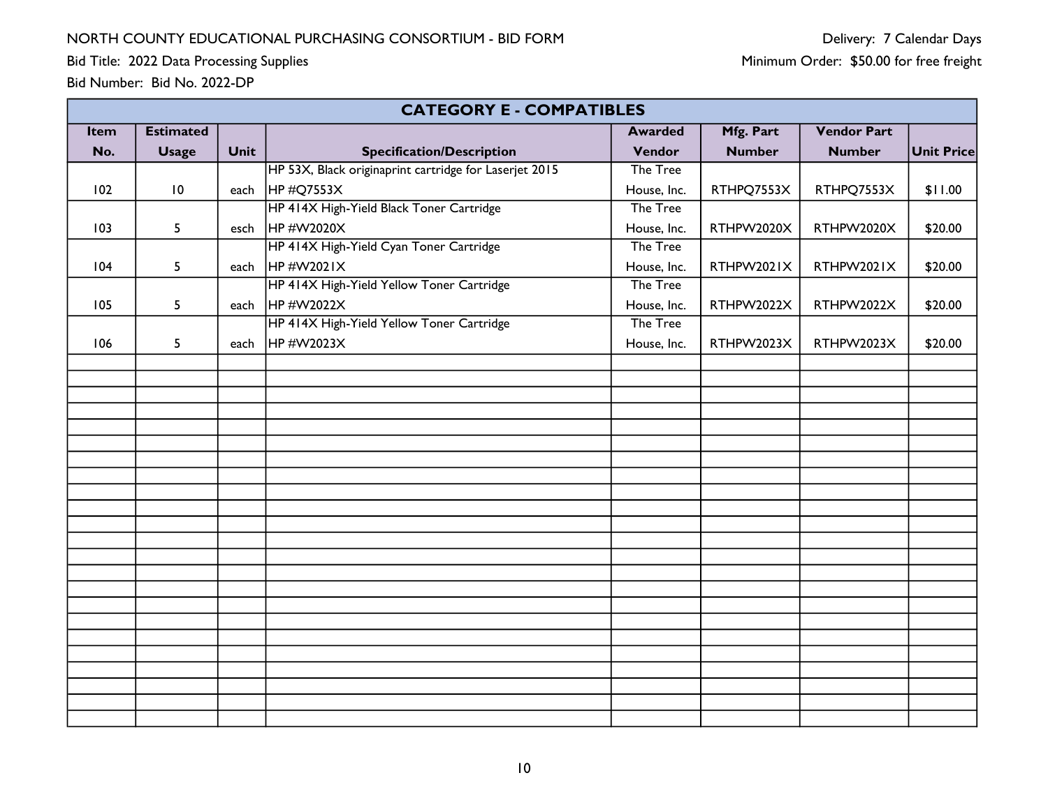NORTH COUNTY EDUCATIONAL PURCHASING CONSORTIUM - BID FORM

Delivery: 7 Calendar Days

Bid Title: 2022 Data Processing Supplies

Minimum Order: $50.00 for free freight

Bid Number: Bid No. 2022-DP

| CATEGORY E - COMPATIBLES | | | | | | | |
|---|---|---|---|---|---|---|---|
| Item No. | Estimated Usage | Unit | Specification/Description | Awarded Vendor | Mfg. Part Number | Vendor Part Number | Unit Price |
| 102 | 10 | each | HP 53X, Black originaprint cartridge for Laserjet 2015 HP #Q7553X | The Tree House, Inc. | RTHPQ7553X | RTHPQ7553X | $11.00 |
| 103 | 5 | esch | HP 414X High-Yield Black Toner Cartridge HP #W2020X | The Tree House, Inc. | RTHPW2020X | RTHPW2020X | $20.00 |
| 104 | 5 | each | HP 414X High-Yield Cyan Toner Cartridge HP #W2021X | The Tree House, Inc. | RTHPW2021X | RTHPW2021X | $20.00 |
| 105 | 5 | each | HP 414X High-Yield Yellow Toner Cartridge HP #W2022X | The Tree House, Inc. | RTHPW2022X | RTHPW2022X | $20.00 |
| 106 | 5 | each | HP 414X High-Yield Yellow Toner Cartridge HP #W2023X | The Tree House, Inc. | RTHPW2023X | RTHPW2023X | $20.00 |